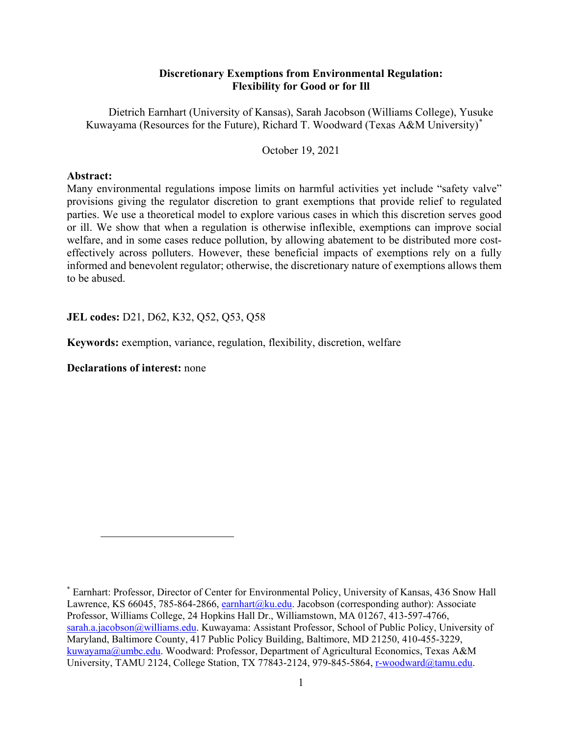# Discretionary Exemptions from Environmental Regulation: Flexibility for Good or for Ill

Dietrich Earnhart (University of Kansas), Sarah Jacobson (Williams College), Yusuke Kuwayama (Resources for the Future), Richard T. Woodward (Texas A&M University)[*]

October 19, 2021

**Abstract:**
Many environmental regulations impose limits on harmful activities yet include "safety valve" provisions giving the regulator discretion to grant exemptions that provide relief to regulated parties. We use a theoretical model to explore various cases in which this discretion serves good or ill. We show that when a regulation is otherwise inflexible, exemptions can improve social welfare, and in some cases reduce pollution, by allowing abatement to be distributed more cost-effectively across polluters. However, these beneficial impacts of exemptions rely on a fully informed and benevolent regulator; otherwise, the discretionary nature of exemptions allows them to be abused.

**JEL codes:** D21, D62, K32, Q52, Q53, Q58

**Keywords:** exemption, variance, regulation, flexibility, discretion, welfare

**Declarations of interest:** none

---

[*] Earnhart: Professor, Director of Center for Environmental Policy, University of Kansas, 436 Snow Hall Lawrence, KS 66045, 785-864-2866, earnhart@ku.edu. Jacobson (corresponding author): Associate Professor, Williams College, 24 Hopkins Hall Dr., Williamstown, MA 01267, 413-597-4766, sarah.a.jacobson@williams.edu. Kuwayama: Assistant Professor, School of Public Policy, University of Maryland, Baltimore County, 417 Public Policy Building, Baltimore, MD 21250, 410-455-3229, kuwayama@umbc.edu. Woodward: Professor, Department of Agricultural Economics, Texas A&M University, TAMU 2124, College Station, TX 77843-2124, 979-845-5864, r-woodward@tamu.edu.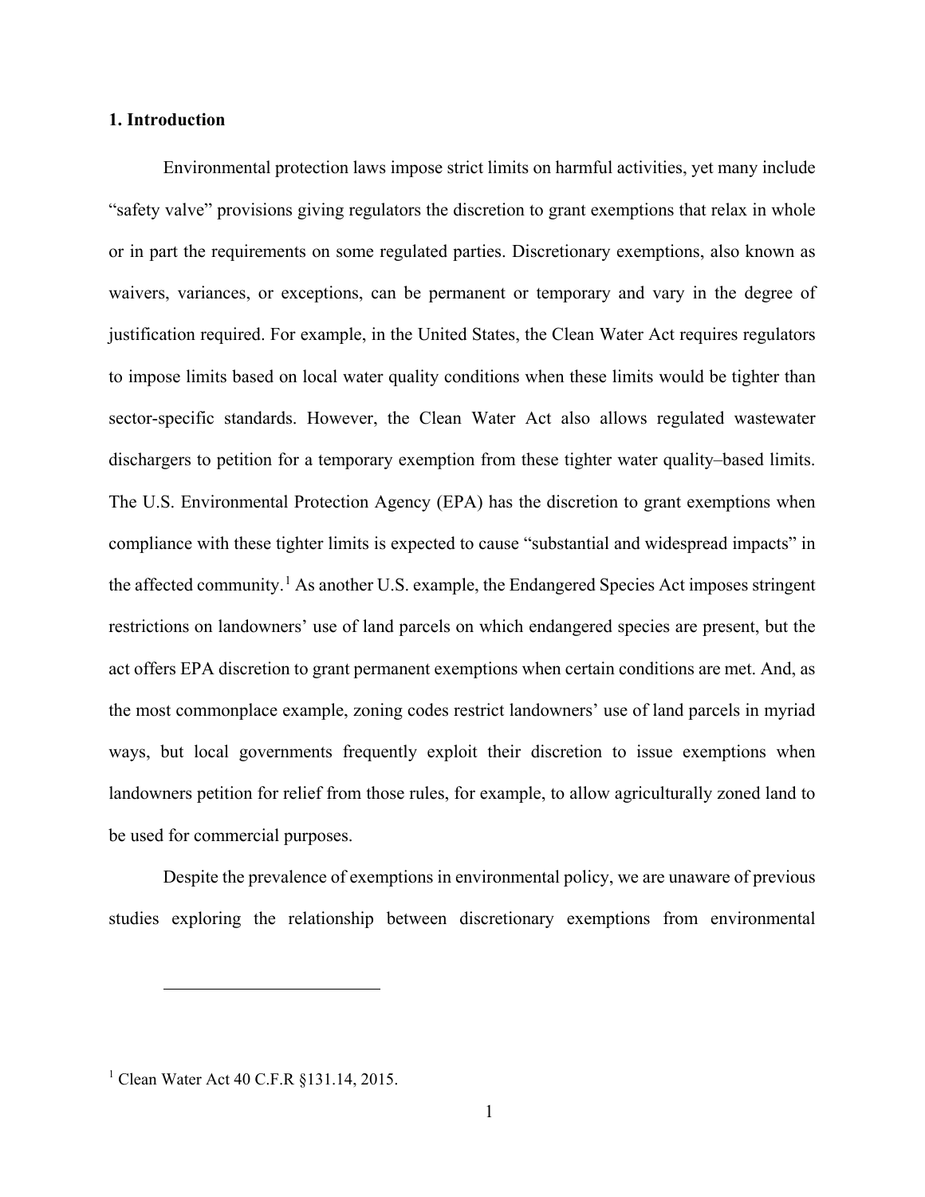## 1. Introduction

Environmental protection laws impose strict limits on harmful activities, yet many include "safety valve" provisions giving regulators the discretion to grant exemptions that relax in whole or in part the requirements on some regulated parties. Discretionary exemptions, also known as waivers, variances, or exceptions, can be permanent or temporary and vary in the degree of justification required. For example, in the United States, the Clean Water Act requires regulators to impose limits based on local water quality conditions when these limits would be tighter than sector-specific standards. However, the Clean Water Act also allows regulated wastewater dischargers to petition for a temporary exemption from these tighter water quality–based limits. The U.S. Environmental Protection Agency (EPA) has the discretion to grant exemptions when compliance with these tighter limits is expected to cause "substantial and widespread impacts" in the affected community.[1] As another U.S. example, the Endangered Species Act imposes stringent restrictions on landowners' use of land parcels on which endangered species are present, but the act offers EPA discretion to grant permanent exemptions when certain conditions are met. And, as the most commonplace example, zoning codes restrict landowners' use of land parcels in myriad ways, but local governments frequently exploit their discretion to issue exemptions when landowners petition for relief from those rules, for example, to allow agriculturally zoned land to be used for commercial purposes.

Despite the prevalence of exemptions in environmental policy, we are unaware of previous studies exploring the relationship between discretionary exemptions from environmental

---

[1] Clean Water Act 40 C.F.R §131.14, 2015.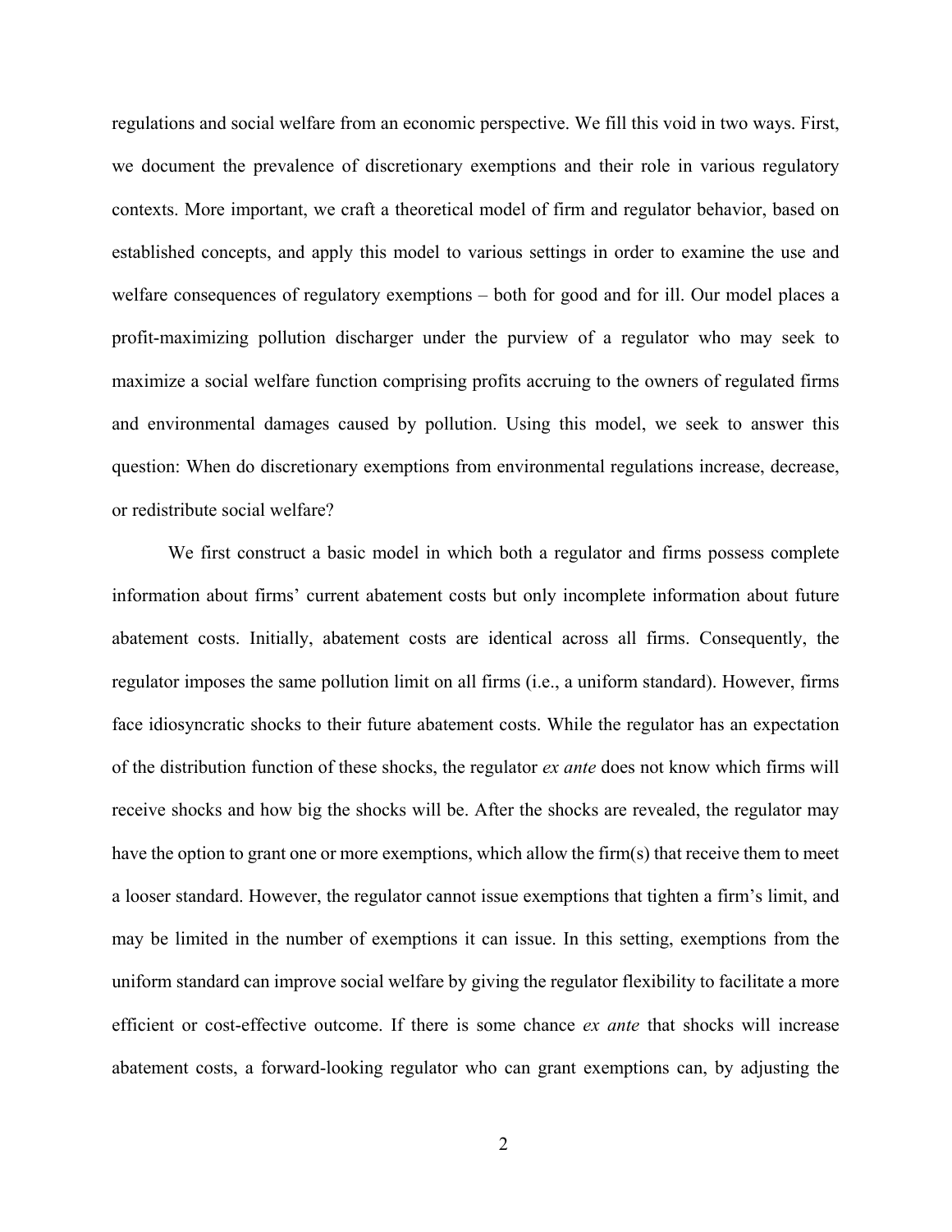regulations and social welfare from an economic perspective. We fill this void in two ways. First, we document the prevalence of discretionary exemptions and their role in various regulatory contexts. More important, we craft a theoretical model of firm and regulator behavior, based on established concepts, and apply this model to various settings in order to examine the use and welfare consequences of regulatory exemptions – both for good and for ill. Our model places a profit-maximizing pollution discharger under the purview of a regulator who may seek to maximize a social welfare function comprising profits accruing to the owners of regulated firms and environmental damages caused by pollution. Using this model, we seek to answer this question: When do discretionary exemptions from environmental regulations increase, decrease, or redistribute social welfare?

We first construct a basic model in which both a regulator and firms possess complete information about firms' current abatement costs but only incomplete information about future abatement costs. Initially, abatement costs are identical across all firms. Consequently, the regulator imposes the same pollution limit on all firms (i.e., a uniform standard). However, firms face idiosyncratic shocks to their future abatement costs. While the regulator has an expectation of the distribution function of these shocks, the regulator *ex ante* does not know which firms will receive shocks and how big the shocks will be. After the shocks are revealed, the regulator may have the option to grant one or more exemptions, which allow the firm(s) that receive them to meet a looser standard. However, the regulator cannot issue exemptions that tighten a firm's limit, and may be limited in the number of exemptions it can issue. In this setting, exemptions from the uniform standard can improve social welfare by giving the regulator flexibility to facilitate a more efficient or cost-effective outcome. If there is some chance *ex ante* that shocks will increase abatement costs, a forward-looking regulator who can grant exemptions can, by adjusting the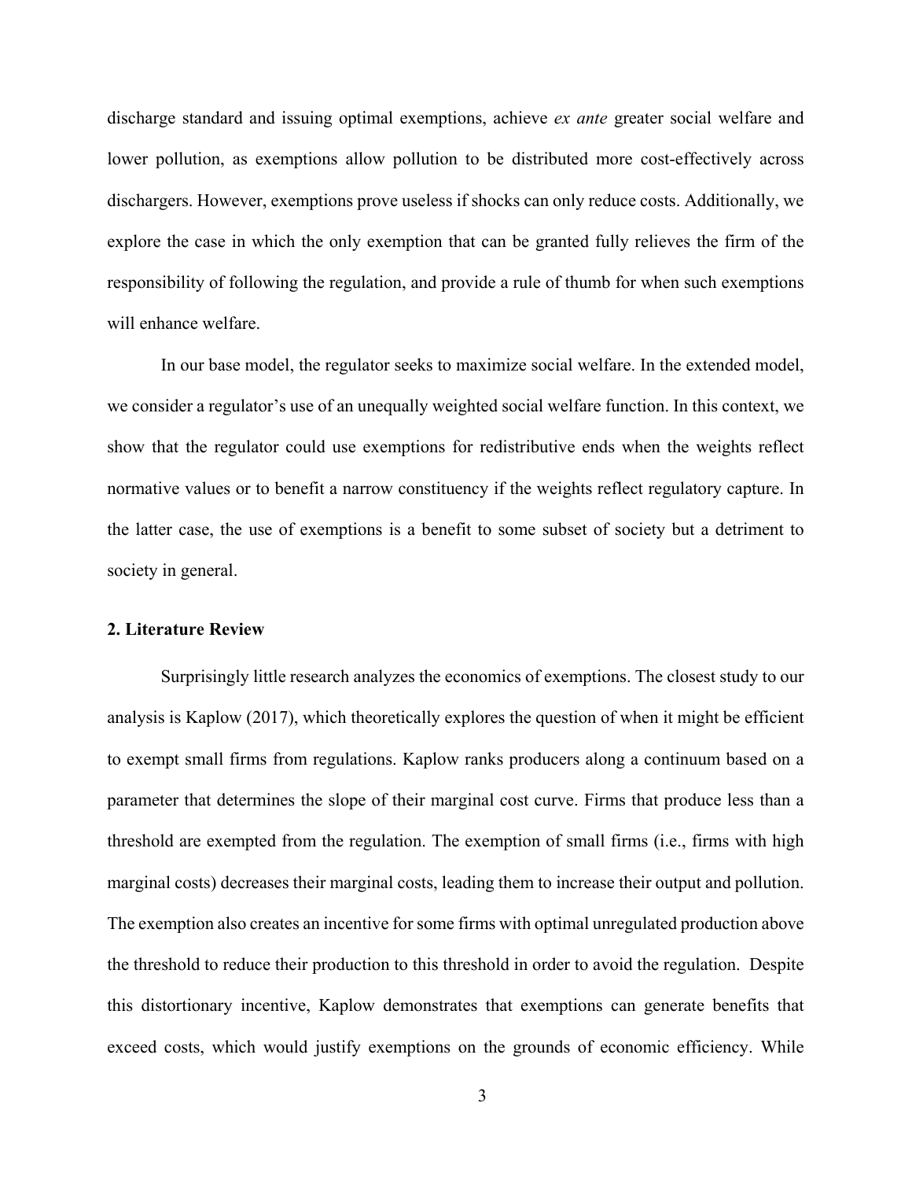discharge standard and issuing optimal exemptions, achieve *ex ante* greater social welfare and lower pollution, as exemptions allow pollution to be distributed more cost-effectively across dischargers. However, exemptions prove useless if shocks can only reduce costs. Additionally, we explore the case in which the only exemption that can be granted fully relieves the firm of the responsibility of following the regulation, and provide a rule of thumb for when such exemptions will enhance welfare.

In our base model, the regulator seeks to maximize social welfare. In the extended model, we consider a regulator's use of an unequally weighted social welfare function. In this context, we show that the regulator could use exemptions for redistributive ends when the weights reflect normative values or to benefit a narrow constituency if the weights reflect regulatory capture. In the latter case, the use of exemptions is a benefit to some subset of society but a detriment to society in general.

## 2. Literature Review

Surprisingly little research analyzes the economics of exemptions. The closest study to our analysis is Kaplow (2017), which theoretically explores the question of when it might be efficient to exempt small firms from regulations. Kaplow ranks producers along a continuum based on a parameter that determines the slope of their marginal cost curve. Firms that produce less than a threshold are exempted from the regulation. The exemption of small firms (i.e., firms with high marginal costs) decreases their marginal costs, leading them to increase their output and pollution. The exemption also creates an incentive for some firms with optimal unregulated production above the threshold to reduce their production to this threshold in order to avoid the regulation. Despite this distortionary incentive, Kaplow demonstrates that exemptions can generate benefits that exceed costs, which would justify exemptions on the grounds of economic efficiency. While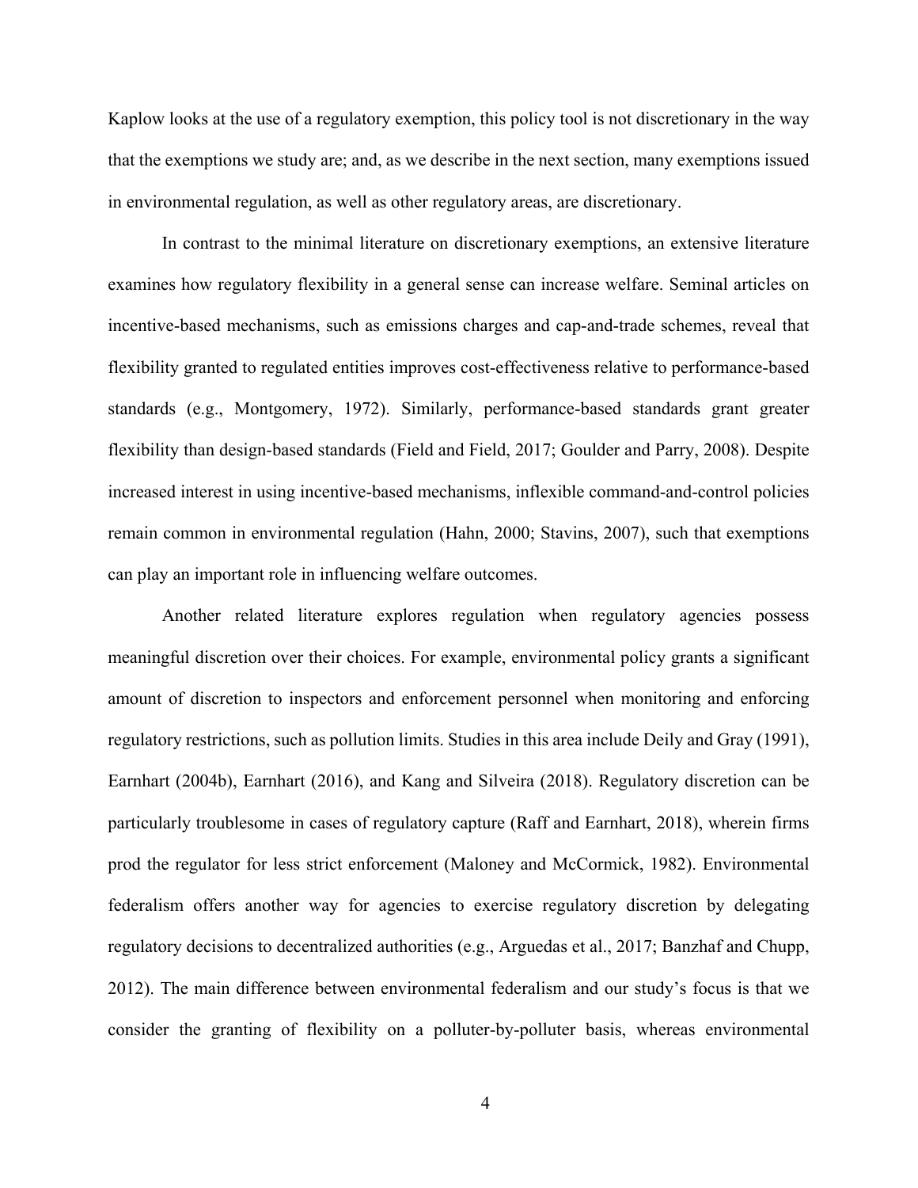Kaplow looks at the use of a regulatory exemption, this policy tool is not discretionary in the way that the exemptions we study are; and, as we describe in the next section, many exemptions issued in environmental regulation, as well as other regulatory areas, are discretionary.

In contrast to the minimal literature on discretionary exemptions, an extensive literature examines how regulatory flexibility in a general sense can increase welfare. Seminal articles on incentive-based mechanisms, such as emissions charges and cap-and-trade schemes, reveal that flexibility granted to regulated entities improves cost-effectiveness relative to performance-based standards (e.g., Montgomery, 1972). Similarly, performance-based standards grant greater flexibility than design-based standards (Field and Field, 2017; Goulder and Parry, 2008). Despite increased interest in using incentive-based mechanisms, inflexible command-and-control policies remain common in environmental regulation (Hahn, 2000; Stavins, 2007), such that exemptions can play an important role in influencing welfare outcomes.

Another related literature explores regulation when regulatory agencies possess meaningful discretion over their choices. For example, environmental policy grants a significant amount of discretion to inspectors and enforcement personnel when monitoring and enforcing regulatory restrictions, such as pollution limits. Studies in this area include Deily and Gray (1991), Earnhart (2004b), Earnhart (2016), and Kang and Silveira (2018). Regulatory discretion can be particularly troublesome in cases of regulatory capture (Raff and Earnhart, 2018), wherein firms prod the regulator for less strict enforcement (Maloney and McCormick, 1982). Environmental federalism offers another way for agencies to exercise regulatory discretion by delegating regulatory decisions to decentralized authorities (e.g., Arguedas et al., 2017; Banzhaf and Chupp, 2012). The main difference between environmental federalism and our study's focus is that we consider the granting of flexibility on a polluter-by-polluter basis, whereas environmental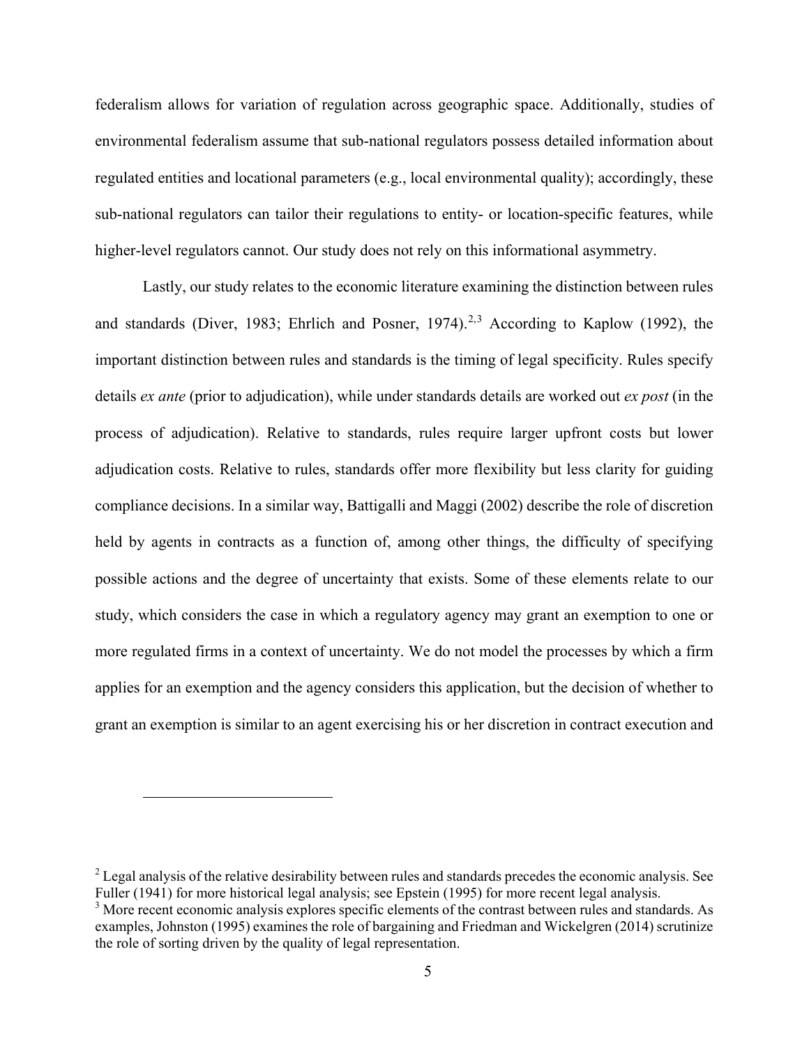federalism allows for variation of regulation across geographic space. Additionally, studies of environmental federalism assume that sub-national regulators possess detailed information about regulated entities and locational parameters (e.g., local environmental quality); accordingly, these sub-national regulators can tailor their regulations to entity- or location-specific features, while higher-level regulators cannot. Our study does not rely on this informational asymmetry.

Lastly, our study relates to the economic literature examining the distinction between rules and standards (Diver, 1983; Ehrlich and Posner, 1974).[2,3] According to Kaplow (1992), the important distinction between rules and standards is the timing of legal specificity. Rules specify details *ex ante* (prior to adjudication), while under standards details are worked out *ex post* (in the process of adjudication). Relative to standards, rules require larger upfront costs but lower adjudication costs. Relative to rules, standards offer more flexibility but less clarity for guiding compliance decisions. In a similar way, Battigalli and Maggi (2002) describe the role of discretion held by agents in contracts as a function of, among other things, the difficulty of specifying possible actions and the degree of uncertainty that exists. Some of these elements relate to our study, which considers the case in which a regulatory agency may grant an exemption to one or more regulated firms in a context of uncertainty. We do not model the processes by which a firm applies for an exemption and the agency considers this application, but the decision of whether to grant an exemption is similar to an agent exercising his or her discretion in contract execution and

---

[2] Legal analysis of the relative desirability between rules and standards precedes the economic analysis. See Fuller (1941) for more historical legal analysis; see Epstein (1995) for more recent legal analysis.

[3] More recent economic analysis explores specific elements of the contrast between rules and standards. As examples, Johnston (1995) examines the role of bargaining and Friedman and Wickelgren (2014) scrutinize the role of sorting driven by the quality of legal representation.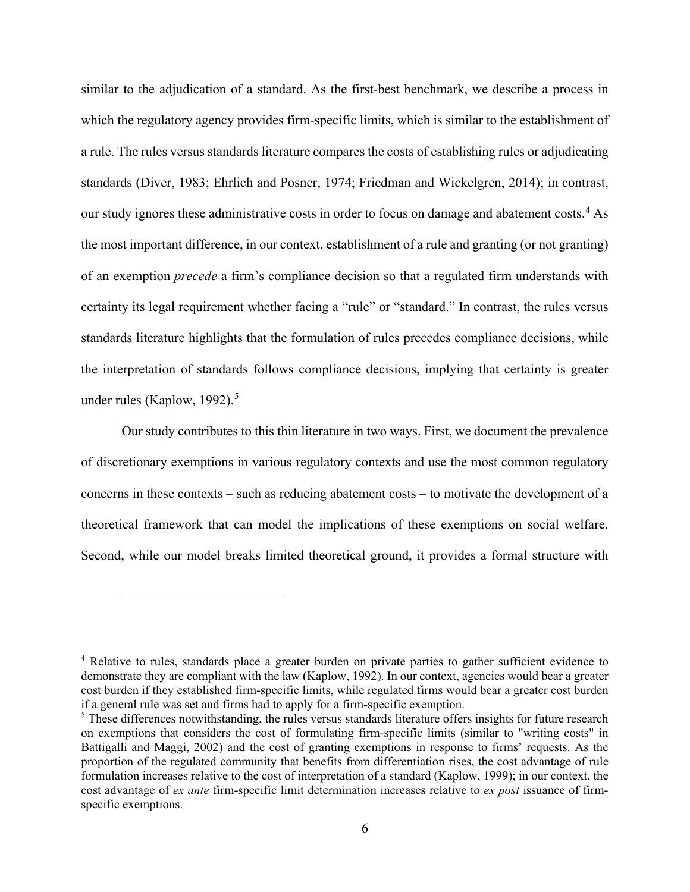similar to the adjudication of a standard. As the first-best benchmark, we describe a process in which the regulatory agency provides firm-specific limits, which is similar to the establishment of a rule. The rules versus standards literature compares the costs of establishing rules or adjudicating standards (Diver, 1983; Ehrlich and Posner, 1974; Friedman and Wickelgren, 2014); in contrast, our study ignores these administrative costs in order to focus on damage and abatement costs.[4] As the most important difference, in our context, establishment of a rule and granting (or not granting) of an exemption *precede* a firm's compliance decision so that a regulated firm understands with certainty its legal requirement whether facing a "rule" or "standard." In contrast, the rules versus standards literature highlights that the formulation of rules precedes compliance decisions, while the interpretation of standards follows compliance decisions, implying that certainty is greater under rules (Kaplow, 1992).[5]

Our study contributes to this thin literature in two ways. First, we document the prevalence of discretionary exemptions in various regulatory contexts and use the most common regulatory concerns in these contexts – such as reducing abatement costs – to motivate the development of a theoretical framework that can model the implications of these exemptions on social welfare. Second, while our model breaks limited theoretical ground, it provides a formal structure with

---

[4] Relative to rules, standards place a greater burden on private parties to gather sufficient evidence to demonstrate they are compliant with the law (Kaplow, 1992). In our context, agencies would bear a greater cost burden if they established firm-specific limits, while regulated firms would bear a greater cost burden if a general rule was set and firms had to apply for a firm-specific exemption.

[5] These differences notwithstanding, the rules versus standards literature offers insights for future research on exemptions that considers the cost of formulating firm-specific limits (similar to "writing costs" in Battigalli and Maggi, 2002) and the cost of granting exemptions in response to firms' requests. As the proportion of the regulated community that benefits from differentiation rises, the cost advantage of rule formulation increases relative to the cost of interpretation of a standard (Kaplow, 1999); in our context, the cost advantage of *ex ante* firm-specific limit determination increases relative to *ex post* issuance of firm-specific exemptions.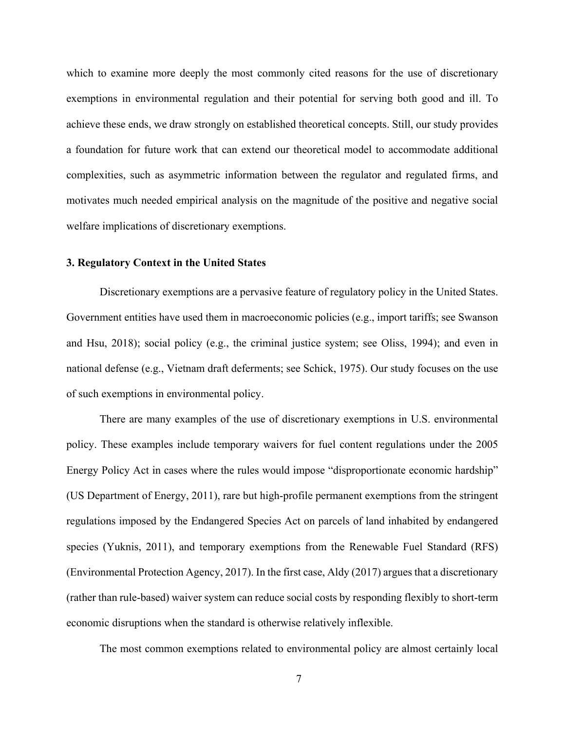which to examine more deeply the most commonly cited reasons for the use of discretionary exemptions in environmental regulation and their potential for serving both good and ill. To achieve these ends, we draw strongly on established theoretical concepts. Still, our study provides a foundation for future work that can extend our theoretical model to accommodate additional complexities, such as asymmetric information between the regulator and regulated firms, and motivates much needed empirical analysis on the magnitude of the positive and negative social welfare implications of discretionary exemptions.

## 3. Regulatory Context in the United States

Discretionary exemptions are a pervasive feature of regulatory policy in the United States. Government entities have used them in macroeconomic policies (e.g., import tariffs; see Swanson and Hsu, 2018); social policy (e.g., the criminal justice system; see Oliss, 1994); and even in national defense (e.g., Vietnam draft deferments; see Schick, 1975). Our study focuses on the use of such exemptions in environmental policy.

There are many examples of the use of discretionary exemptions in U.S. environmental policy. These examples include temporary waivers for fuel content regulations under the 2005 Energy Policy Act in cases where the rules would impose "disproportionate economic hardship" (US Department of Energy, 2011), rare but high-profile permanent exemptions from the stringent regulations imposed by the Endangered Species Act on parcels of land inhabited by endangered species (Yuknis, 2011), and temporary exemptions from the Renewable Fuel Standard (RFS) (Environmental Protection Agency, 2017). In the first case, Aldy (2017) argues that a discretionary (rather than rule-based) waiver system can reduce social costs by responding flexibly to short-term economic disruptions when the standard is otherwise relatively inflexible.

The most common exemptions related to environmental policy are almost certainly local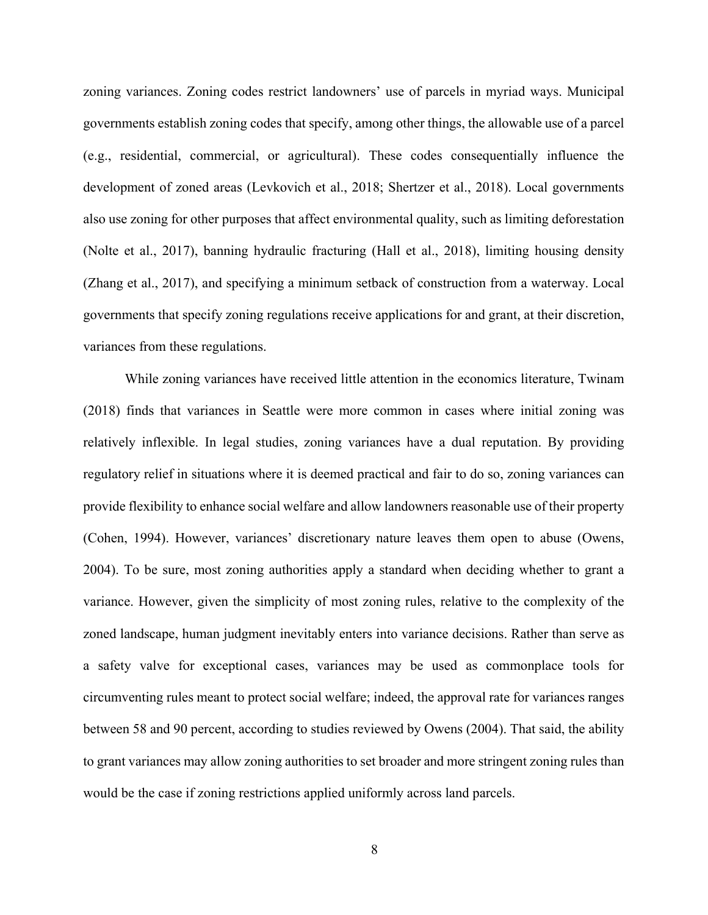zoning variances. Zoning codes restrict landowners' use of parcels in myriad ways. Municipal governments establish zoning codes that specify, among other things, the allowable use of a parcel (e.g., residential, commercial, or agricultural). These codes consequentially influence the development of zoned areas (Levkovich et al., 2018; Shertzer et al., 2018). Local governments also use zoning for other purposes that affect environmental quality, such as limiting deforestation (Nolte et al., 2017), banning hydraulic fracturing (Hall et al., 2018), limiting housing density (Zhang et al., 2017), and specifying a minimum setback of construction from a waterway. Local governments that specify zoning regulations receive applications for and grant, at their discretion, variances from these regulations.

While zoning variances have received little attention in the economics literature, Twinam (2018) finds that variances in Seattle were more common in cases where initial zoning was relatively inflexible. In legal studies, zoning variances have a dual reputation. By providing regulatory relief in situations where it is deemed practical and fair to do so, zoning variances can provide flexibility to enhance social welfare and allow landowners reasonable use of their property (Cohen, 1994). However, variances' discretionary nature leaves them open to abuse (Owens, 2004). To be sure, most zoning authorities apply a standard when deciding whether to grant a variance. However, given the simplicity of most zoning rules, relative to the complexity of the zoned landscape, human judgment inevitably enters into variance decisions. Rather than serve as a safety valve for exceptional cases, variances may be used as commonplace tools for circumventing rules meant to protect social welfare; indeed, the approval rate for variances ranges between 58 and 90 percent, according to studies reviewed by Owens (2004). That said, the ability to grant variances may allow zoning authorities to set broader and more stringent zoning rules than would be the case if zoning restrictions applied uniformly across land parcels.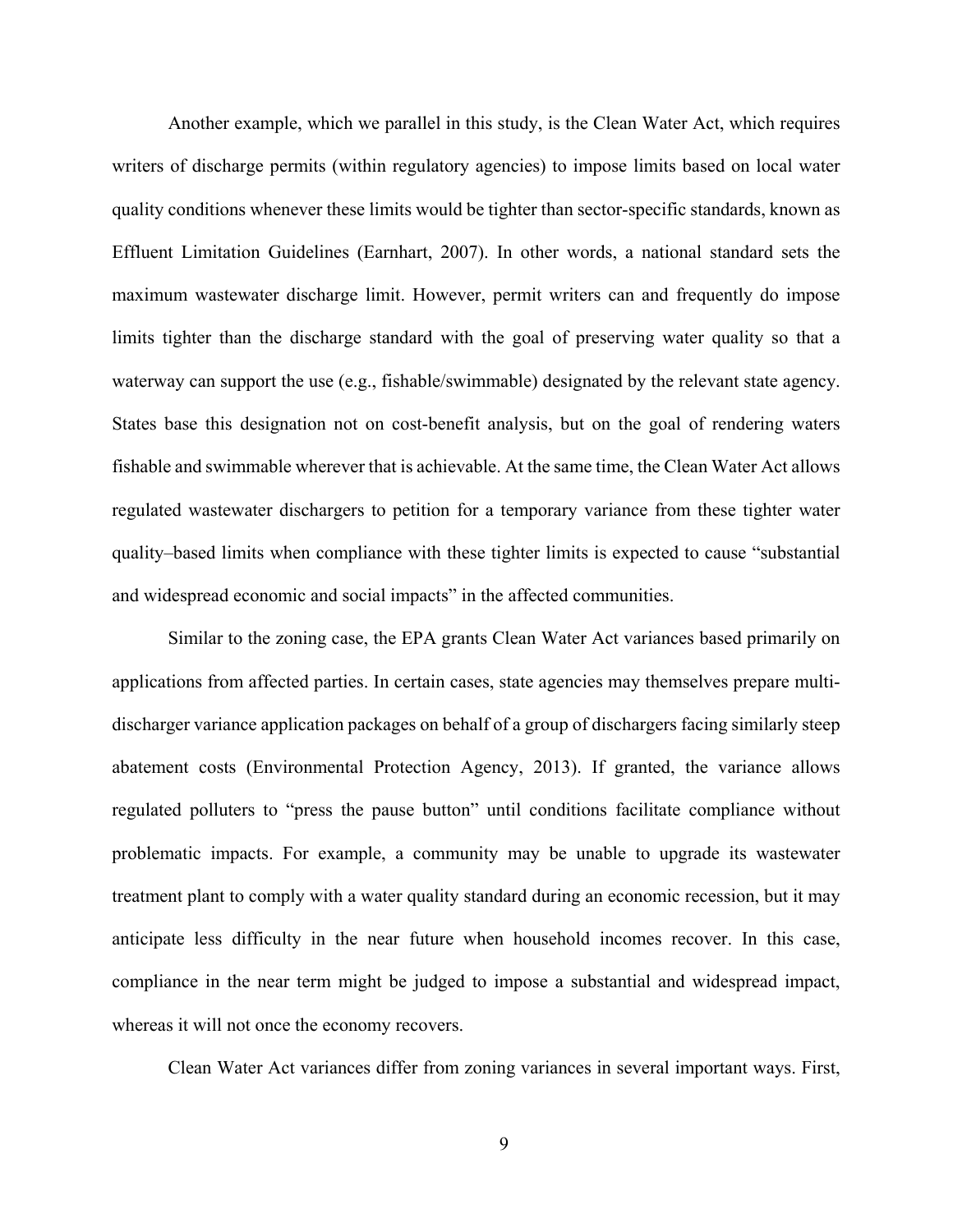Another example, which we parallel in this study, is the Clean Water Act, which requires writers of discharge permits (within regulatory agencies) to impose limits based on local water quality conditions whenever these limits would be tighter than sector-specific standards, known as Effluent Limitation Guidelines (Earnhart, 2007). In other words, a national standard sets the maximum wastewater discharge limit. However, permit writers can and frequently do impose limits tighter than the discharge standard with the goal of preserving water quality so that a waterway can support the use (e.g., fishable/swimmable) designated by the relevant state agency. States base this designation not on cost-benefit analysis, but on the goal of rendering waters fishable and swimmable wherever that is achievable. At the same time, the Clean Water Act allows regulated wastewater dischargers to petition for a temporary variance from these tighter water quality–based limits when compliance with these tighter limits is expected to cause "substantial and widespread economic and social impacts" in the affected communities.

Similar to the zoning case, the EPA grants Clean Water Act variances based primarily on applications from affected parties. In certain cases, state agencies may themselves prepare multi-discharger variance application packages on behalf of a group of dischargers facing similarly steep abatement costs (Environmental Protection Agency, 2013). If granted, the variance allows regulated polluters to "press the pause button" until conditions facilitate compliance without problematic impacts. For example, a community may be unable to upgrade its wastewater treatment plant to comply with a water quality standard during an economic recession, but it may anticipate less difficulty in the near future when household incomes recover. In this case, compliance in the near term might be judged to impose a substantial and widespread impact, whereas it will not once the economy recovers.

Clean Water Act variances differ from zoning variances in several important ways. First,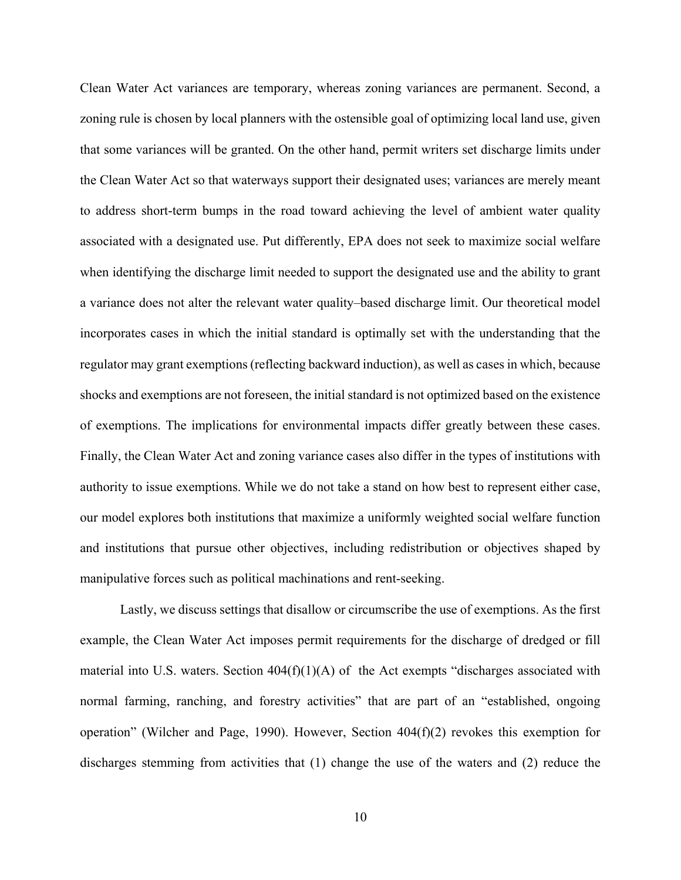Clean Water Act variances are temporary, whereas zoning variances are permanent. Second, a zoning rule is chosen by local planners with the ostensible goal of optimizing local land use, given that some variances will be granted. On the other hand, permit writers set discharge limits under the Clean Water Act so that waterways support their designated uses; variances are merely meant to address short-term bumps in the road toward achieving the level of ambient water quality associated with a designated use. Put differently, EPA does not seek to maximize social welfare when identifying the discharge limit needed to support the designated use and the ability to grant a variance does not alter the relevant water quality–based discharge limit. Our theoretical model incorporates cases in which the initial standard is optimally set with the understanding that the regulator may grant exemptions (reflecting backward induction), as well as cases in which, because shocks and exemptions are not foreseen, the initial standard is not optimized based on the existence of exemptions. The implications for environmental impacts differ greatly between these cases. Finally, the Clean Water Act and zoning variance cases also differ in the types of institutions with authority to issue exemptions. While we do not take a stand on how best to represent either case, our model explores both institutions that maximize a uniformly weighted social welfare function and institutions that pursue other objectives, including redistribution or objectives shaped by manipulative forces such as political machinations and rent-seeking.

Lastly, we discuss settings that disallow or circumscribe the use of exemptions. As the first example, the Clean Water Act imposes permit requirements for the discharge of dredged or fill material into U.S. waters. Section 404(f)(1)(A) of the Act exempts "discharges associated with normal farming, ranching, and forestry activities" that are part of an "established, ongoing operation" (Wilcher and Page, 1990). However, Section 404(f)(2) revokes this exemption for discharges stemming from activities that (1) change the use of the waters and (2) reduce the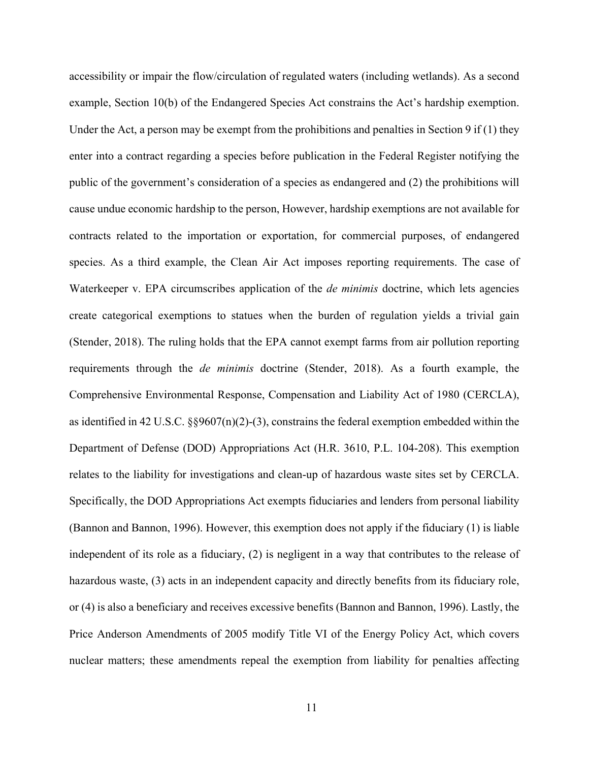accessibility or impair the flow/circulation of regulated waters (including wetlands). As a second example, Section 10(b) of the Endangered Species Act constrains the Act's hardship exemption. Under the Act, a person may be exempt from the prohibitions and penalties in Section 9 if (1) they enter into a contract regarding a species before publication in the Federal Register notifying the public of the government's consideration of a species as endangered and (2) the prohibitions will cause undue economic hardship to the person, However, hardship exemptions are not available for contracts related to the importation or exportation, for commercial purposes, of endangered species. As a third example, the Clean Air Act imposes reporting requirements. The case of Waterkeeper v. EPA circumscribes application of the *de minimis* doctrine, which lets agencies create categorical exemptions to statues when the burden of regulation yields a trivial gain (Stender, 2018). The ruling holds that the EPA cannot exempt farms from air pollution reporting requirements through the *de minimis* doctrine (Stender, 2018). As a fourth example, the Comprehensive Environmental Response, Compensation and Liability Act of 1980 (CERCLA), as identified in 42 U.S.C. §§9607(n)(2)-(3), constrains the federal exemption embedded within the Department of Defense (DOD) Appropriations Act (H.R. 3610, P.L. 104-208). This exemption relates to the liability for investigations and clean-up of hazardous waste sites set by CERCLA. Specifically, the DOD Appropriations Act exempts fiduciaries and lenders from personal liability (Bannon and Bannon, 1996). However, this exemption does not apply if the fiduciary (1) is liable independent of its role as a fiduciary, (2) is negligent in a way that contributes to the release of hazardous waste, (3) acts in an independent capacity and directly benefits from its fiduciary role, or (4) is also a beneficiary and receives excessive benefits (Bannon and Bannon, 1996). Lastly, the Price Anderson Amendments of 2005 modify Title VI of the Energy Policy Act, which covers nuclear matters; these amendments repeal the exemption from liability for penalties affecting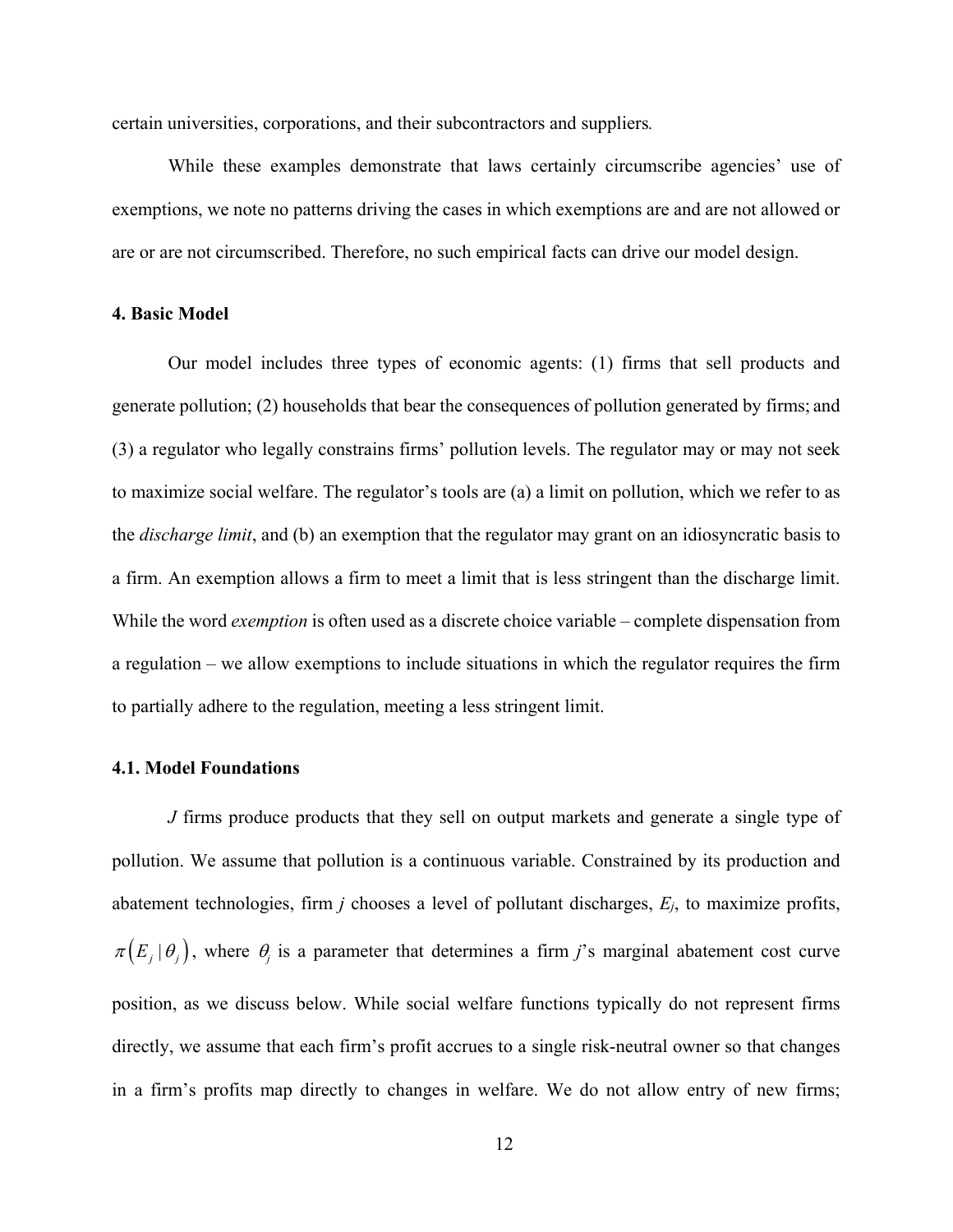certain universities, corporations, and their subcontractors and suppliers.

While these examples demonstrate that laws certainly circumscribe agencies' use of exemptions, we note no patterns driving the cases in which exemptions are and are not allowed or are or are not circumscribed. Therefore, no such empirical facts can drive our model design.

## 4. Basic Model

Our model includes three types of economic agents: (1) firms that sell products and generate pollution; (2) households that bear the consequences of pollution generated by firms; and (3) a regulator who legally constrains firms' pollution levels. The regulator may or may not seek to maximize social welfare. The regulator's tools are (a) a limit on pollution, which we refer to as the *discharge limit*, and (b) an exemption that the regulator may grant on an idiosyncratic basis to a firm. An exemption allows a firm to meet a limit that is less stringent than the discharge limit. While the word *exemption* is often used as a discrete choice variable – complete dispensation from a regulation – we allow exemptions to include situations in which the regulator requires the firm to partially adhere to the regulation, meeting a less stringent limit.

### 4.1. Model Foundations

$J$ firms produce products that they sell on output markets and generate a single type of pollution. We assume that pollution is a continuous variable. Constrained by its production and abatement technologies, firm $j$ chooses a level of pollutant discharges, $E_j$, to maximize profits, $\pi\left(E_j \mid \theta_j\right)$, where $\theta_j$ is a parameter that determines a firm $j$'s marginal abatement cost curve position, as we discuss below. While social welfare functions typically do not represent firms directly, we assume that each firm's profit accrues to a single risk-neutral owner so that changes in a firm's profits map directly to changes in welfare. We do not allow entry of new firms;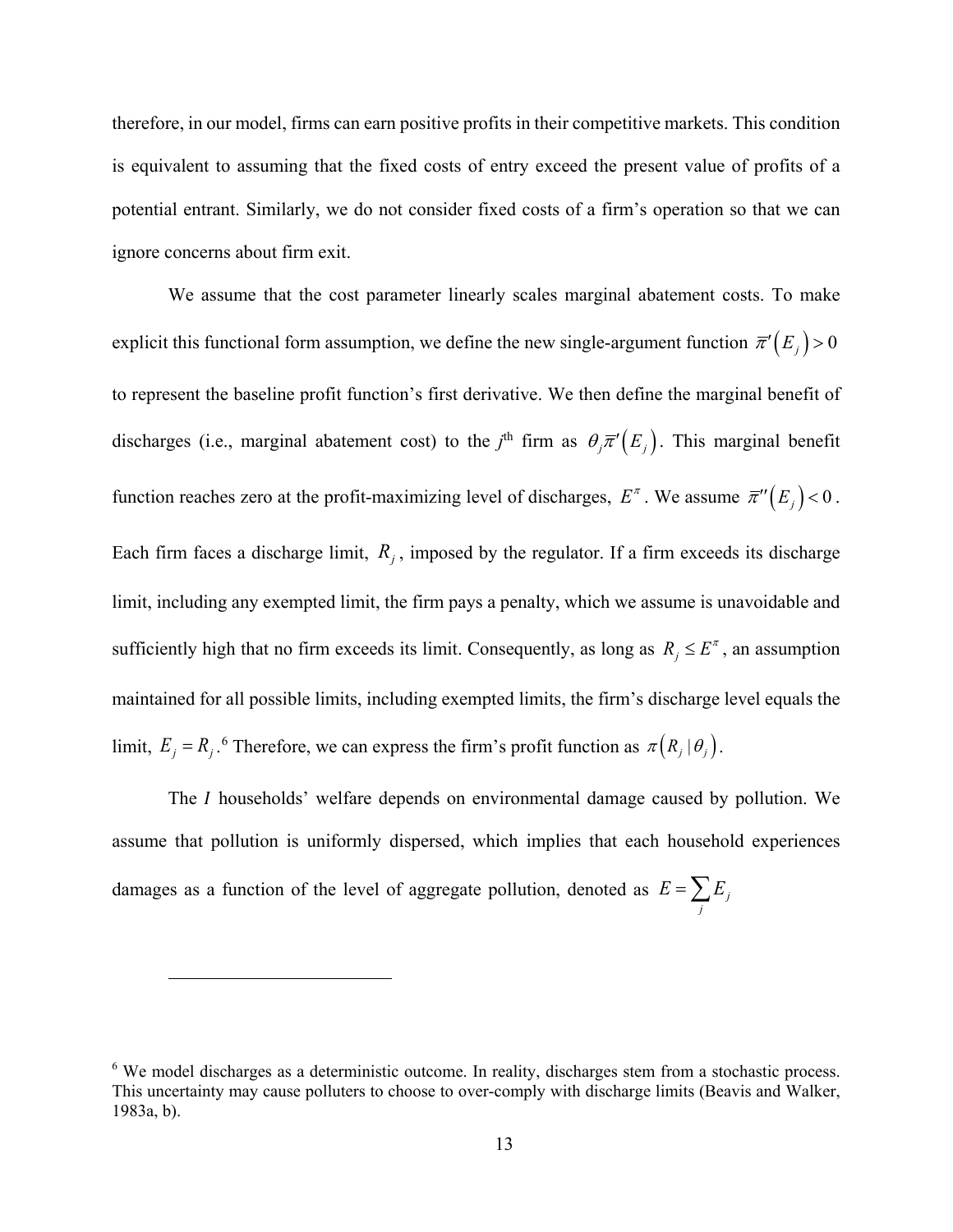therefore, in our model, firms can earn positive profits in their competitive markets. This condition is equivalent to assuming that the fixed costs of entry exceed the present value of profits of a potential entrant. Similarly, we do not consider fixed costs of a firm's operation so that we can ignore concerns about firm exit.

We assume that the cost parameter linearly scales marginal abatement costs. To make explicit this functional form assumption, we define the new single-argument function $\bar{\pi}'(E_j) > 0$ to represent the baseline profit function's first derivative. We then define the marginal benefit of discharges (i.e., marginal abatement cost) to the $j^{\text{th}}$ firm as $\theta_j \bar{\pi}'(E_j)$. This marginal benefit function reaches zero at the profit-maximizing level of discharges, $E^{\pi}$. We assume $\bar{\pi}''(E_j) < 0$. Each firm faces a discharge limit, $R_j$, imposed by the regulator. If a firm exceeds its discharge limit, including any exempted limit, the firm pays a penalty, which we assume is unavoidable and sufficiently high that no firm exceeds its limit. Consequently, as long as $R_j \leq E^{\pi}$, an assumption maintained for all possible limits, including exempted limits, the firm's discharge level equals the limit, $E_j = R_j$.[6] Therefore, we can express the firm's profit function as $\pi(R_j \mid \theta_j)$.

The *I* households' welfare depends on environmental damage caused by pollution. We assume that pollution is uniformly dispersed, which implies that each household experiences damages as a function of the level of aggregate pollution, denoted as $E = \sum_j E_j$

---

[6] We model discharges as a deterministic outcome. In reality, discharges stem from a stochastic process. This uncertainty may cause polluters to choose to over-comply with discharge limits (Beavis and Walker, 1983a, b).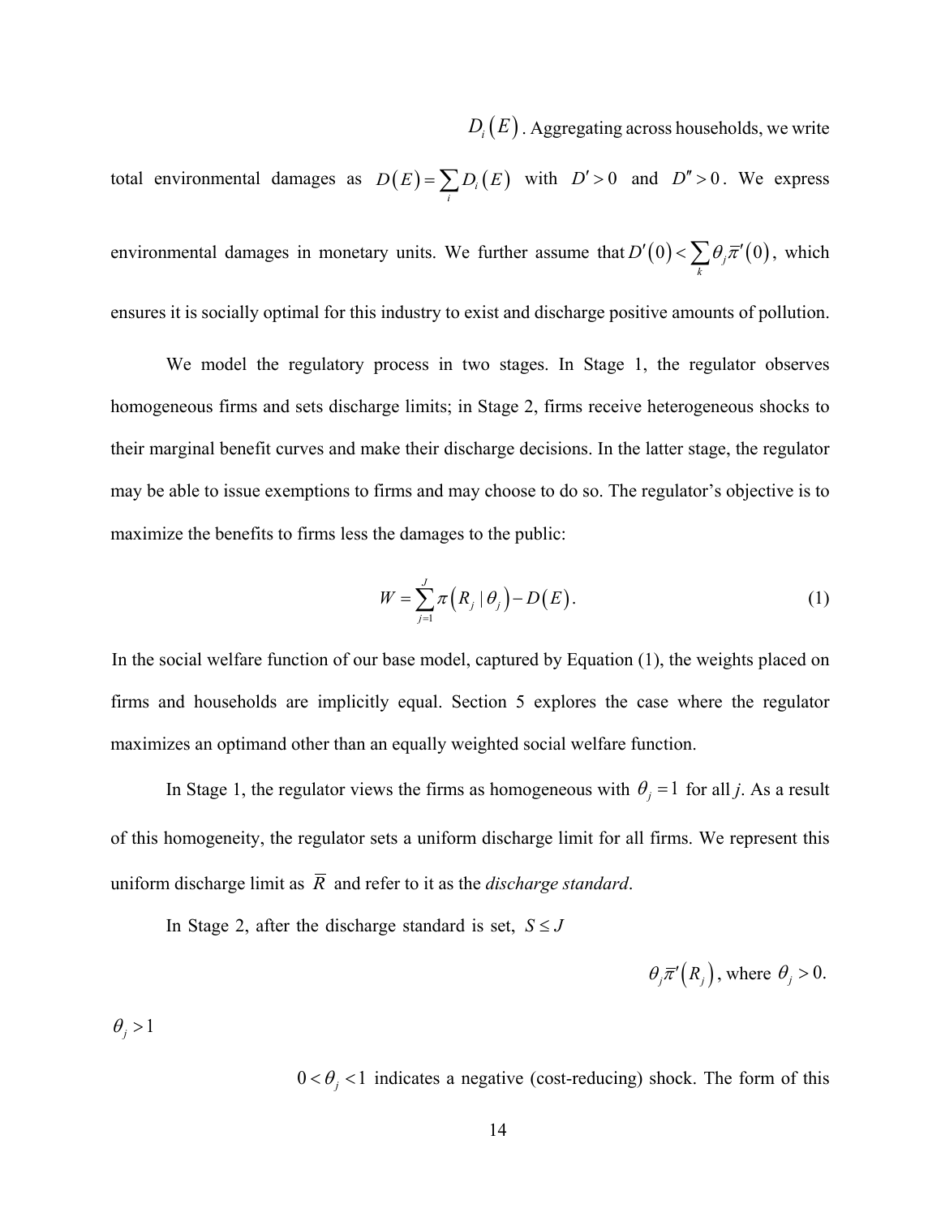$D_i(E)$. Aggregating across households, we write total environmental damages as $D(E) = \sum_i D_i(E)$ with $D' > 0$ and $D'' > 0$. We express environmental damages in monetary units. We further assume that $D'(0) < \sum_k \theta_j \bar{\pi}'(0)$, which ensures it is socially optimal for this industry to exist and discharge positive amounts of pollution.

We model the regulatory process in two stages. In Stage 1, the regulator observes homogeneous firms and sets discharge limits; in Stage 2, firms receive heterogeneous shocks to their marginal benefit curves and make their discharge decisions. In the latter stage, the regulator may be able to issue exemptions to firms and may choose to do so. The regulator's objective is to maximize the benefits to firms less the damages to the public:

$$W = \sum_{j=1}^{J} \pi(R_j \mid \theta_j) - D(E). \tag{1}$$

In the social welfare function of our base model, captured by Equation (1), the weights placed on firms and households are implicitly equal. Section 5 explores the case where the regulator maximizes an optimand other than an equally weighted social welfare function.

In Stage 1, the regulator views the firms as homogeneous with $\theta_j = 1$ for all *j*. As a result of this homogeneity, the regulator sets a uniform discharge limit for all firms. We represent this uniform discharge limit as $\bar{R}$ and refer to it as the *discharge standard*.

In Stage 2, after the discharge standard is set, $S \leq J$

$\theta_j \bar{\pi}'(R_j)$, where $\theta_j > 0$.

$\theta_j > 1$

$0 < \theta_j < 1$ indicates a negative (cost-reducing) shock. The form of this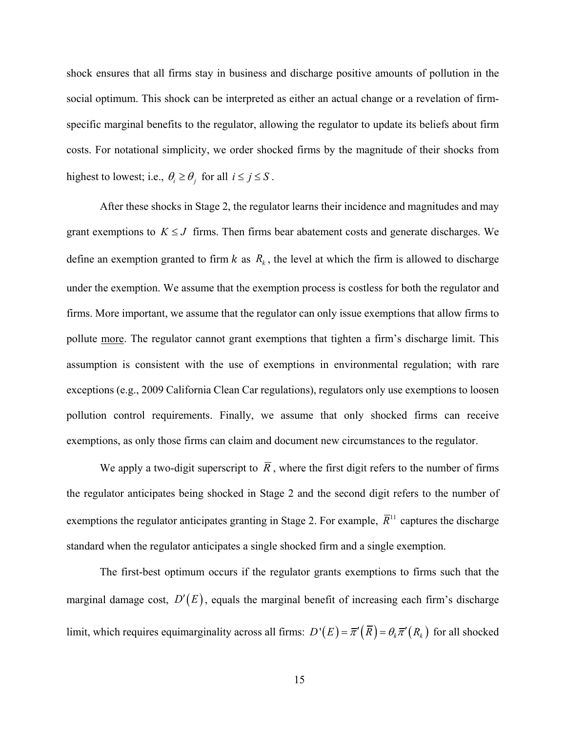shock ensures that all firms stay in business and discharge positive amounts of pollution in the social optimum. This shock can be interpreted as either an actual change or a revelation of firm-specific marginal benefits to the regulator, allowing the regulator to update its beliefs about firm costs. For notational simplicity, we order shocked firms by the magnitude of their shocks from highest to lowest; i.e., $\theta_i \geq \theta_j$ for all $i \leq j \leq S$.

After these shocks in Stage 2, the regulator learns their incidence and magnitudes and may grant exemptions to $K \leq J$ firms. Then firms bear abatement costs and generate discharges. We define an exemption granted to firm $k$ as $R_k$, the level at which the firm is allowed to discharge under the exemption. We assume that the exemption process is costless for both the regulator and firms. More important, we assume that the regulator can only issue exemptions that allow firms to pollute more. The regulator cannot grant exemptions that tighten a firm's discharge limit. This assumption is consistent with the use of exemptions in environmental regulation; with rare exceptions (e.g., 2009 California Clean Car regulations), regulators only use exemptions to loosen pollution control requirements. Finally, we assume that only shocked firms can receive exemptions, as only those firms can claim and document new circumstances to the regulator.

We apply a two-digit superscript to $\overline{R}$, where the first digit refers to the number of firms the regulator anticipates being shocked in Stage 2 and the second digit refers to the number of exemptions the regulator anticipates granting in Stage 2. For example, $\overline{R}^{11}$ captures the discharge standard when the regulator anticipates a single shocked firm and a single exemption.

The first-best optimum occurs if the regulator grants exemptions to firms such that the marginal damage cost, $D'(E)$, equals the marginal benefit of increasing each firm's discharge limit, which requires equimarginality across all firms: $D'(E) = \overline{\pi}'(\overline{R}) = \theta_k \overline{\pi}'(R_k)$ for all shocked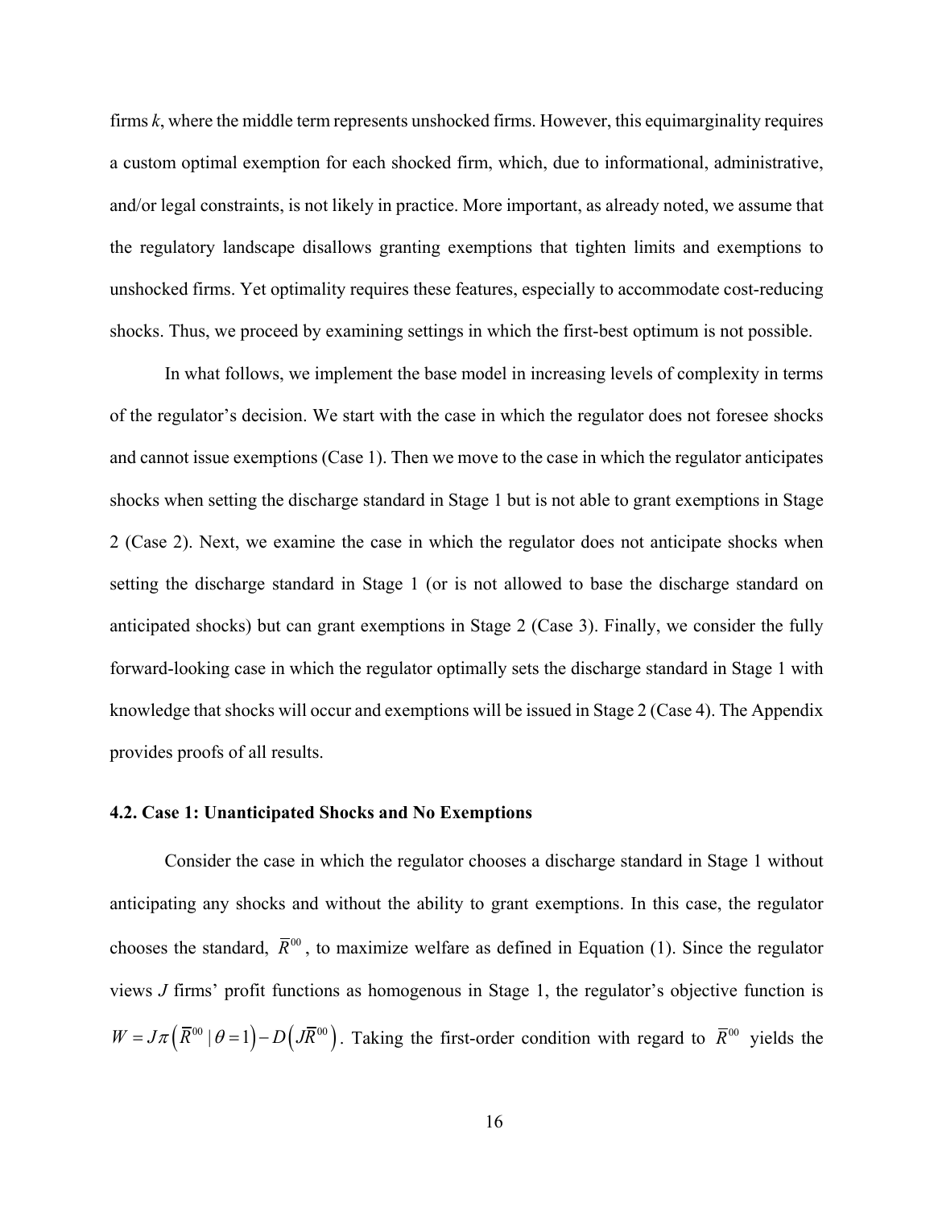firms $k$, where the middle term represents unshocked firms. However, this equimarginality requires a custom optimal exemption for each shocked firm, which, due to informational, administrative, and/or legal constraints, is not likely in practice. More important, as already noted, we assume that the regulatory landscape disallows granting exemptions that tighten limits and exemptions to unshocked firms. Yet optimality requires these features, especially to accommodate cost-reducing shocks. Thus, we proceed by examining settings in which the first-best optimum is not possible.

In what follows, we implement the base model in increasing levels of complexity in terms of the regulator's decision. We start with the case in which the regulator does not foresee shocks and cannot issue exemptions (Case 1). Then we move to the case in which the regulator anticipates shocks when setting the discharge standard in Stage 1 but is not able to grant exemptions in Stage 2 (Case 2). Next, we examine the case in which the regulator does not anticipate shocks when setting the discharge standard in Stage 1 (or is not allowed to base the discharge standard on anticipated shocks) but can grant exemptions in Stage 2 (Case 3). Finally, we consider the fully forward-looking case in which the regulator optimally sets the discharge standard in Stage 1 with knowledge that shocks will occur and exemptions will be issued in Stage 2 (Case 4). The Appendix provides proofs of all results.

### 4.2. Case 1: Unanticipated Shocks and No Exemptions

Consider the case in which the regulator chooses a discharge standard in Stage 1 without anticipating any shocks and without the ability to grant exemptions. In this case, the regulator chooses the standard, $\overline{R}^{00}$, to maximize welfare as defined in Equation (1). Since the regulator views $J$ firms' profit functions as homogenous in Stage 1, the regulator's objective function is $W = J\pi\left(\overline{R}^{00} \mid \theta = 1\right) - D\left(J\overline{R}^{00}\right)$. Taking the first-order condition with regard to $\overline{R}^{00}$ yields the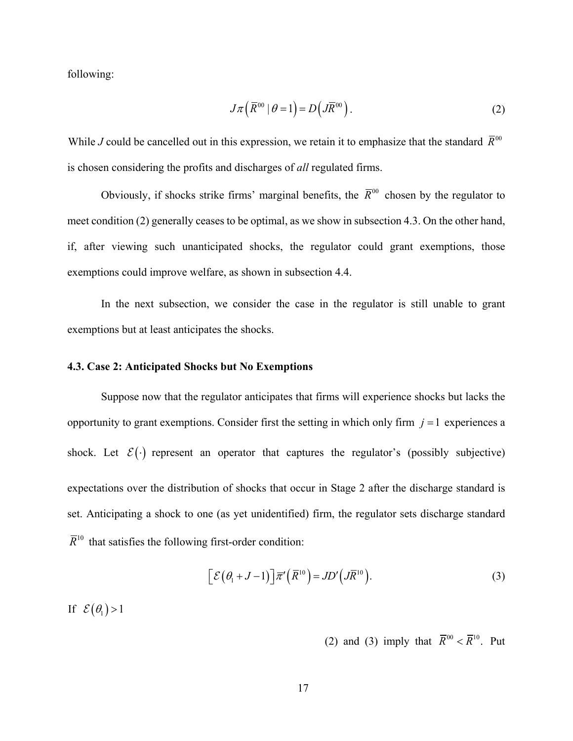following:

$$J\pi\left(\overline{R}^{00} \mid \theta = 1\right) = D\left(J\overline{R}^{00}\right). \tag{2}$$

While *J* could be cancelled out in this expression, we retain it to emphasize that the standard $\overline{R}^{00}$ is chosen considering the profits and discharges of *all* regulated firms.

Obviously, if shocks strike firms' marginal benefits, the $\overline{R}^{00}$ chosen by the regulator to meet condition (2) generally ceases to be optimal, as we show in subsection 4.3. On the other hand, if, after viewing such unanticipated shocks, the regulator could grant exemptions, those exemptions could improve welfare, as shown in subsection 4.4.

In the next subsection, we consider the case in the regulator is still unable to grant exemptions but at least anticipates the shocks.

### 4.3. Case 2: Anticipated Shocks but No Exemptions

Suppose now that the regulator anticipates that firms will experience shocks but lacks the opportunity to grant exemptions. Consider first the setting in which only firm $j = 1$ experiences a shock. Let $\mathcal{E}(\cdot)$ represent an operator that captures the regulator's (possibly subjective) expectations over the distribution of shocks that occur in Stage 2 after the discharge standard is set. Anticipating a shock to one (as yet unidentified) firm, the regulator sets discharge standard $\overline{R}^{10}$ that satisfies the following first-order condition:

$$\left[\mathcal{E}\left(\theta_1 + J - 1\right)\right]\overline{\pi}'\left(\overline{R}^{10}\right) = JD'\left(J\overline{R}^{10}\right). \tag{3}$$

If $\mathcal{E}\left(\theta_1\right) > 1$

(2) and (3) imply that $\overline{R}^{00} < \overline{R}^{10}$. Put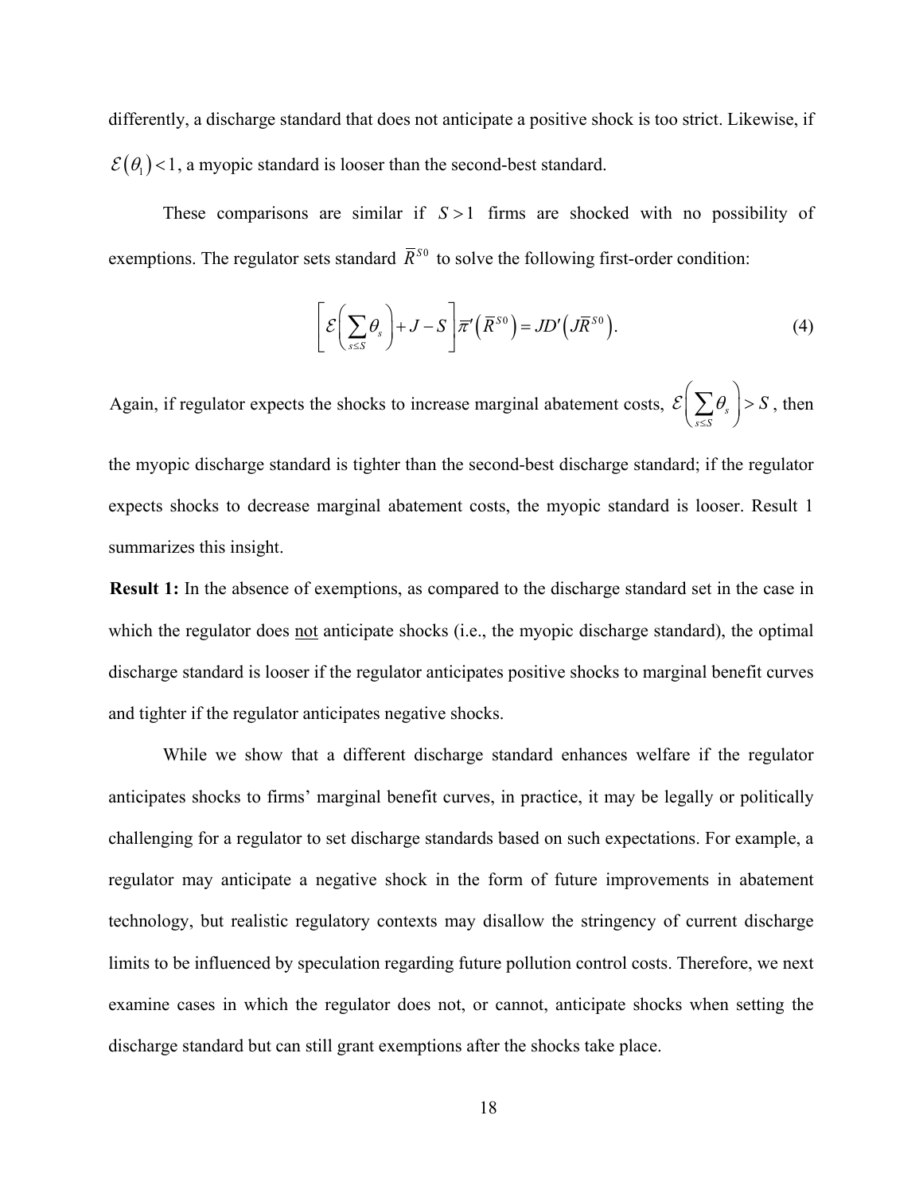differently, a discharge standard that does not anticipate a positive shock is too strict. Likewise, if $\mathcal{E}(\theta_1) < 1$, a myopic standard is looser than the second-best standard.

These comparisons are similar if $S > 1$ firms are shocked with no possibility of exemptions. The regulator sets standard $\overline{R}^{S0}$ to solve the following first-order condition:

$$\left[\mathcal{E}\left(\sum_{s \leq S} \theta_s\right) + J - S\right] \overline{\pi}'\left(\overline{R}^{S0}\right) = JD'\left(J\overline{R}^{S0}\right). \tag{4}$$

Again, if regulator expects the shocks to increase marginal abatement costs, $\mathcal{E}\left(\sum_{s \leq S} \theta_s\right) > S$, then the myopic discharge standard is tighter than the second-best discharge standard; if the regulator expects shocks to decrease marginal abatement costs, the myopic standard is looser. Result 1 summarizes this insight.

**Result 1:** In the absence of exemptions, as compared to the discharge standard set in the case in which the regulator does not anticipate shocks (i.e., the myopic discharge standard), the optimal discharge standard is looser if the regulator anticipates positive shocks to marginal benefit curves and tighter if the regulator anticipates negative shocks.

While we show that a different discharge standard enhances welfare if the regulator anticipates shocks to firms' marginal benefit curves, in practice, it may be legally or politically challenging for a regulator to set discharge standards based on such expectations. For example, a regulator may anticipate a negative shock in the form of future improvements in abatement technology, but realistic regulatory contexts may disallow the stringency of current discharge limits to be influenced by speculation regarding future pollution control costs. Therefore, we next examine cases in which the regulator does not, or cannot, anticipate shocks when setting the discharge standard but can still grant exemptions after the shocks take place.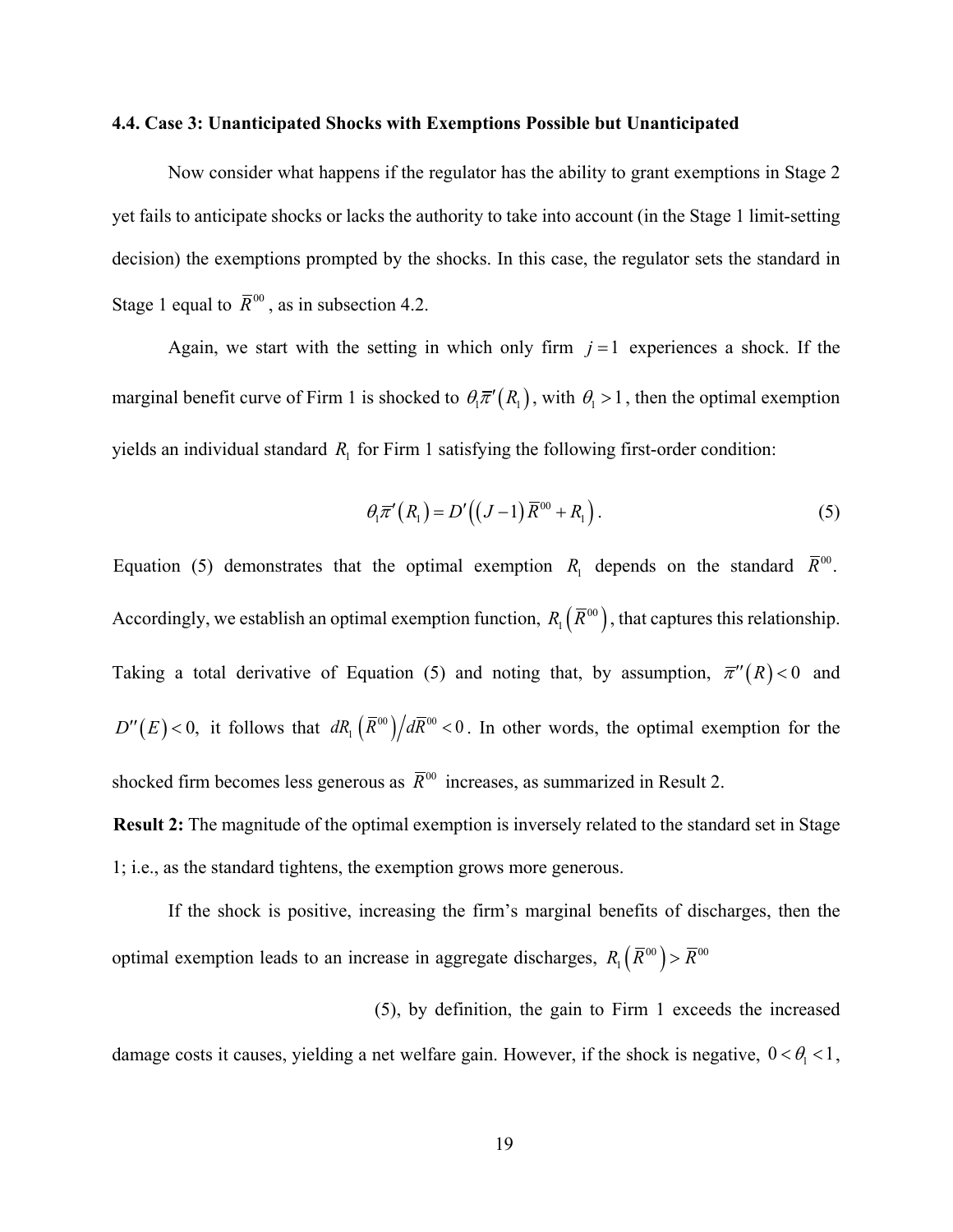### 4.4. Case 3: Unanticipated Shocks with Exemptions Possible but Unanticipated

Now consider what happens if the regulator has the ability to grant exemptions in Stage 2 yet fails to anticipate shocks or lacks the authority to take into account (in the Stage 1 limit-setting decision) the exemptions prompted by the shocks. In this case, the regulator sets the standard in Stage 1 equal to $\overline{R}^{00}$, as in subsection 4.2.

Again, we start with the setting in which only firm $j=1$ experiences a shock. If the marginal benefit curve of Firm 1 is shocked to $\theta_1\overline{\pi}'(R_1)$, with $\theta_1 > 1$, then the optimal exemption yields an individual standard $R_1$ for Firm 1 satisfying the following first-order condition:

$$\theta_1\overline{\pi}'(R_1) = D'\left((J-1)\overline{R}^{00} + R_1\right). \tag{5}$$

Equation (5) demonstrates that the optimal exemption $R_1$ depends on the standard $\overline{R}^{00}$. Accordingly, we establish an optimal exemption function, $R_1\left(\overline{R}^{00}\right)$, that captures this relationship. Taking a total derivative of Equation (5) and noting that, by assumption, $\overline{\pi}''(R) < 0$ and $D''(E) < 0$, it follows that $dR_1\left(\overline{R}^{00}\right)\big/d\overline{R}^{00} < 0$. In other words, the optimal exemption for the shocked firm becomes less generous as $\overline{R}^{00}$ increases, as summarized in Result 2.

**Result 2:** The magnitude of the optimal exemption is inversely related to the standard set in Stage 1; i.e., as the standard tightens, the exemption grows more generous.

If the shock is positive, increasing the firm's marginal benefits of discharges, then the optimal exemption leads to an increase in aggregate discharges, $R_1\left(\overline{R}^{00}\right) > \overline{R}^{00}$

(5), by definition, the gain to Firm 1 exceeds the increased damage costs it causes, yielding a net welfare gain. However, if the shock is negative, $0 < \theta_1 < 1$,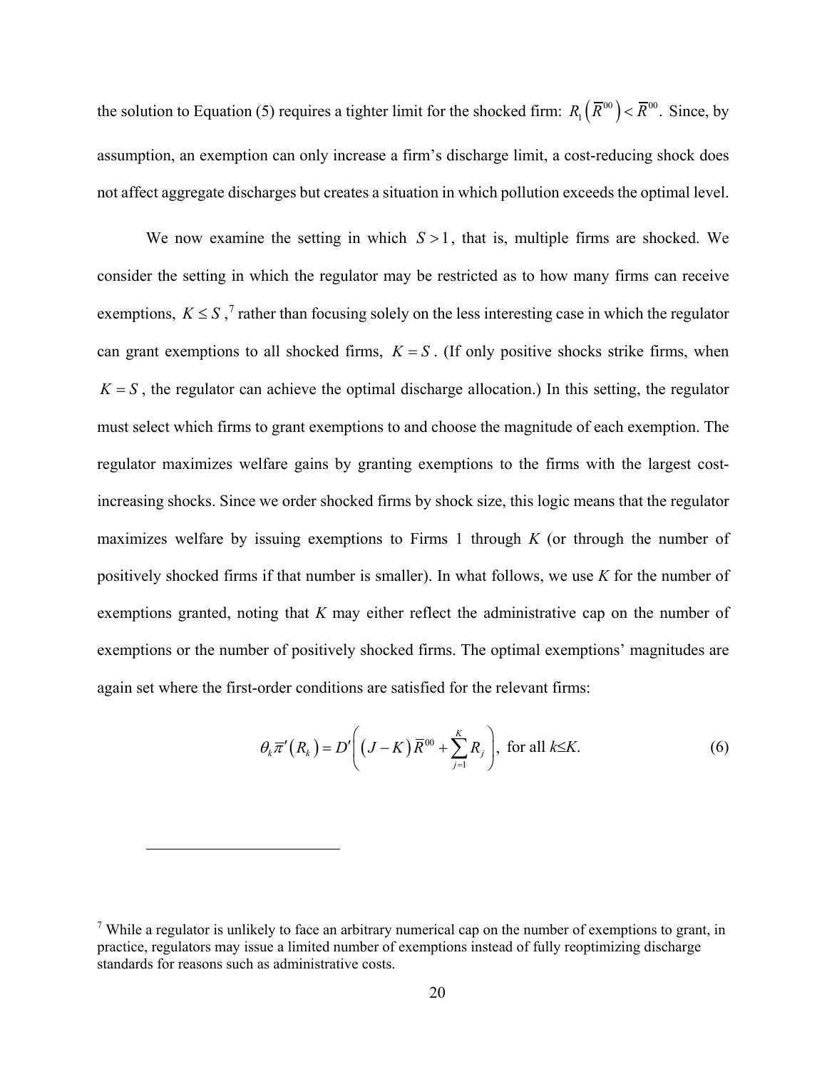the solution to Equation (5) requires a tighter limit for the shocked firm: $R_1\left(\overline{R}^{00}\right) < \overline{R}^{00}$. Since, by assumption, an exemption can only increase a firm's discharge limit, a cost-reducing shock does not affect aggregate discharges but creates a situation in which pollution exceeds the optimal level.

We now examine the setting in which $S > 1$, that is, multiple firms are shocked. We consider the setting in which the regulator may be restricted as to how many firms can receive exemptions, $K \leq S$,[7] rather than focusing solely on the less interesting case in which the regulator can grant exemptions to all shocked firms, $K = S$. (If only positive shocks strike firms, when $K = S$, the regulator can achieve the optimal discharge allocation.) In this setting, the regulator must select which firms to grant exemptions to and choose the magnitude of each exemption. The regulator maximizes welfare gains by granting exemptions to the firms with the largest cost-increasing shocks. Since we order shocked firms by shock size, this logic means that the regulator maximizes welfare by issuing exemptions to Firms 1 through *K* (or through the number of positively shocked firms if that number is smaller). In what follows, we use *K* for the number of exemptions granted, noting that *K* may either reflect the administrative cap on the number of exemptions or the number of positively shocked firms. The optimal exemptions' magnitudes are again set where the first-order conditions are satisfied for the relevant firms:

$$\theta_k \overline{\pi}'\left(R_k\right) = D'\left(\left(J - K\right)\overline{R}^{00} + \sum_{j=1}^{K} R_j\right), \text{ for all } k \leq K. \tag{6}$$

[7] While a regulator is unlikely to face an arbitrary numerical cap on the number of exemptions to grant, in practice, regulators may issue a limited number of exemptions instead of fully reoptimizing discharge standards for reasons such as administrative costs.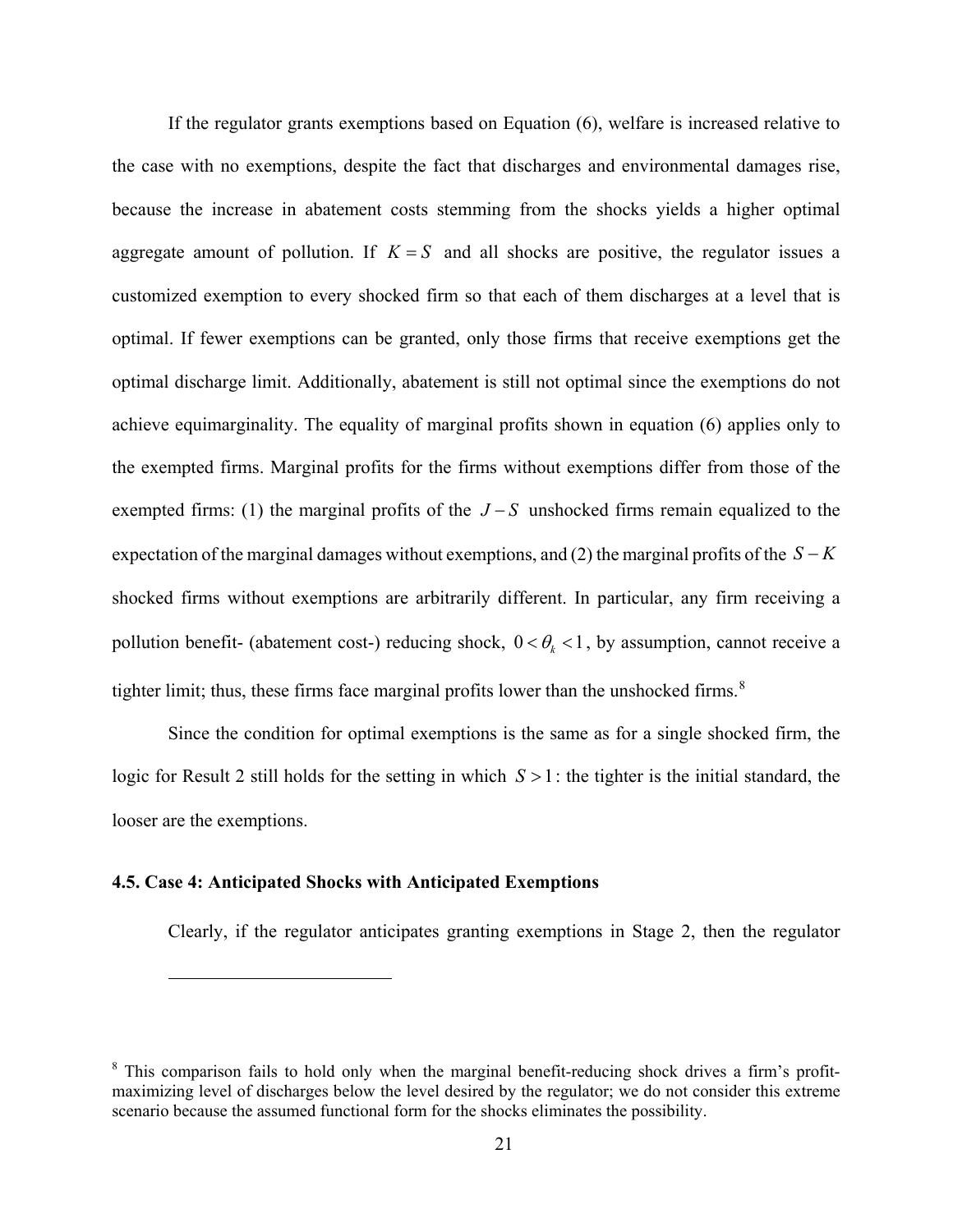If the regulator grants exemptions based on Equation (6), welfare is increased relative to the case with no exemptions, despite the fact that discharges and environmental damages rise, because the increase in abatement costs stemming from the shocks yields a higher optimal aggregate amount of pollution. If $K = S$ and all shocks are positive, the regulator issues a customized exemption to every shocked firm so that each of them discharges at a level that is optimal. If fewer exemptions can be granted, only those firms that receive exemptions get the optimal discharge limit. Additionally, abatement is still not optimal since the exemptions do not achieve equimarginality. The equality of marginal profits shown in equation (6) applies only to the exempted firms. Marginal profits for the firms without exemptions differ from those of the exempted firms: (1) the marginal profits of the $J - S$ unshocked firms remain equalized to the expectation of the marginal damages without exemptions, and (2) the marginal profits of the $S - K$ shocked firms without exemptions are arbitrarily different. In particular, any firm receiving a pollution benefit- (abatement cost-) reducing shock, $0 < \theta_k < 1$, by assumption, cannot receive a tighter limit; thus, these firms face marginal profits lower than the unshocked firms.[8]

Since the condition for optimal exemptions is the same as for a single shocked firm, the logic for Result 2 still holds for the setting in which $S > 1$: the tighter is the initial standard, the looser are the exemptions.

### 4.5. Case 4: Anticipated Shocks with Anticipated Exemptions

Clearly, if the regulator anticipates granting exemptions in Stage 2, then the regulator

---

[8] This comparison fails to hold only when the marginal benefit-reducing shock drives a firm's profit-maximizing level of discharges below the level desired by the regulator; we do not consider this extreme scenario because the assumed functional form for the shocks eliminates the possibility.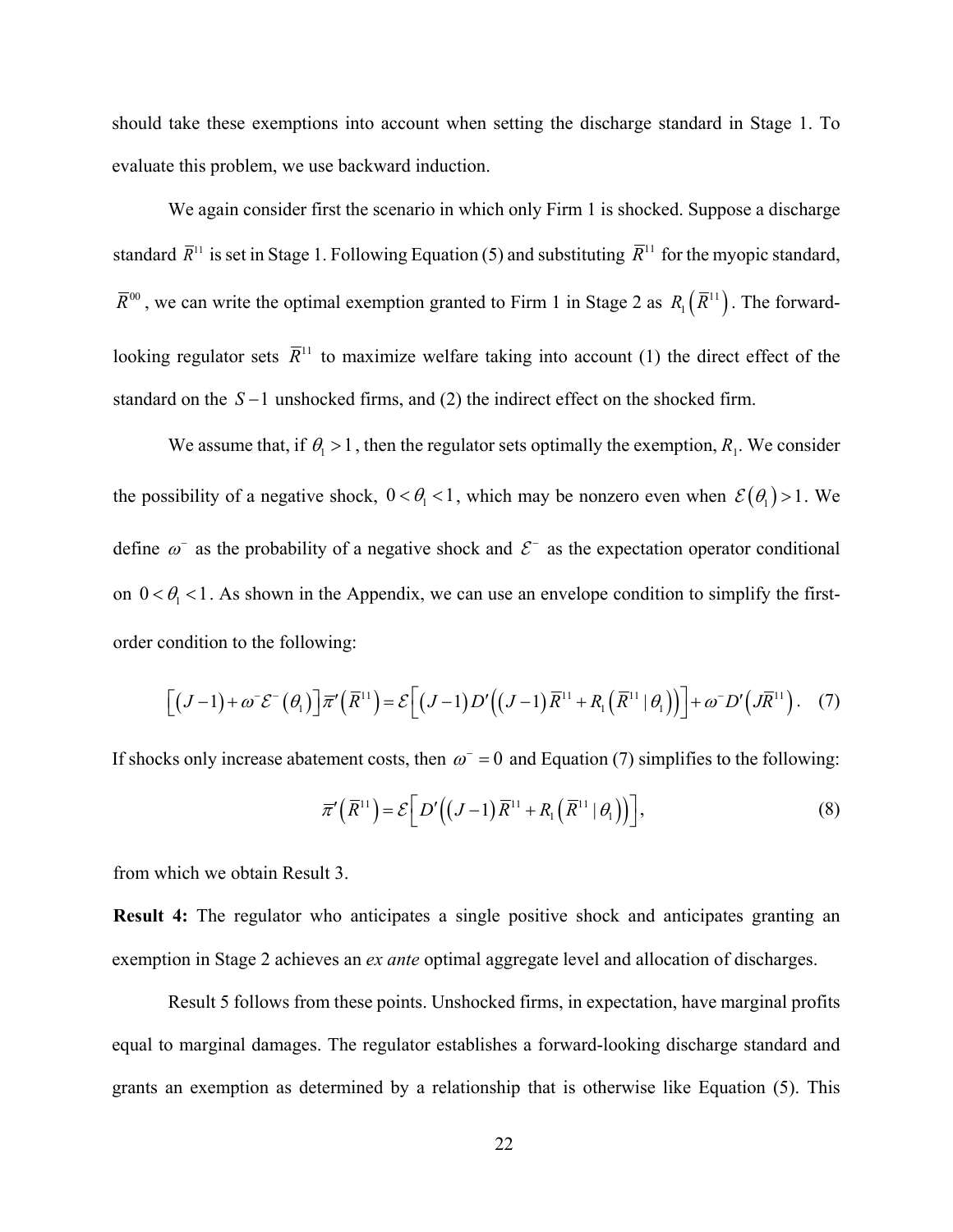should take these exemptions into account when setting the discharge standard in Stage 1. To evaluate this problem, we use backward induction.

We again consider first the scenario in which only Firm 1 is shocked. Suppose a discharge standard $\bar{R}^{11}$ is set in Stage 1. Following Equation (5) and substituting $\bar{R}^{11}$ for the myopic standard, $\bar{R}^{00}$, we can write the optimal exemption granted to Firm 1 in Stage 2 as $R_1\left(\bar{R}^{11}\right)$. The forward-looking regulator sets $\bar{R}^{11}$ to maximize welfare taking into account (1) the direct effect of the standard on the $S-1$ unshocked firms, and (2) the indirect effect on the shocked firm.

We assume that, if $\theta_1 > 1$, then the regulator sets optimally the exemption, $R_1$. We consider the possibility of a negative shock, $0 < \theta_1 < 1$, which may be nonzero even when $\mathcal{E}\left(\theta_1\right) > 1$. We define $\omega^-$ as the probability of a negative shock and $\mathcal{E}^-$ as the expectation operator conditional on $0 < \theta_1 < 1$. As shown in the Appendix, we can use an envelope condition to simplify the first-order condition to the following:

$$\left[\left(J-1\right)+\omega^-\mathcal{E}^-\left(\theta_1\right)\right]\bar{\pi}'\left(\bar{R}^{11}\right)=\mathcal{E}\left[\left(J-1\right)D'\left(\left(J-1\right)\bar{R}^{11}+R_1\left(\bar{R}^{11}\mid\theta_1\right)\right)\right]+\omega^-D'\left(J\bar{R}^{11}\right). \quad (7)$$

If shocks only increase abatement costs, then $\omega^- = 0$ and Equation (7) simplifies to the following:

$$\bar{\pi}'\left(\bar{R}^{11}\right)=\mathcal{E}\left[D'\left(\left(J-1\right)\bar{R}^{11}+R_1\left(\bar{R}^{11}\mid\theta_1\right)\right)\right], \quad (8)$$

from which we obtain Result 3.

**Result 4:** The regulator who anticipates a single positive shock and anticipates granting an exemption in Stage 2 achieves an *ex ante* optimal aggregate level and allocation of discharges.

Result 5 follows from these points. Unshocked firms, in expectation, have marginal profits equal to marginal damages. The regulator establishes a forward-looking discharge standard and grants an exemption as determined by a relationship that is otherwise like Equation (5). This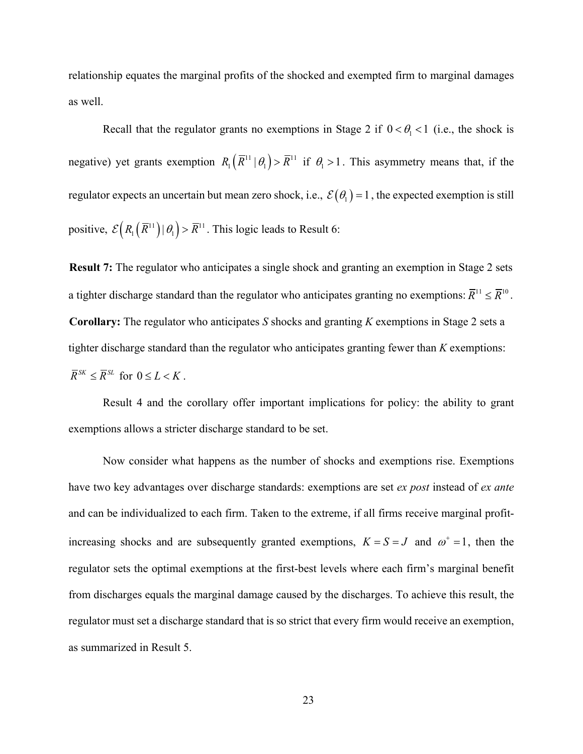relationship equates the marginal profits of the shocked and exempted firm to marginal damages as well.

Recall that the regulator grants no exemptions in Stage 2 if $0 < \theta_1 < 1$ (i.e., the shock is negative) yet grants exemption $R_1\left(\overline{R}^{11} \mid \theta_1\right) > \overline{R}^{11}$ if $\theta_1 > 1$. This asymmetry means that, if the regulator expects an uncertain but mean zero shock, i.e., $\mathcal{E}\left(\theta_1\right) = 1$, the expected exemption is still positive, $\mathcal{E}\left(R_1\left(\overline{R}^{11}\right) \mid \theta_1\right) > \overline{R}^{11}$. This logic leads to Result 6:

**Result 7:** The regulator who anticipates a single shock and granting an exemption in Stage 2 sets a tighter discharge standard than the regulator who anticipates granting no exemptions: $\overline{R}^{11} \leq \overline{R}^{10}$.

**Corollary:** The regulator who anticipates *S* shocks and granting *K* exemptions in Stage 2 sets a tighter discharge standard than the regulator who anticipates granting fewer than *K* exemptions: $\overline{R}^{SK} \leq \overline{R}^{SL}$ for $0 \leq L < K$.

Result 4 and the corollary offer important implications for policy: the ability to grant exemptions allows a stricter discharge standard to be set.

Now consider what happens as the number of shocks and exemptions rise. Exemptions have two key advantages over discharge standards: exemptions are set *ex post* instead of *ex ante* and can be individualized to each firm. Taken to the extreme, if all firms receive marginal profit-increasing shocks and are subsequently granted exemptions, $K = S = J$ and $\omega^{+} = 1$, then the regulator sets the optimal exemptions at the first-best levels where each firm's marginal benefit from discharges equals the marginal damage caused by the discharges. To achieve this result, the regulator must set a discharge standard that is so strict that every firm would receive an exemption, as summarized in Result 5.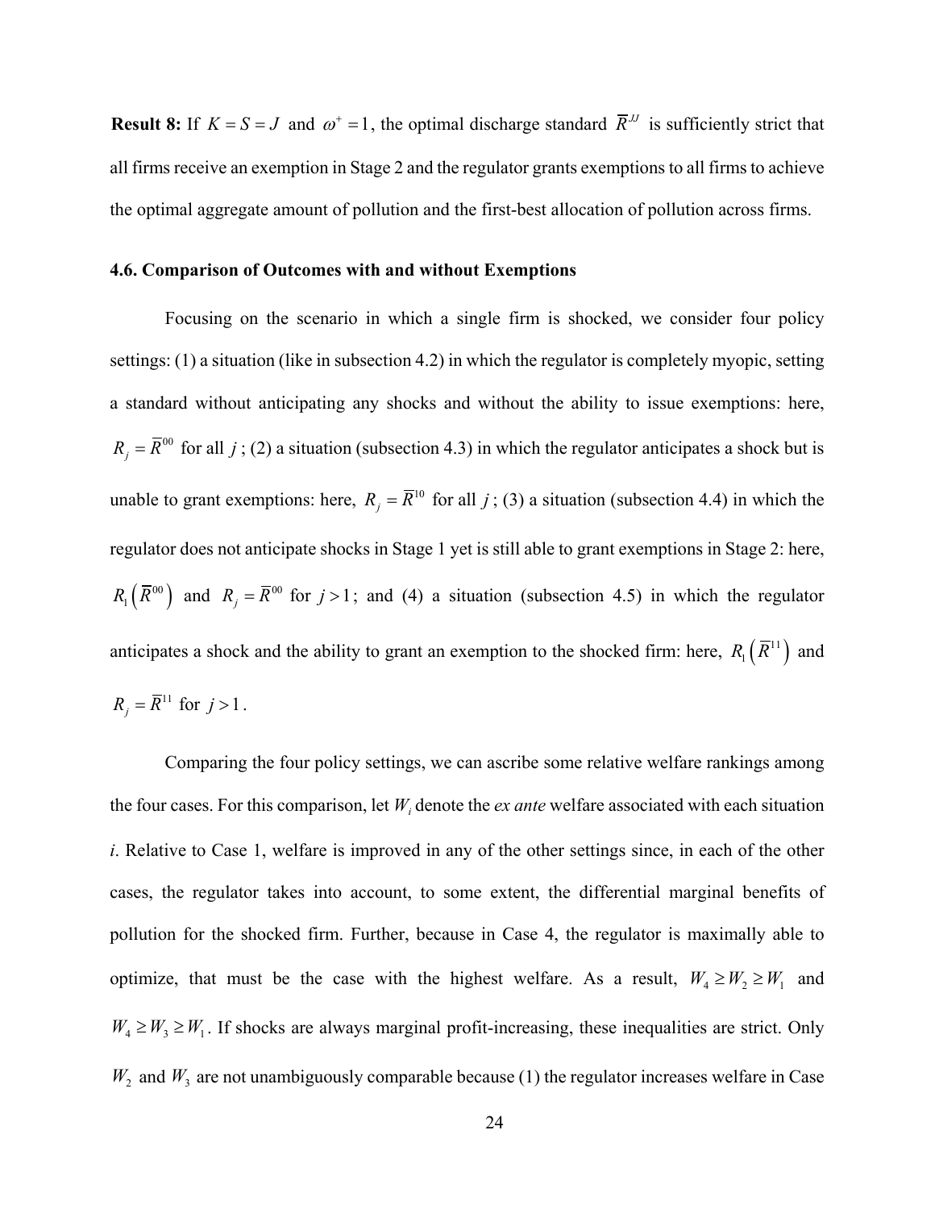**Result 8:** If $K = S = J$ and $\omega^+ = 1$, the optimal discharge standard $\overline{R}^{JJ}$ is sufficiently strict that all firms receive an exemption in Stage 2 and the regulator grants exemptions to all firms to achieve the optimal aggregate amount of pollution and the first-best allocation of pollution across firms.

### 4.6. Comparison of Outcomes with and without Exemptions

Focusing on the scenario in which a single firm is shocked, we consider four policy settings: (1) a situation (like in subsection 4.2) in which the regulator is completely myopic, setting a standard without anticipating any shocks and without the ability to issue exemptions: here, $R_j = \overline{R}^{00}$ for all $j$; (2) a situation (subsection 4.3) in which the regulator anticipates a shock but is unable to grant exemptions: here, $R_j = \overline{R}^{10}$ for all $j$; (3) a situation (subsection 4.4) in which the regulator does not anticipate shocks in Stage 1 yet is still able to grant exemptions in Stage 2: here, $R_1\left(\overline{R}^{00}\right)$ and $R_j = \overline{R}^{00}$ for $j > 1$; and (4) a situation (subsection 4.5) in which the regulator anticipates a shock and the ability to grant an exemption to the shocked firm: here, $R_1\left(\overline{R}^{11}\right)$ and $R_j = \overline{R}^{11}$ for $j > 1$.

Comparing the four policy settings, we can ascribe some relative welfare rankings among the four cases. For this comparison, let $W_i$ denote the *ex ante* welfare associated with each situation $i$. Relative to Case 1, welfare is improved in any of the other settings since, in each of the other cases, the regulator takes into account, to some extent, the differential marginal benefits of pollution for the shocked firm. Further, because in Case 4, the regulator is maximally able to optimize, that must be the case with the highest welfare. As a result, $W_4 \geq W_2 \geq W_1$ and $W_4 \geq W_3 \geq W_1$. If shocks are always marginal profit-increasing, these inequalities are strict. Only $W_2$ and $W_3$ are not unambiguously comparable because (1) the regulator increases welfare in Case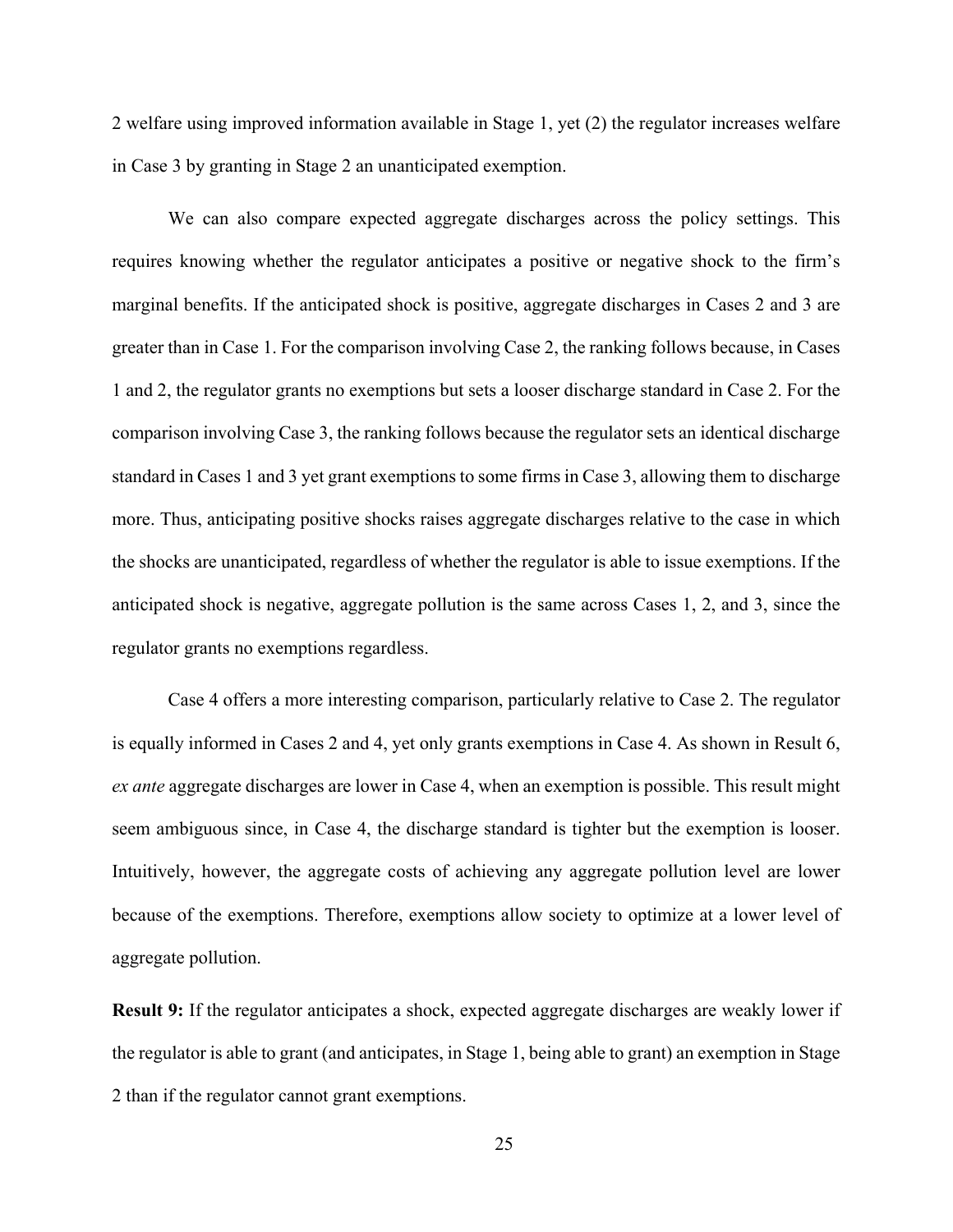2 welfare using improved information available in Stage 1, yet (2) the regulator increases welfare in Case 3 by granting in Stage 2 an unanticipated exemption.

We can also compare expected aggregate discharges across the policy settings. This requires knowing whether the regulator anticipates a positive or negative shock to the firm's marginal benefits. If the anticipated shock is positive, aggregate discharges in Cases 2 and 3 are greater than in Case 1. For the comparison involving Case 2, the ranking follows because, in Cases 1 and 2, the regulator grants no exemptions but sets a looser discharge standard in Case 2. For the comparison involving Case 3, the ranking follows because the regulator sets an identical discharge standard in Cases 1 and 3 yet grant exemptions to some firms in Case 3, allowing them to discharge more. Thus, anticipating positive shocks raises aggregate discharges relative to the case in which the shocks are unanticipated, regardless of whether the regulator is able to issue exemptions. If the anticipated shock is negative, aggregate pollution is the same across Cases 1, 2, and 3, since the regulator grants no exemptions regardless.

Case 4 offers a more interesting comparison, particularly relative to Case 2. The regulator is equally informed in Cases 2 and 4, yet only grants exemptions in Case 4. As shown in Result 6, *ex ante* aggregate discharges are lower in Case 4, when an exemption is possible. This result might seem ambiguous since, in Case 4, the discharge standard is tighter but the exemption is looser. Intuitively, however, the aggregate costs of achieving any aggregate pollution level are lower because of the exemptions. Therefore, exemptions allow society to optimize at a lower level of aggregate pollution.

**Result 9:** If the regulator anticipates a shock, expected aggregate discharges are weakly lower if the regulator is able to grant (and anticipates, in Stage 1, being able to grant) an exemption in Stage 2 than if the regulator cannot grant exemptions.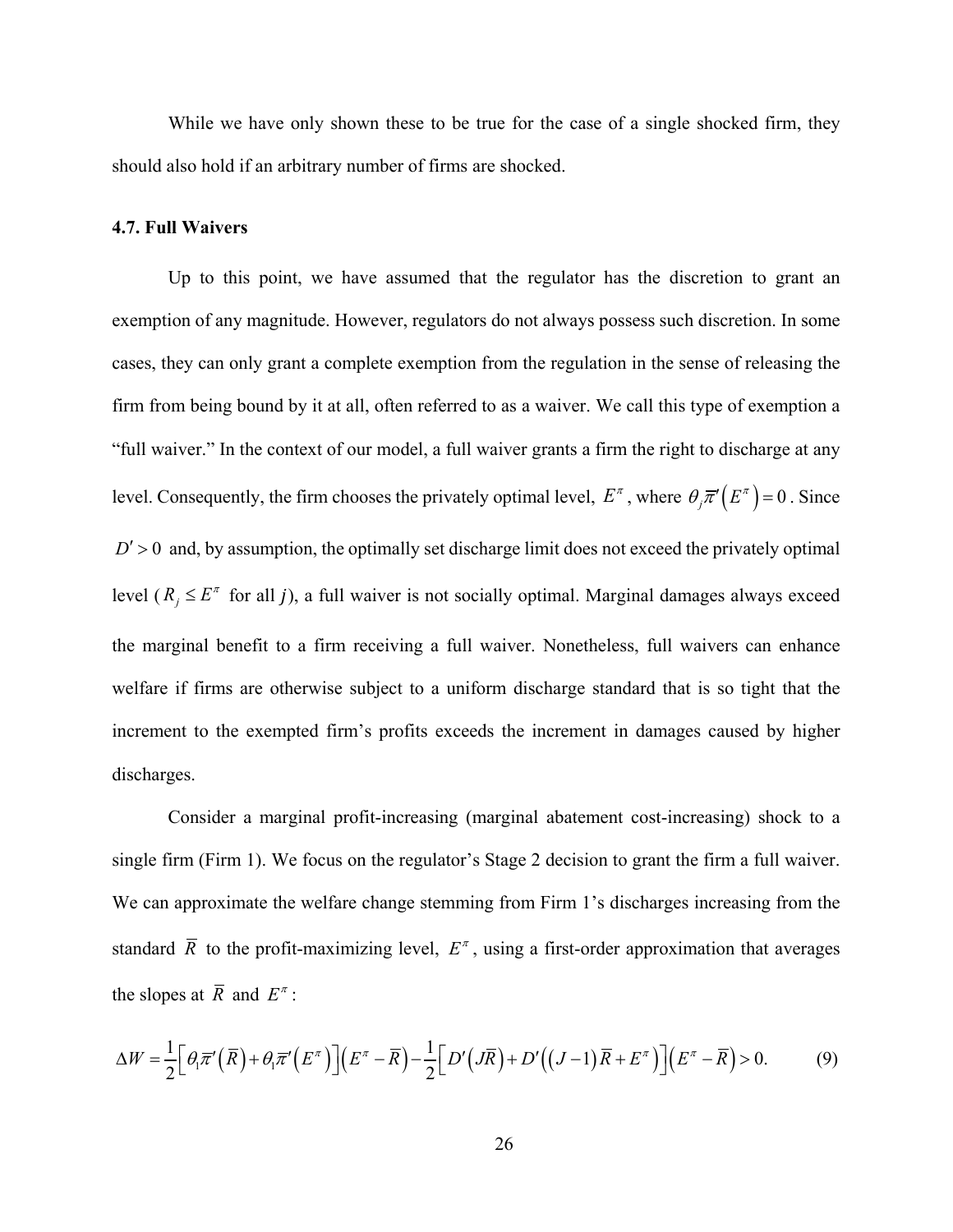While we have only shown these to be true for the case of a single shocked firm, they should also hold if an arbitrary number of firms are shocked.

### 4.7. Full Waivers

Up to this point, we have assumed that the regulator has the discretion to grant an exemption of any magnitude. However, regulators do not always possess such discretion. In some cases, they can only grant a complete exemption from the regulation in the sense of releasing the firm from being bound by it at all, often referred to as a waiver. We call this type of exemption a "full waiver." In the context of our model, a full waiver grants a firm the right to discharge at any level. Consequently, the firm chooses the privately optimal level, $E^{\pi}$, where $\theta_j \overline{\pi}'\left(E^{\pi}\right)=0$. Since $D'>0$ and, by assumption, the optimally set discharge limit does not exceed the privately optimal level ($R_j \leq E^{\pi}$ for all *j*), a full waiver is not socially optimal. Marginal damages always exceed the marginal benefit to a firm receiving a full waiver. Nonetheless, full waivers can enhance welfare if firms are otherwise subject to a uniform discharge standard that is so tight that the increment to the exempted firm's profits exceeds the increment in damages caused by higher discharges.

Consider a marginal profit-increasing (marginal abatement cost-increasing) shock to a single firm (Firm 1). We focus on the regulator's Stage 2 decision to grant the firm a full waiver. We can approximate the welfare change stemming from Firm 1's discharges increasing from the standard $\overline{R}$ to the profit-maximizing level, $E^{\pi}$, using a first-order approximation that averages the slopes at $\overline{R}$ and $E^{\pi}$:

$$\Delta W=\frac{1}{2}\left[\theta_1\overline{\pi}'\left(\overline{R}\right)+\theta_1\overline{\pi}'\left(E^{\pi}\right)\right]\left(E^{\pi}-\overline{R}\right)-\frac{1}{2}\left[D'\left(J\overline{R}\right)+D'\left(\left(J-1\right)\overline{R}+E^{\pi}\right)\right]\left(E^{\pi}-\overline{R}\right)>0. \qquad (9)$$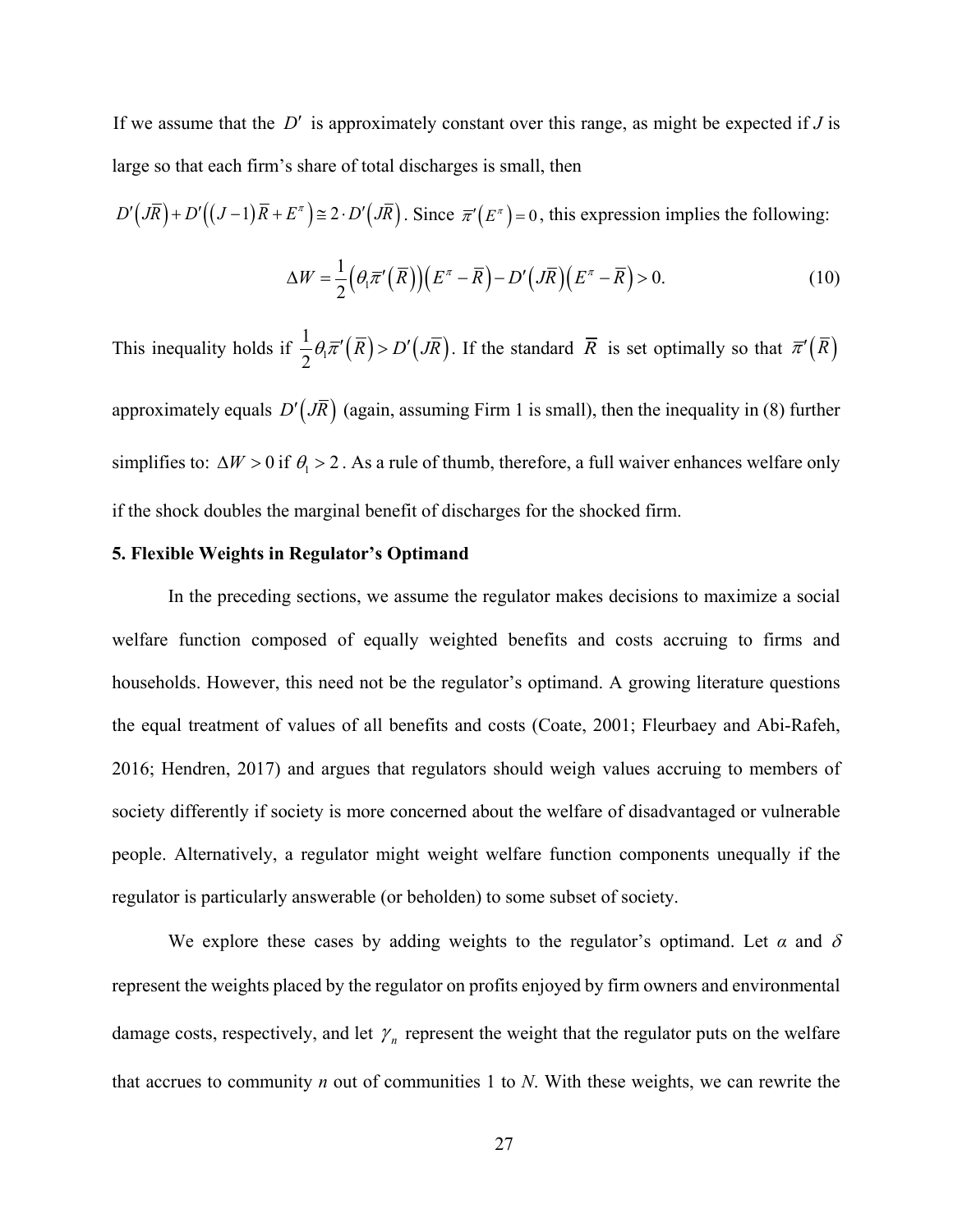If we assume that the $D'$ is approximately constant over this range, as might be expected if $J$ is large so that each firm's share of total discharges is small, then $D'\left(J\overline{R}\right) + D'\left(\left(J-1\right)\overline{R} + E^{\pi}\right) \cong 2 \cdot D'\left(J\overline{R}\right)$. Since $\pi'\left(E^{\pi}\right) = 0$, this expression implies the following:

$$\Delta W = \frac{1}{2}\left(\theta_1 \pi'\left(\overline{R}\right)\right)\left(E^{\pi} - \overline{R}\right) - D'\left(J\overline{R}\right)\left(E^{\pi} - \overline{R}\right) > 0. \tag{10}$$

This inequality holds if $\frac{1}{2}\theta_1 \pi'\left(\overline{R}\right) > D'\left(J\overline{R}\right)$. If the standard $\overline{R}$ is set optimally so that $\pi'\left(\overline{R}\right)$ approximately equals $D'\left(J\overline{R}\right)$ (again, assuming Firm 1 is small), then the inequality in (8) further simplifies to: $\Delta W > 0$ if $\theta_1 > 2$. As a rule of thumb, therefore, a full waiver enhances welfare only if the shock doubles the marginal benefit of discharges for the shocked firm.

## 5. Flexible Weights in Regulator's Optimand

In the preceding sections, we assume the regulator makes decisions to maximize a social welfare function composed of equally weighted benefits and costs accruing to firms and households. However, this need not be the regulator's optimand. A growing literature questions the equal treatment of values of all benefits and costs (Coate, 2001; Fleurbaey and Abi-Rafeh, 2016; Hendren, 2017) and argues that regulators should weigh values accruing to members of society differently if society is more concerned about the welfare of disadvantaged or vulnerable people. Alternatively, a regulator might weight welfare function components unequally if the regulator is particularly answerable (or beholden) to some subset of society.

We explore these cases by adding weights to the regulator's optimand. Let $\alpha$ and $\delta$ represent the weights placed by the regulator on profits enjoyed by firm owners and environmental damage costs, respectively, and let $\gamma_n$ represent the weight that the regulator puts on the welfare that accrues to community $n$ out of communities 1 to $N$. With these weights, we can rewrite the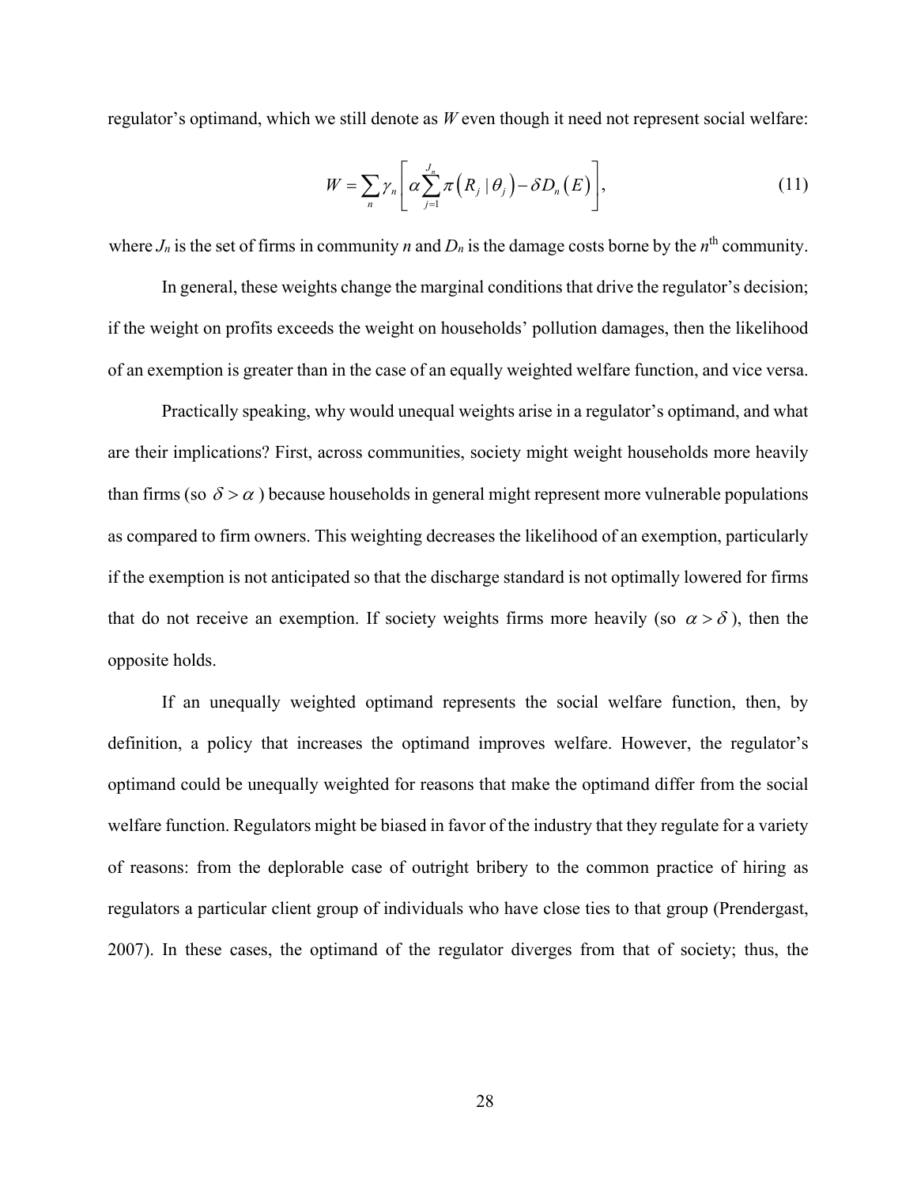regulator's optimand, which we still denote as $W$ even though it need not represent social welfare:

$$W = \sum_{n} \gamma_n \left[ \alpha \sum_{j=1}^{J_n} \pi\left(R_j \mid \theta_j\right) - \delta D_n\left(E\right) \right], \tag{11}$$

where $J_n$ is the set of firms in community $n$ and $D_n$ is the damage costs borne by the $n^{\text{th}}$ community.

In general, these weights change the marginal conditions that drive the regulator's decision; if the weight on profits exceeds the weight on households' pollution damages, then the likelihood of an exemption is greater than in the case of an equally weighted welfare function, and vice versa.

Practically speaking, why would unequal weights arise in a regulator's optimand, and what are their implications? First, across communities, society might weight households more heavily than firms (so $\delta > \alpha$) because households in general might represent more vulnerable populations as compared to firm owners. This weighting decreases the likelihood of an exemption, particularly if the exemption is not anticipated so that the discharge standard is not optimally lowered for firms that do not receive an exemption. If society weights firms more heavily (so $\alpha > \delta$), then the opposite holds.

If an unequally weighted optimand represents the social welfare function, then, by definition, a policy that increases the optimand improves welfare. However, the regulator's optimand could be unequally weighted for reasons that make the optimand differ from the social welfare function. Regulators might be biased in favor of the industry that they regulate for a variety of reasons: from the deplorable case of outright bribery to the common practice of hiring as regulators a particular client group of individuals who have close ties to that group (Prendergast, 2007). In these cases, the optimand of the regulator diverges from that of society; thus, the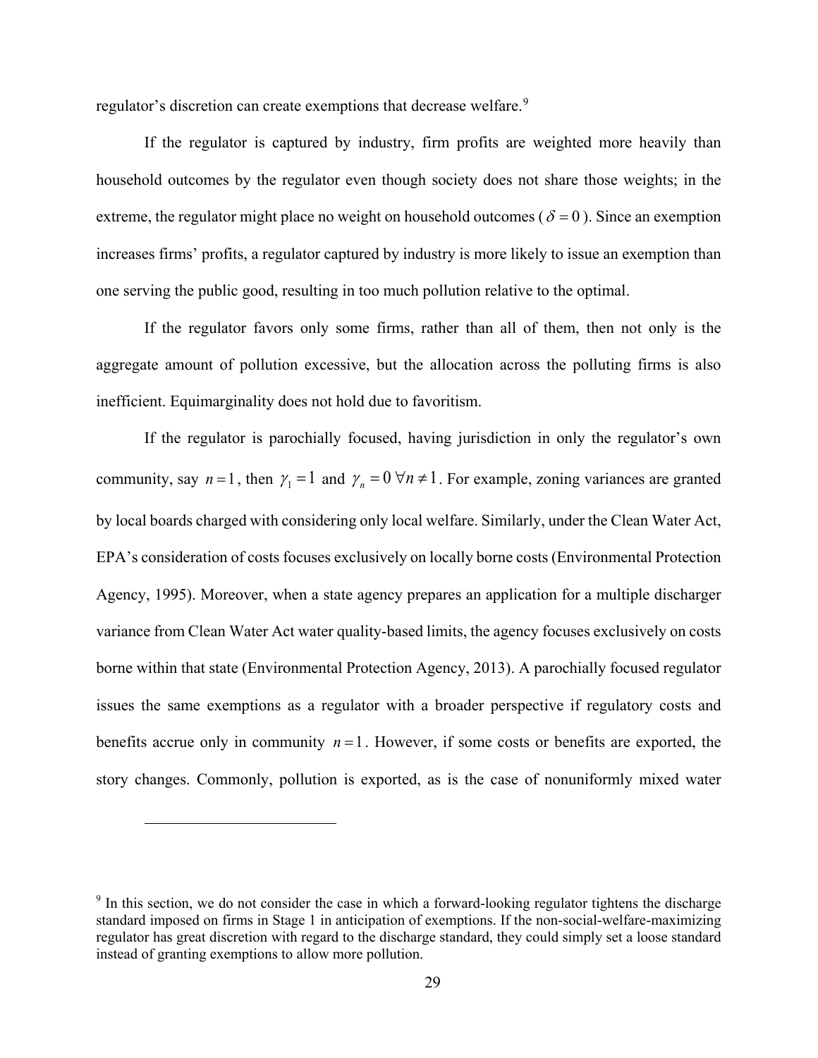regulator's discretion can create exemptions that decrease welfare.[9]

If the regulator is captured by industry, firm profits are weighted more heavily than household outcomes by the regulator even though society does not share those weights; in the extreme, the regulator might place no weight on household outcomes ( $\delta = 0$ ). Since an exemption increases firms' profits, a regulator captured by industry is more likely to issue an exemption than one serving the public good, resulting in too much pollution relative to the optimal.

If the regulator favors only some firms, rather than all of them, then not only is the aggregate amount of pollution excessive, but the allocation across the polluting firms is also inefficient. Equimarginality does not hold due to favoritism.

If the regulator is parochially focused, having jurisdiction in only the regulator's own community, say $n = 1$, then $\gamma_1 = 1$ and $\gamma_n = 0 \; \forall n \neq 1$. For example, zoning variances are granted by local boards charged with considering only local welfare. Similarly, under the Clean Water Act, EPA's consideration of costs focuses exclusively on locally borne costs (Environmental Protection Agency, 1995). Moreover, when a state agency prepares an application for a multiple discharger variance from Clean Water Act water quality-based limits, the agency focuses exclusively on costs borne within that state (Environmental Protection Agency, 2013). A parochially focused regulator issues the same exemptions as a regulator with a broader perspective if regulatory costs and benefits accrue only in community $n = 1$. However, if some costs or benefits are exported, the story changes. Commonly, pollution is exported, as is the case of nonuniformly mixed water

[9] In this section, we do not consider the case in which a forward-looking regulator tightens the discharge standard imposed on firms in Stage 1 in anticipation of exemptions. If the non-social-welfare-maximizing regulator has great discretion with regard to the discharge standard, they could simply set a loose standard instead of granting exemptions to allow more pollution.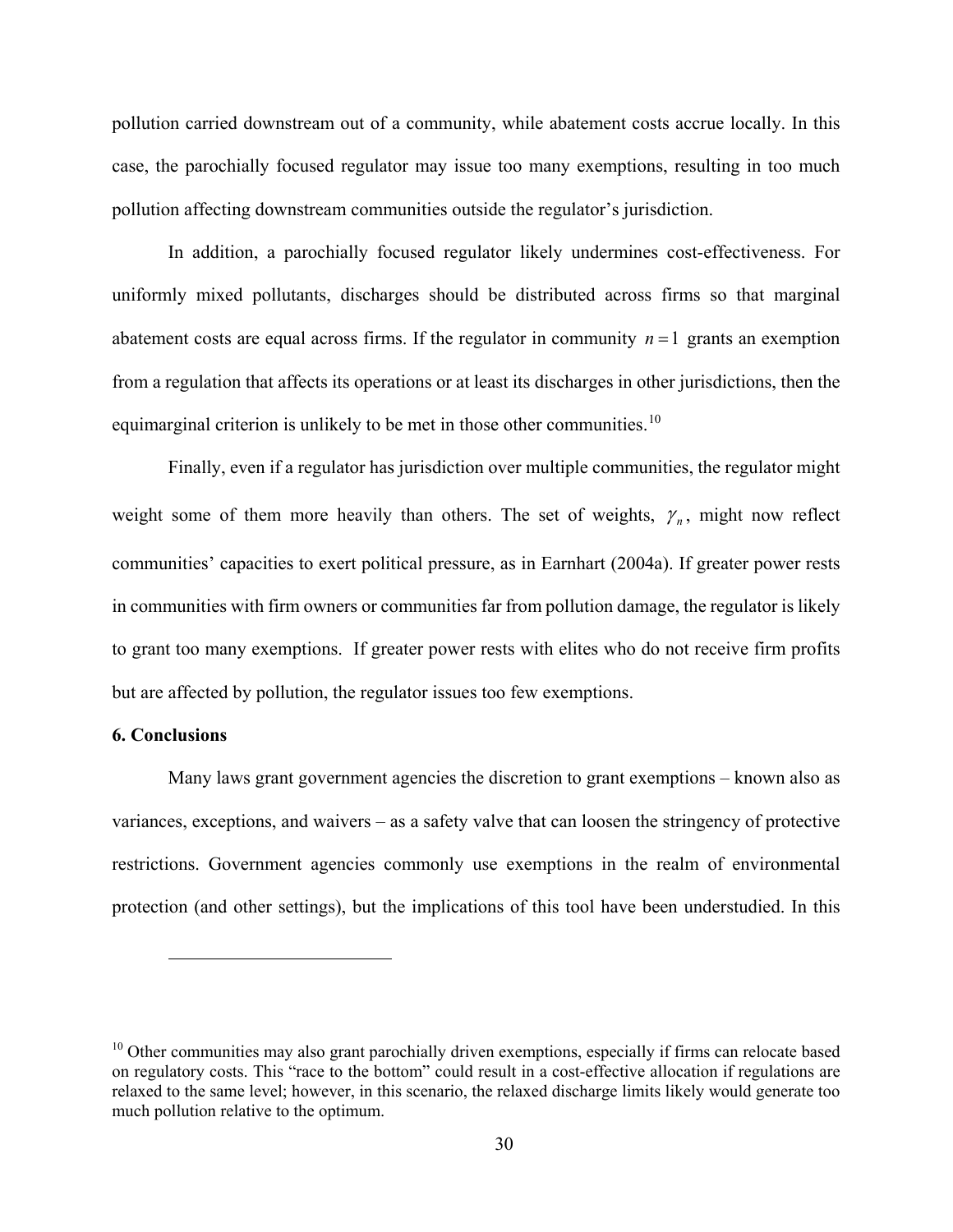pollution carried downstream out of a community, while abatement costs accrue locally. In this case, the parochially focused regulator may issue too many exemptions, resulting in too much pollution affecting downstream communities outside the regulator's jurisdiction.

In addition, a parochially focused regulator likely undermines cost-effectiveness. For uniformly mixed pollutants, discharges should be distributed across firms so that marginal abatement costs are equal across firms. If the regulator in community $n = 1$ grants an exemption from a regulation that affects its operations or at least its discharges in other jurisdictions, then the equimarginal criterion is unlikely to be met in those other communities.[10]

Finally, even if a regulator has jurisdiction over multiple communities, the regulator might weight some of them more heavily than others. The set of weights, $\gamma_n$, might now reflect communities' capacities to exert political pressure, as in Earnhart (2004a). If greater power rests in communities with firm owners or communities far from pollution damage, the regulator is likely to grant too many exemptions. If greater power rests with elites who do not receive firm profits but are affected by pollution, the regulator issues too few exemptions.

## 6. Conclusions

Many laws grant government agencies the discretion to grant exemptions – known also as variances, exceptions, and waivers – as a safety valve that can loosen the stringency of protective restrictions. Government agencies commonly use exemptions in the realm of environmental protection (and other settings), but the implications of this tool have been understudied. In this

[10] Other communities may also grant parochially driven exemptions, especially if firms can relocate based on regulatory costs. This "race to the bottom" could result in a cost-effective allocation if regulations are relaxed to the same level; however, in this scenario, the relaxed discharge limits likely would generate too much pollution relative to the optimum.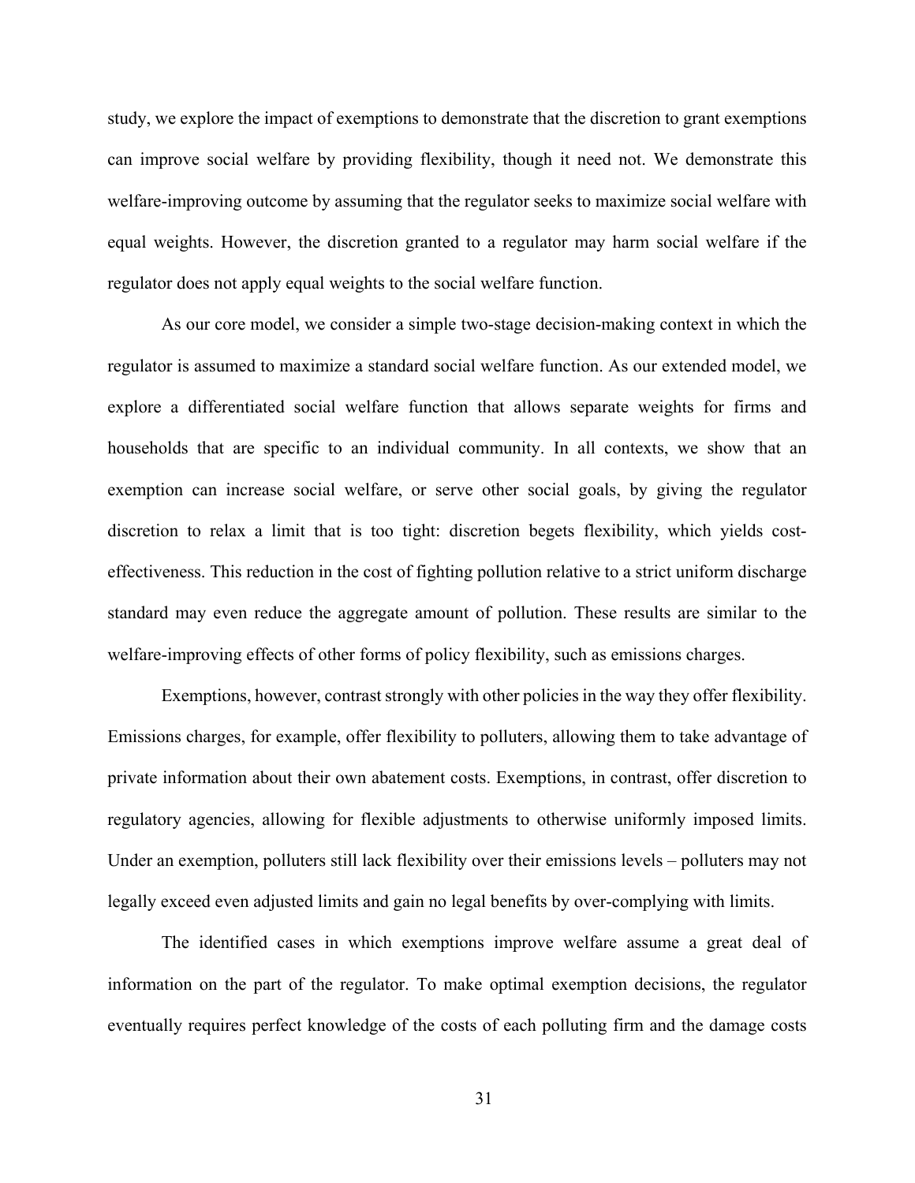study, we explore the impact of exemptions to demonstrate that the discretion to grant exemptions can improve social welfare by providing flexibility, though it need not. We demonstrate this welfare-improving outcome by assuming that the regulator seeks to maximize social welfare with equal weights. However, the discretion granted to a regulator may harm social welfare if the regulator does not apply equal weights to the social welfare function.

As our core model, we consider a simple two-stage decision-making context in which the regulator is assumed to maximize a standard social welfare function. As our extended model, we explore a differentiated social welfare function that allows separate weights for firms and households that are specific to an individual community. In all contexts, we show that an exemption can increase social welfare, or serve other social goals, by giving the regulator discretion to relax a limit that is too tight: discretion begets flexibility, which yields cost-effectiveness. This reduction in the cost of fighting pollution relative to a strict uniform discharge standard may even reduce the aggregate amount of pollution. These results are similar to the welfare-improving effects of other forms of policy flexibility, such as emissions charges.

Exemptions, however, contrast strongly with other policies in the way they offer flexibility. Emissions charges, for example, offer flexibility to polluters, allowing them to take advantage of private information about their own abatement costs. Exemptions, in contrast, offer discretion to regulatory agencies, allowing for flexible adjustments to otherwise uniformly imposed limits. Under an exemption, polluters still lack flexibility over their emissions levels – polluters may not legally exceed even adjusted limits and gain no legal benefits by over-complying with limits.

The identified cases in which exemptions improve welfare assume a great deal of information on the part of the regulator. To make optimal exemption decisions, the regulator eventually requires perfect knowledge of the costs of each polluting firm and the damage costs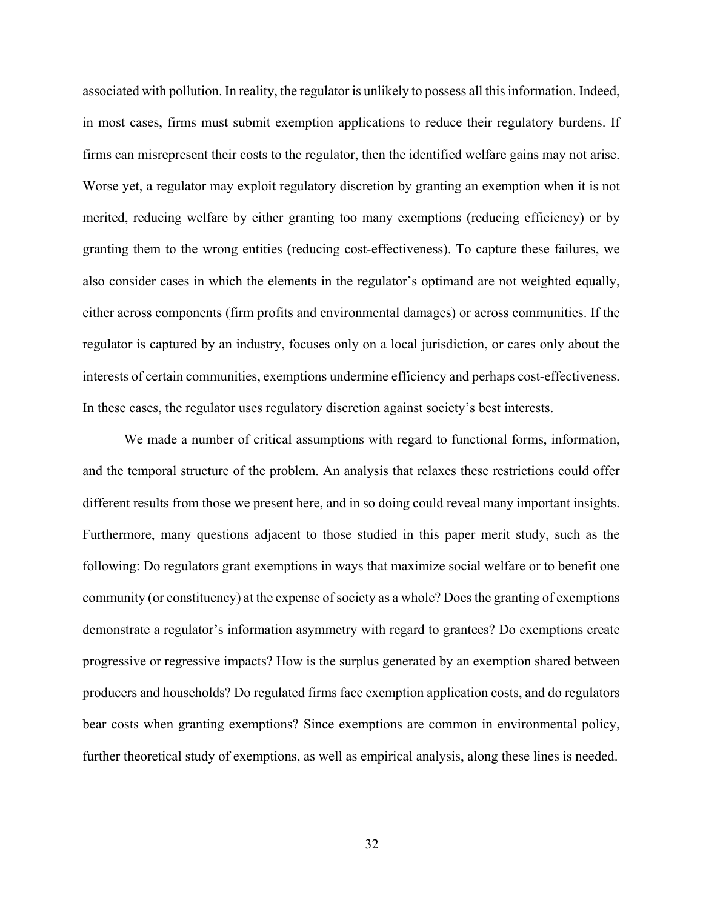associated with pollution. In reality, the regulator is unlikely to possess all this information. Indeed, in most cases, firms must submit exemption applications to reduce their regulatory burdens. If firms can misrepresent their costs to the regulator, then the identified welfare gains may not arise. Worse yet, a regulator may exploit regulatory discretion by granting an exemption when it is not merited, reducing welfare by either granting too many exemptions (reducing efficiency) or by granting them to the wrong entities (reducing cost-effectiveness). To capture these failures, we also consider cases in which the elements in the regulator's optimand are not weighted equally, either across components (firm profits and environmental damages) or across communities. If the regulator is captured by an industry, focuses only on a local jurisdiction, or cares only about the interests of certain communities, exemptions undermine efficiency and perhaps cost-effectiveness. In these cases, the regulator uses regulatory discretion against society's best interests.

We made a number of critical assumptions with regard to functional forms, information, and the temporal structure of the problem. An analysis that relaxes these restrictions could offer different results from those we present here, and in so doing could reveal many important insights. Furthermore, many questions adjacent to those studied in this paper merit study, such as the following: Do regulators grant exemptions in ways that maximize social welfare or to benefit one community (or constituency) at the expense of society as a whole? Does the granting of exemptions demonstrate a regulator's information asymmetry with regard to grantees? Do exemptions create progressive or regressive impacts? How is the surplus generated by an exemption shared between producers and households? Do regulated firms face exemption application costs, and do regulators bear costs when granting exemptions? Since exemptions are common in environmental policy, further theoretical study of exemptions, as well as empirical analysis, along these lines is needed.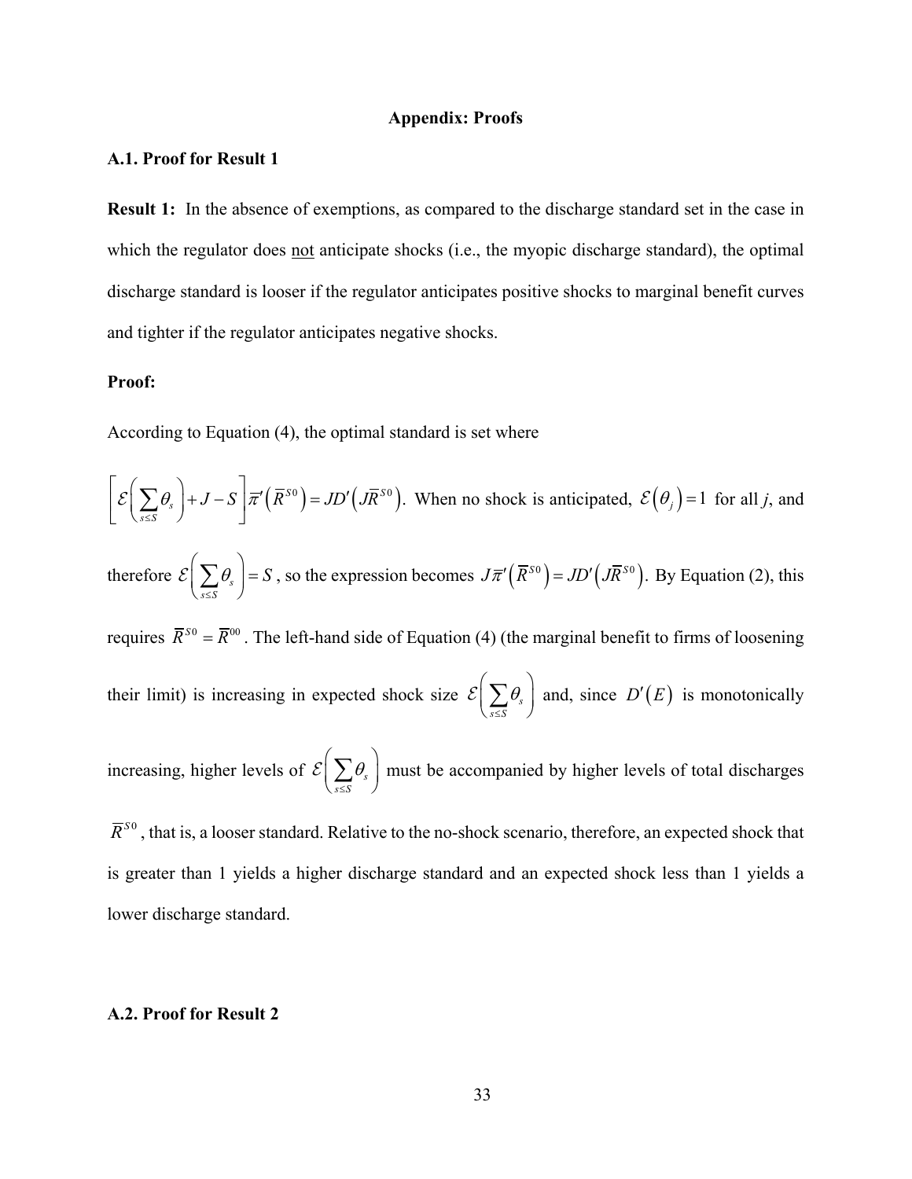# Appendix: Proofs

## A.1. Proof for Result 1

**Result 1:** In the absence of exemptions, as compared to the discharge standard set in the case in which the regulator does not anticipate shocks (i.e., the myopic discharge standard), the optimal discharge standard is looser if the regulator anticipates positive shocks to marginal benefit curves and tighter if the regulator anticipates negative shocks.

**Proof:**

According to Equation (4), the optimal standard is set where $\left[\mathcal{E}\left(\sum_{s\leq S}\theta_s\right)+J-S\right]\bar{\pi}'\left(\bar{R}^{S0}\right)=JD'\left(J\bar{R}^{S0}\right)$. When no shock is anticipated, $\mathcal{E}\left(\theta_j\right)=1$ for all $j$, and therefore $\mathcal{E}\left(\sum_{s\leq S}\theta_s\right)=S$, so the expression becomes $J\bar{\pi}'\left(\bar{R}^{S0}\right)=JD'\left(J\bar{R}^{S0}\right)$. By Equation (2), this requires $\bar{R}^{S0}=\bar{R}^{00}$. The left-hand side of Equation (4) (the marginal benefit to firms of loosening their limit) is increasing in expected shock size $\mathcal{E}\left(\sum_{s\leq S}\theta_s\right)$ and, since $D'(E)$ is monotonically increasing, higher levels of $\mathcal{E}\left(\sum_{s\leq S}\theta_s\right)$ must be accompanied by higher levels of total discharges $\bar{R}^{S0}$, that is, a looser standard. Relative to the no-shock scenario, therefore, an expected shock that is greater than 1 yields a higher discharge standard and an expected shock less than 1 yields a lower discharge standard.

## A.2. Proof for Result 2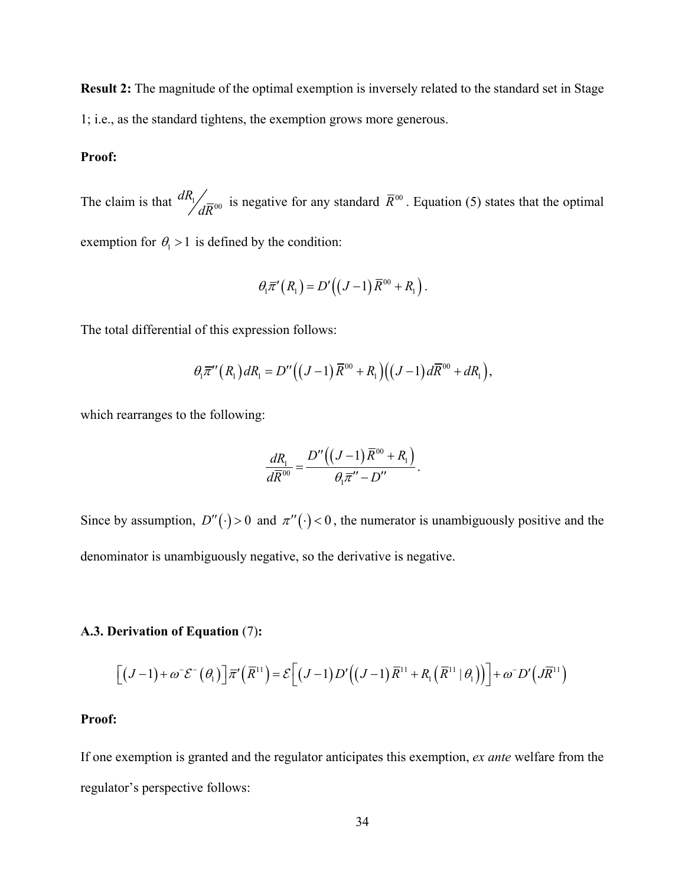**Result 2:** The magnitude of the optimal exemption is inversely related to the standard set in Stage 1; i.e., as the standard tightens, the exemption grows more generous.

**Proof:**

The claim is that $dR_1 / d\bar{R}^{00}$ is negative for any standard $\bar{R}^{00}$. Equation (5) states that the optimal exemption for $\theta_1 > 1$ is defined by the condition:

$$\theta_1 \bar{\pi}'(R_1) = D'\left((J-1)\bar{R}^{00} + R_1\right).$$

The total differential of this expression follows:

$$\theta_1 \bar{\pi}''(R_1)\, dR_1 = D''\left((J-1)\bar{R}^{00} + R_1\right)\left((J-1)\, d\bar{R}^{00} + dR_1\right),$$

which rearranges to the following:

$$\frac{dR_1}{d\bar{R}^{00}} = \frac{D''\left((J-1)\bar{R}^{00} + R_1\right)}{\theta_1 \bar{\pi}'' - D''}.$$

Since by assumption, $D''(\cdot) > 0$ and $\pi''(\cdot) < 0$, the numerator is unambiguously positive and the denominator is unambiguously negative, so the derivative is negative.

**A.3. Derivation of Equation** (7)**:**

$$\left[(J-1) + \omega^{-}\mathcal{E}^{-}(\theta_1)\right]\bar{\pi}'\left(\bar{R}^{11}\right) = \mathcal{E}\left[(J-1)D'\left((J-1)\bar{R}^{11} + R_1\left(\bar{R}^{11} \mid \theta_1\right)\right)\right] + \omega^{-}D'\left(J\bar{R}^{11}\right)$$

**Proof:**

If one exemption is granted and the regulator anticipates this exemption, *ex ante* welfare from the regulator's perspective follows: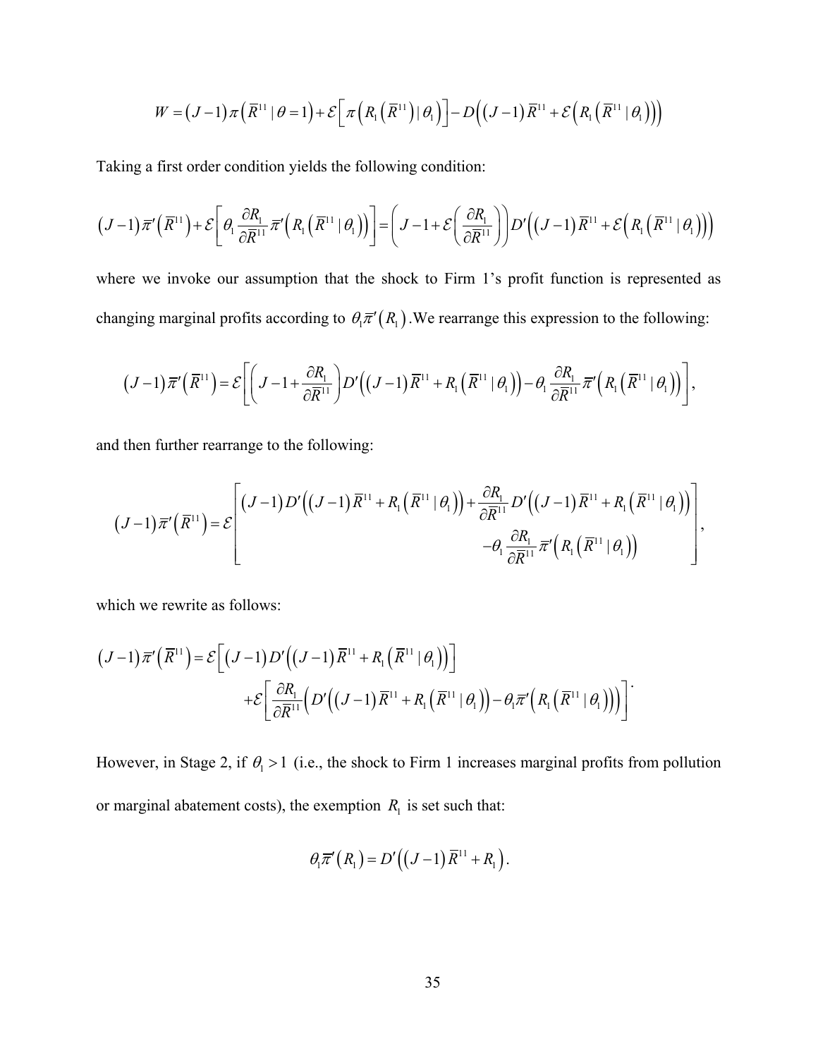$$W = (J-1)\pi\left(\overline{R}^{11} \mid \theta = 1\right) + \mathcal{E}\left[\pi\left(R_1\left(\overline{R}^{11}\right) \mid \theta_1\right)\right] - D\left((J-1)\overline{R}^{11} + \mathcal{E}\left(R_1\left(\overline{R}^{11} \mid \theta_1\right)\right)\right)$$

Taking a first order condition yields the following condition:

$$(J-1)\overline{\pi}'\left(\overline{R}^{11}\right) + \mathcal{E}\left[\theta_1 \frac{\partial R_1}{\partial \overline{R}^{11}} \overline{\pi}'\left(R_1\left(\overline{R}^{11} \mid \theta_1\right)\right)\right] = \left(J - 1 + \mathcal{E}\left(\frac{\partial R_1}{\partial \overline{R}^{11}}\right)\right) D'\left((J-1)\overline{R}^{11} + \mathcal{E}\left(R_1\left(\overline{R}^{11} \mid \theta_1\right)\right)\right)$$

where we invoke our assumption that the shock to Firm 1's profit function is represented as changing marginal profits according to $\theta_1 \overline{\pi}'(R_1)$. We rearrange this expression to the following:

$$(J-1)\overline{\pi}'\left(\overline{R}^{11}\right) = \mathcal{E}\left[\left(J - 1 + \frac{\partial R_1}{\partial \overline{R}^{11}}\right) D'\left((J-1)\overline{R}^{11} + R_1\left(\overline{R}^{11} \mid \theta_1\right)\right) - \theta_1 \frac{\partial R_1}{\partial \overline{R}^{11}} \overline{\pi}'\left(R_1\left(\overline{R}^{11} \mid \theta_1\right)\right)\right],$$

and then further rearrange to the following:

$$(J-1)\overline{\pi}'\left(\overline{R}^{11}\right) = \mathcal{E}\left[\begin{array}{r} (J-1)D'\left((J-1)\overline{R}^{11} + R_1\left(\overline{R}^{11} \mid \theta_1\right)\right) + \dfrac{\partial R_1}{\partial \overline{R}^{11}} D'\left((J-1)\overline{R}^{11} + R_1\left(\overline{R}^{11} \mid \theta_1\right)\right) \\ -\theta_1 \dfrac{\partial R_1}{\partial \overline{R}^{11}} \overline{\pi}'\left(R_1\left(\overline{R}^{11} \mid \theta_1\right)\right) \end{array}\right],$$

which we rewrite as follows:

$$\begin{aligned} (J-1)\overline{\pi}'\left(\overline{R}^{11}\right) = {} & \mathcal{E}\left[(J-1)D'\left((J-1)\overline{R}^{11} + R_1\left(\overline{R}^{11} \mid \theta_1\right)\right)\right] \\ & + \mathcal{E}\left[\frac{\partial R_1}{\partial \overline{R}^{11}}\left(D'\left((J-1)\overline{R}^{11} + R_1\left(\overline{R}^{11} \mid \theta_1\right)\right) - \theta_1 \overline{\pi}'\left(R_1\left(\overline{R}^{11} \mid \theta_1\right)\right)\right)\right]. \end{aligned}$$

However, in Stage 2, if $\theta_1 > 1$ (i.e., the shock to Firm 1 increases marginal profits from pollution or marginal abatement costs), the exemption $R_1$ is set such that:

$$\theta_1 \overline{\pi}'(R_1) = D'\left((J-1)\overline{R}^{11} + R_1\right).$$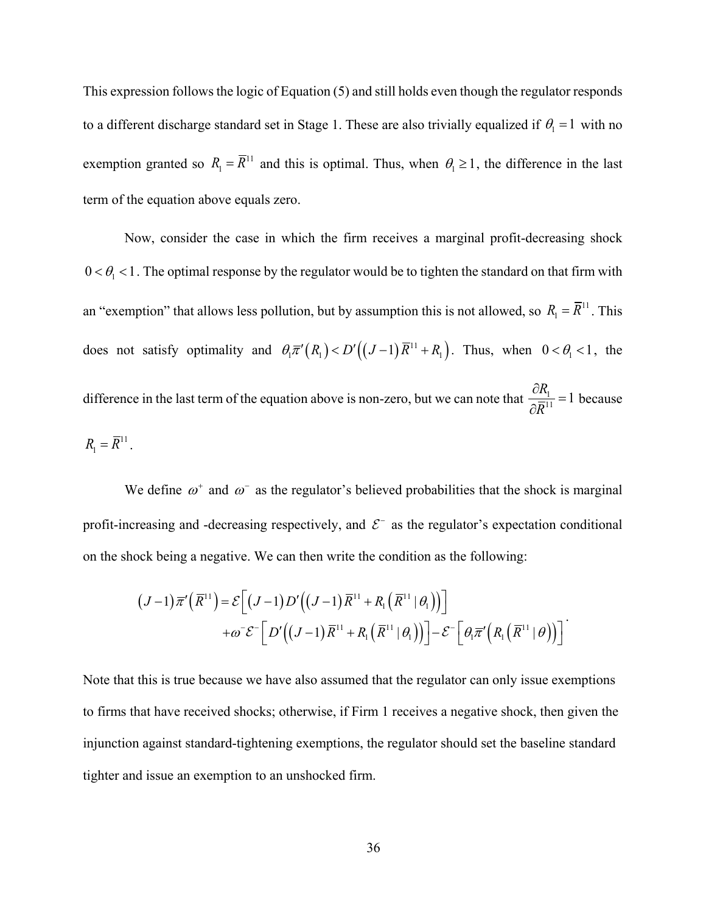This expression follows the logic of Equation (5) and still holds even though the regulator responds to a different discharge standard set in Stage 1. These are also trivially equalized if $\theta_1 = 1$ with no exemption granted so $R_1 = \overline{R}^{11}$ and this is optimal. Thus, when $\theta_1 \geq 1$, the difference in the last term of the equation above equals zero.

Now, consider the case in which the firm receives a marginal profit-decreasing shock $0 < \theta_1 < 1$. The optimal response by the regulator would be to tighten the standard on that firm with an "exemption" that allows less pollution, but by assumption this is not allowed, so $R_1 = \overline{R}^{11}$. This does not satisfy optimality and $\theta_1 \overline{\pi}'(R_1) < D'\left((J-1)\overline{R}^{11} + R_1\right)$. Thus, when $0 < \theta_1 < 1$, the difference in the last term of the equation above is non-zero, but we can note that $\frac{\partial R_1}{\partial \overline{R}^{11}} = 1$ because $R_1 = \overline{R}^{11}$.

We define $\omega^+$ and $\omega^-$ as the regulator's believed probabilities that the shock is marginal profit-increasing and -decreasing respectively, and $\mathcal{E}^-$ as the regulator's expectation conditional on the shock being a negative. We can then write the condition as the following:

$$
\begin{aligned}
(J-1)\overline{\pi}'\left(\overline{R}^{11}\right) = {} & \mathcal{E}\left[(J-1)D'\left((J-1)\overline{R}^{11} + R_1\left(\overline{R}^{11} \mid \theta_1\right)\right)\right] \\
& + \omega^- \mathcal{E}^-\left[D'\left((J-1)\overline{R}^{11} + R_1\left(\overline{R}^{11} \mid \theta_1\right)\right)\right] - \mathcal{E}^-\left[\theta_1 \overline{\pi}'\left(R_1\left(\overline{R}^{11} \mid \theta\right)\right)\right].
\end{aligned}
$$

Note that this is true because we have also assumed that the regulator can only issue exemptions to firms that have received shocks; otherwise, if Firm 1 receives a negative shock, then given the injunction against standard-tightening exemptions, the regulator should set the baseline standard tighter and issue an exemption to an unshocked firm.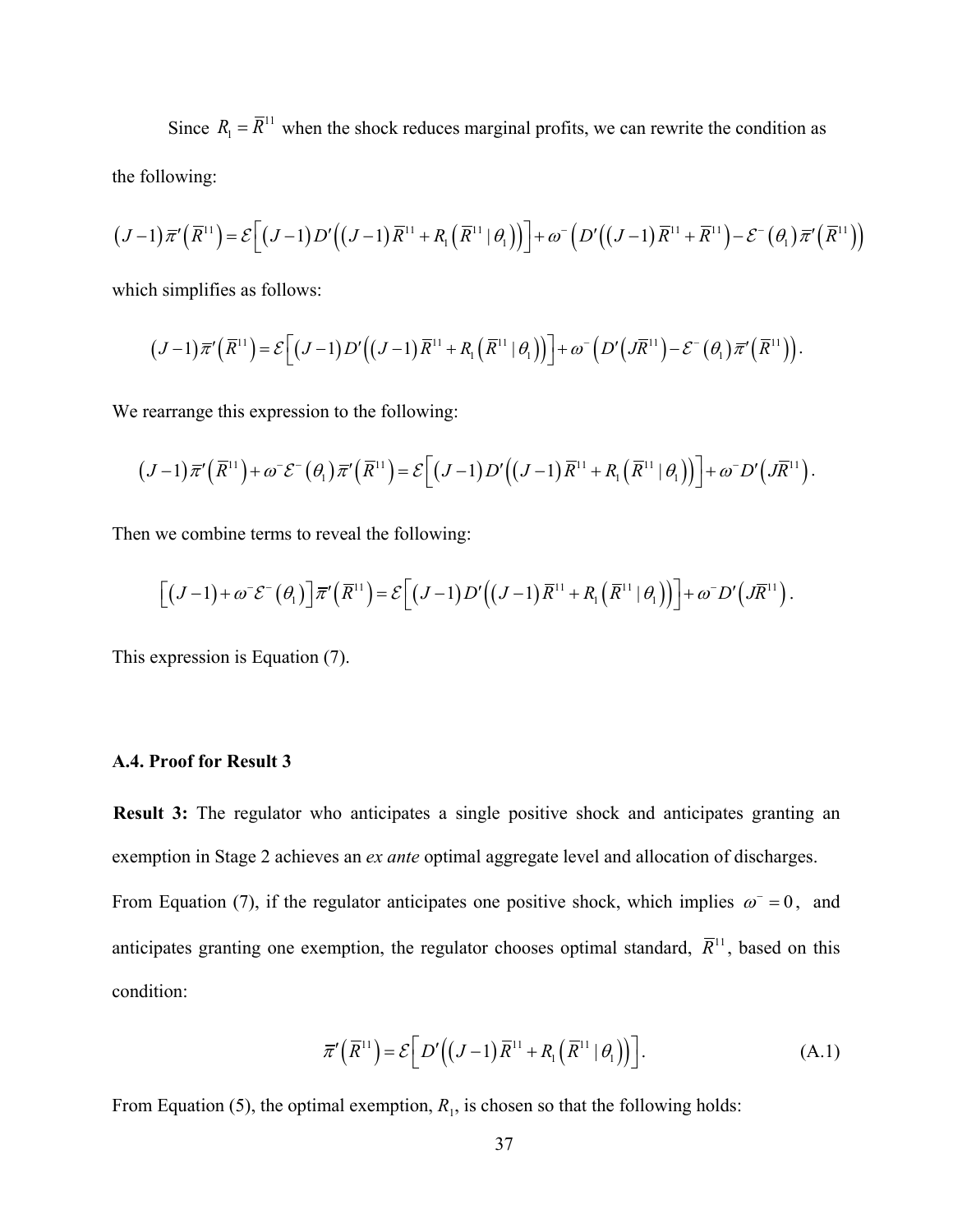Since $R_1 = \overline{R}^{11}$ when the shock reduces marginal profits, we can rewrite the condition as the following:

$$(J-1)\overline{\pi}'\left(\overline{R}^{11}\right) = \mathcal{E}\left[(J-1)D'\left((J-1)\overline{R}^{11} + R_1\left(\overline{R}^{11} \mid \theta_1\right)\right)\right] + \omega^-\left(D'\left((J-1)\overline{R}^{11} + \overline{R}^{11}\right) - \mathcal{E}^-(\theta_1)\overline{\pi}'\left(\overline{R}^{11}\right)\right)$$

which simplifies as follows:

$$(J-1)\overline{\pi}'\left(\overline{R}^{11}\right) = \mathcal{E}\left[(J-1)D'\left((J-1)\overline{R}^{11} + R_1\left(\overline{R}^{11} \mid \theta_1\right)\right)\right] + \omega^-\left(D'\left(J\overline{R}^{11}\right) - \mathcal{E}^-(\theta_1)\overline{\pi}'\left(\overline{R}^{11}\right)\right).$$

We rearrange this expression to the following:

$$(J-1)\overline{\pi}'\left(\overline{R}^{11}\right) + \omega^-\mathcal{E}^-(\theta_1)\overline{\pi}'\left(\overline{R}^{11}\right) = \mathcal{E}\left[(J-1)D'\left((J-1)\overline{R}^{11} + R_1\left(\overline{R}^{11} \mid \theta_1\right)\right)\right] + \omega^- D'\left(J\overline{R}^{11}\right).$$

Then we combine terms to reveal the following:

$$\left[(J-1) + \omega^-\mathcal{E}^-(\theta_1)\right]\overline{\pi}'\left(\overline{R}^{11}\right) = \mathcal{E}\left[(J-1)D'\left((J-1)\overline{R}^{11} + R_1\left(\overline{R}^{11} \mid \theta_1\right)\right)\right] + \omega^- D'\left(J\overline{R}^{11}\right).$$

This expression is Equation (7).

### A.4. Proof for Result 3

**Result 3:** The regulator who anticipates a single positive shock and anticipates granting an exemption in Stage 2 achieves an *ex ante* optimal aggregate level and allocation of discharges.

From Equation (7), if the regulator anticipates one positive shock, which implies $\omega^- = 0$, and anticipates granting one exemption, the regulator chooses optimal standard, $\overline{R}^{11}$, based on this condition:

$$\overline{\pi}'\left(\overline{R}^{11}\right) = \mathcal{E}\left[D'\left((J-1)\overline{R}^{11} + R_1\left(\overline{R}^{11} \mid \theta_1\right)\right)\right]. \tag{A.1}$$

From Equation (5), the optimal exemption, $R_1$, is chosen so that the following holds: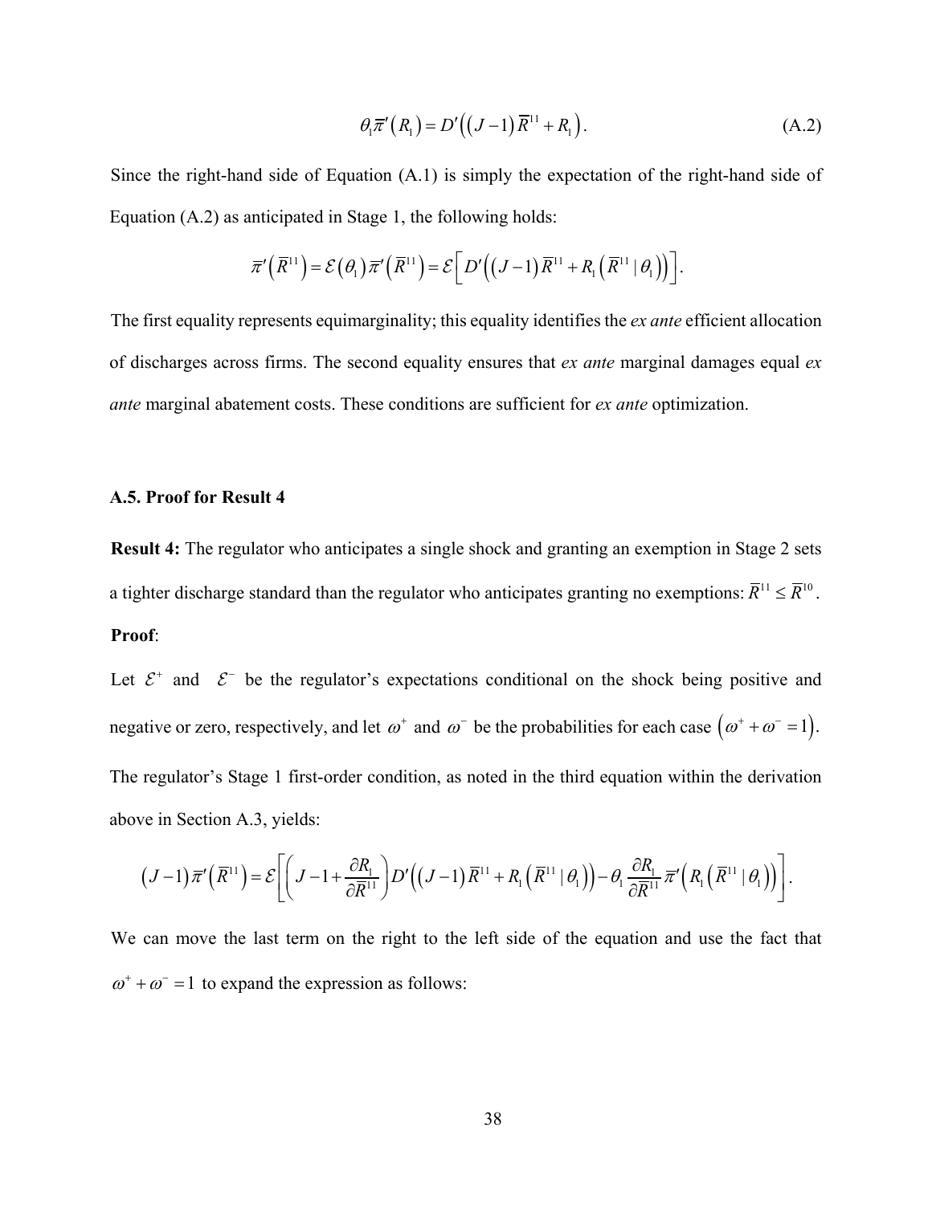$$\theta_1 \bar{\pi}'(R_1) = D'\left((J-1)\bar{R}^{11} + R_1\right). \tag{A.2}$$

Since the right-hand side of Equation (A.1) is simply the expectation of the right-hand side of Equation (A.2) as anticipated in Stage 1, the following holds:

$$\bar{\pi}'\left(\bar{R}^{11}\right) = \mathcal{E}\left(\theta_1\right)\bar{\pi}'\left(\bar{R}^{11}\right) = \mathcal{E}\left[D'\left((J-1)\bar{R}^{11} + R_1\left(\bar{R}^{11} \mid \theta_1\right)\right)\right].$$

The first equality represents equimarginality; this equality identifies the *ex ante* efficient allocation of discharges across firms. The second equality ensures that *ex ante* marginal damages equal *ex ante* marginal abatement costs. These conditions are sufficient for *ex ante* optimization.

### A.5. Proof for Result 4

**Result 4:** The regulator who anticipates a single shock and granting an exemption in Stage 2 sets a tighter discharge standard than the regulator who anticipates granting no exemptions: $\bar{R}^{11} \leq \bar{R}^{10}$.

**Proof**:

Let $\mathcal{E}^{+}$ and $\mathcal{E}^{-}$ be the regulator's expectations conditional on the shock being positive and negative or zero, respectively, and let $\omega^{+}$ and $\omega^{-}$ be the probabilities for each case $\left(\omega^{+} + \omega^{-} = 1\right)$. The regulator's Stage 1 first-order condition, as noted in the third equation within the derivation above in Section A.3, yields:

$$(J-1)\bar{\pi}'\left(\bar{R}^{11}\right) = \mathcal{E}\left[\left(J-1+\frac{\partial R_1}{\partial \bar{R}^{11}}\right)D'\left((J-1)\bar{R}^{11} + R_1\left(\bar{R}^{11} \mid \theta_1\right)\right) - \theta_1 \frac{\partial R_1}{\partial \bar{R}^{11}}\bar{\pi}'\left(R_1\left(\bar{R}^{11} \mid \theta_1\right)\right)\right].$$

We can move the last term on the right to the left side of the equation and use the fact that $\omega^{+} + \omega^{-} = 1$ to expand the expression as follows: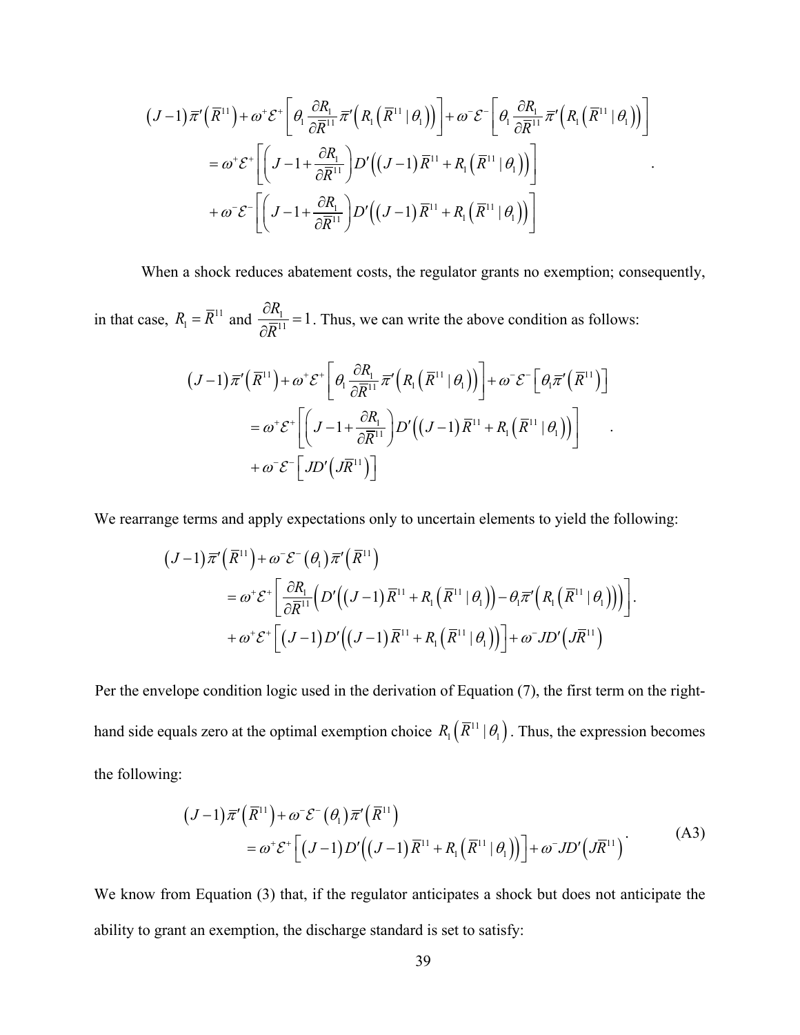$$
\begin{aligned}
&(J-1)\bar{\pi}'\left(\bar{R}^{11}\right)+\omega^{+}\mathcal{E}^{+}\left[\theta_1\frac{\partial R_1}{\partial \bar{R}^{11}}\bar{\pi}'\left(R_1\left(\bar{R}^{11}\mid\theta_1\right)\right)\right]+\omega^{-}\mathcal{E}^{-}\left[\theta_1\frac{\partial R_1}{\partial \bar{R}^{11}}\bar{\pi}'\left(R_1\left(\bar{R}^{11}\mid\theta_1\right)\right)\right]\\
&\qquad=\omega^{+}\mathcal{E}^{+}\left[\left(J-1+\frac{\partial R_1}{\partial \bar{R}^{11}}\right)D'\left((J-1)\bar{R}^{11}+R_1\left(\bar{R}^{11}\mid\theta_1\right)\right)\right]\\
&\qquad\quad+\omega^{-}\mathcal{E}^{-}\left[\left(J-1+\frac{\partial R_1}{\partial \bar{R}^{11}}\right)D'\left((J-1)\bar{R}^{11}+R_1\left(\bar{R}^{11}\mid\theta_1\right)\right)\right]
\end{aligned}.
$$

When a shock reduces abatement costs, the regulator grants no exemption; consequently, in that case, $R_1=\bar{R}^{11}$ and $\frac{\partial R_1}{\partial \bar{R}^{11}}=1$. Thus, we can write the above condition as follows:

$$
\begin{aligned}
&(J-1)\bar{\pi}'\left(\bar{R}^{11}\right)+\omega^{+}\mathcal{E}^{+}\left[\theta_1\frac{\partial R_1}{\partial \bar{R}^{11}}\bar{\pi}'\left(R_1\left(\bar{R}^{11}\mid\theta_1\right)\right)\right]+\omega^{-}\mathcal{E}^{-}\left[\theta_1\bar{\pi}'\left(\bar{R}^{11}\right)\right]\\
&\qquad=\omega^{+}\mathcal{E}^{+}\left[\left(J-1+\frac{\partial R_1}{\partial \bar{R}^{11}}\right)D'\left((J-1)\bar{R}^{11}+R_1\left(\bar{R}^{11}\mid\theta_1\right)\right)\right]\\
&\qquad\quad+\omega^{-}\mathcal{E}^{-}\left[JD'\left(J\bar{R}^{11}\right)\right]
\end{aligned}.
$$

We rearrange terms and apply expectations only to uncertain elements to yield the following:

$$
\begin{aligned}
&(J-1)\bar{\pi}'\left(\bar{R}^{11}\right)+\omega^{-}\mathcal{E}^{-}\left(\theta_1\right)\bar{\pi}'\left(\bar{R}^{11}\right)\\
&\qquad=\omega^{+}\mathcal{E}^{+}\left[\frac{\partial R_1}{\partial \bar{R}^{11}}\left(D'\left((J-1)\bar{R}^{11}+R_1\left(\bar{R}^{11}\mid\theta_1\right)\right)-\theta_1\bar{\pi}'\left(R_1\left(\bar{R}^{11}\mid\theta_1\right)\right)\right)\right]\\
&\qquad\quad+\omega^{+}\mathcal{E}^{+}\left[(J-1)D'\left((J-1)\bar{R}^{11}+R_1\left(\bar{R}^{11}\mid\theta_1\right)\right)\right]+\omega^{-}JD'\left(J\bar{R}^{11}\right)
\end{aligned}.
$$

Per the envelope condition logic used in the derivation of Equation (7), the first term on the right-hand side equals zero at the optimal exemption choice $R_1\left(\bar{R}^{11}\mid\theta_1\right)$. Thus, the expression becomes the following:

$$
\begin{aligned}
&(J-1)\bar{\pi}'\left(\bar{R}^{11}\right)+\omega^{-}\mathcal{E}^{-}\left(\theta_1\right)\bar{\pi}'\left(\bar{R}^{11}\right)\\
&\qquad=\omega^{+}\mathcal{E}^{+}\left[(J-1)D'\left((J-1)\bar{R}^{11}+R_1\left(\bar{R}^{11}\mid\theta_1\right)\right)\right]+\omega^{-}JD'\left(J\bar{R}^{11}\right)
\end{aligned}. \tag{A3}
$$

We know from Equation (3) that, if the regulator anticipates a shock but does not anticipate the ability to grant an exemption, the discharge standard is set to satisfy: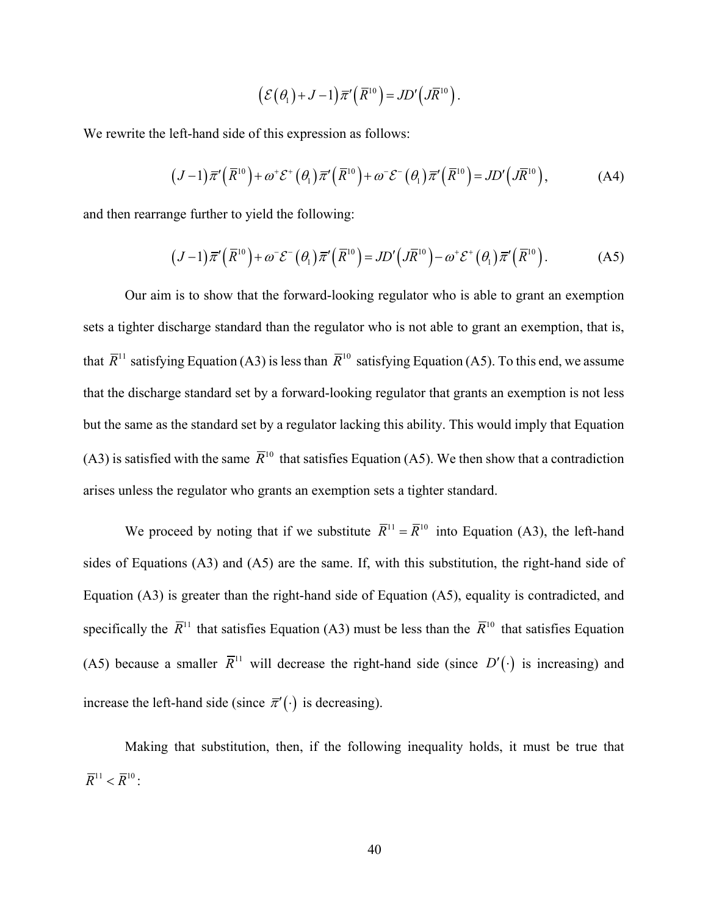$$\left(\mathcal{E}\left(\theta_1\right)+J-1\right)\overline{\pi}'\left(\overline{R}^{10}\right)=JD'\left(J\overline{R}^{10}\right).$$

We rewrite the left-hand side of this expression as follows:

$$\left(J-1\right)\overline{\pi}'\left(\overline{R}^{10}\right)+\omega^{+}\mathcal{E}^{+}\left(\theta_1\right)\overline{\pi}'\left(\overline{R}^{10}\right)+\omega^{-}\mathcal{E}^{-}\left(\theta_1\right)\overline{\pi}'\left(\overline{R}^{10}\right)=JD'\left(J\overline{R}^{10}\right), \tag{A4}$$

and then rearrange further to yield the following:

$$\left(J-1\right)\overline{\pi}'\left(\overline{R}^{10}\right)+\omega^{-}\mathcal{E}^{-}\left(\theta_1\right)\overline{\pi}'\left(\overline{R}^{10}\right)=JD'\left(J\overline{R}^{10}\right)-\omega^{+}\mathcal{E}^{+}\left(\theta_1\right)\overline{\pi}'\left(\overline{R}^{10}\right). \tag{A5}$$

Our aim is to show that the forward-looking regulator who is able to grant an exemption sets a tighter discharge standard than the regulator who is not able to grant an exemption, that is, that $\overline{R}^{11}$ satisfying Equation (A3) is less than $\overline{R}^{10}$ satisfying Equation (A5). To this end, we assume that the discharge standard set by a forward-looking regulator that grants an exemption is not less but the same as the standard set by a regulator lacking this ability. This would imply that Equation (A3) is satisfied with the same $\overline{R}^{10}$ that satisfies Equation (A5). We then show that a contradiction arises unless the regulator who grants an exemption sets a tighter standard.

We proceed by noting that if we substitute $\overline{R}^{11}=\overline{R}^{10}$ into Equation (A3), the left-hand sides of Equations (A3) and (A5) are the same. If, with this substitution, the right-hand side of Equation (A3) is greater than the right-hand side of Equation (A5), equality is contradicted, and specifically the $\overline{R}^{11}$ that satisfies Equation (A3) must be less than the $\overline{R}^{10}$ that satisfies Equation (A5) because a smaller $\overline{R}^{11}$ will decrease the right-hand side (since $D'(\cdot)$ is increasing) and increase the left-hand side (since $\overline{\pi}'(\cdot)$ is decreasing).

Making that substitution, then, if the following inequality holds, it must be true that $\overline{R}^{11}<\overline{R}^{10}$: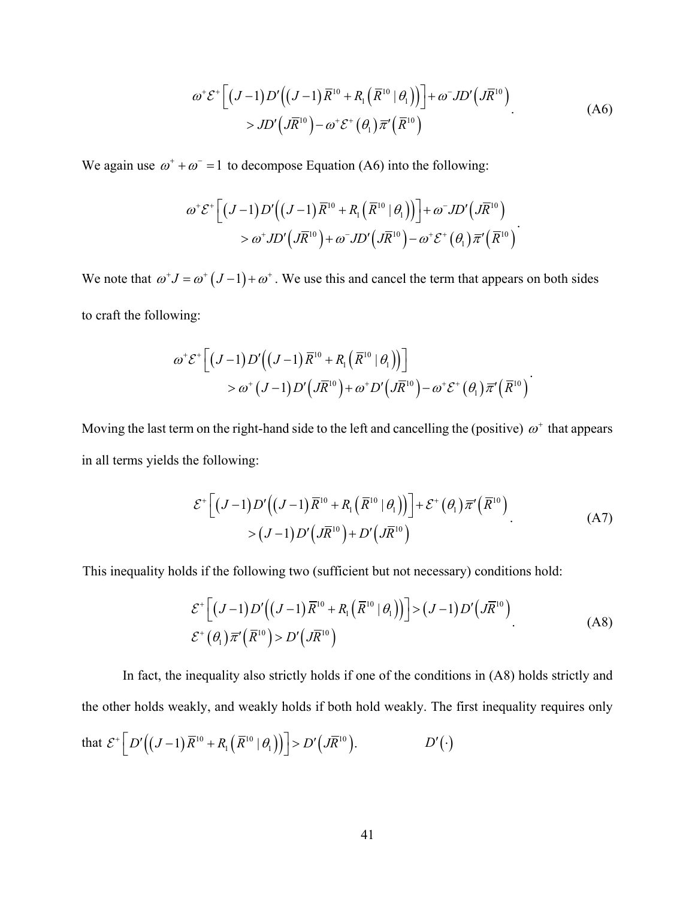$$\omega^{+}\mathcal{E}^{+}\left[\left(J-1\right)D'\left(\left(J-1\right)\overline{R}^{10}+R_{1}\left(\overline{R}^{10}\mid\theta_{1}\right)\right)\right]+\omega^{-}JD'\left(J\overline{R}^{10}\right) \\ >JD'\left(J\overline{R}^{10}\right)-\omega^{+}\mathcal{E}^{+}\left(\theta_{1}\right)\overline{\pi}'\left(\overline{R}^{10}\right) \tag{A6}$$

We again use $\omega^{+}+\omega^{-}=1$ to decompose Equation (A6) into the following:

$$\omega^{+}\mathcal{E}^{+}\left[\left(J-1\right)D'\left(\left(J-1\right)\overline{R}^{10}+R_{1}\left(\overline{R}^{10}\mid\theta_{1}\right)\right)\right]+\omega^{-}JD'\left(J\overline{R}^{10}\right) \\ >\omega^{+}JD'\left(J\overline{R}^{10}\right)+\omega^{-}JD'\left(J\overline{R}^{10}\right)-\omega^{+}\mathcal{E}^{+}\left(\theta_{1}\right)\overline{\pi}'\left(\overline{R}^{10}\right).$$

We note that $\omega^{+}J=\omega^{+}\left(J-1\right)+\omega^{+}$. We use this and cancel the term that appears on both sides to craft the following:

$$\omega^{+}\mathcal{E}^{+}\left[\left(J-1\right)D'\left(\left(J-1\right)\overline{R}^{10}+R_{1}\left(\overline{R}^{10}\mid\theta_{1}\right)\right)\right] \\ >\omega^{+}\left(J-1\right)D'\left(J\overline{R}^{10}\right)+\omega^{+}D'\left(J\overline{R}^{10}\right)-\omega^{+}\mathcal{E}^{+}\left(\theta_{1}\right)\overline{\pi}'\left(\overline{R}^{10}\right).$$

Moving the last term on the right-hand side to the left and cancelling the (positive) $\omega^{+}$ that appears in all terms yields the following:

$$\mathcal{E}^{+}\left[\left(J-1\right)D'\left(\left(J-1\right)\overline{R}^{10}+R_{1}\left(\overline{R}^{10}\mid\theta_{1}\right)\right)\right]+\mathcal{E}^{+}\left(\theta_{1}\right)\overline{\pi}'\left(\overline{R}^{10}\right) \\ >\left(J-1\right)D'\left(J\overline{R}^{10}\right)+D'\left(J\overline{R}^{10}\right) \tag{A7}$$

This inequality holds if the following two (sufficient but not necessary) conditions hold:

$$\mathcal{E}^{+}\left[\left(J-1\right)D'\left(\left(J-1\right)\overline{R}^{10}+R_{1}\left(\overline{R}^{10}\mid\theta_{1}\right)\right)\right]>\left(J-1\right)D'\left(J\overline{R}^{10}\right) \\ \mathcal{E}^{+}\left(\theta_{1}\right)\overline{\pi}'\left(\overline{R}^{10}\right)>D'\left(J\overline{R}^{10}\right) \tag{A8}$$

In fact, the inequality also strictly holds if one of the conditions in (A8) holds strictly and the other holds weakly, and weakly holds if both hold weakly. The first inequality requires only that $\mathcal{E}^{+}\left[D'\left(\left(J-1\right)\overline{R}^{10}+R_{1}\left(\overline{R}^{10}\mid\theta_{1}\right)\right)\right]>D'\left(J\overline{R}^{10}\right)$. $D'\left(\cdot\right)$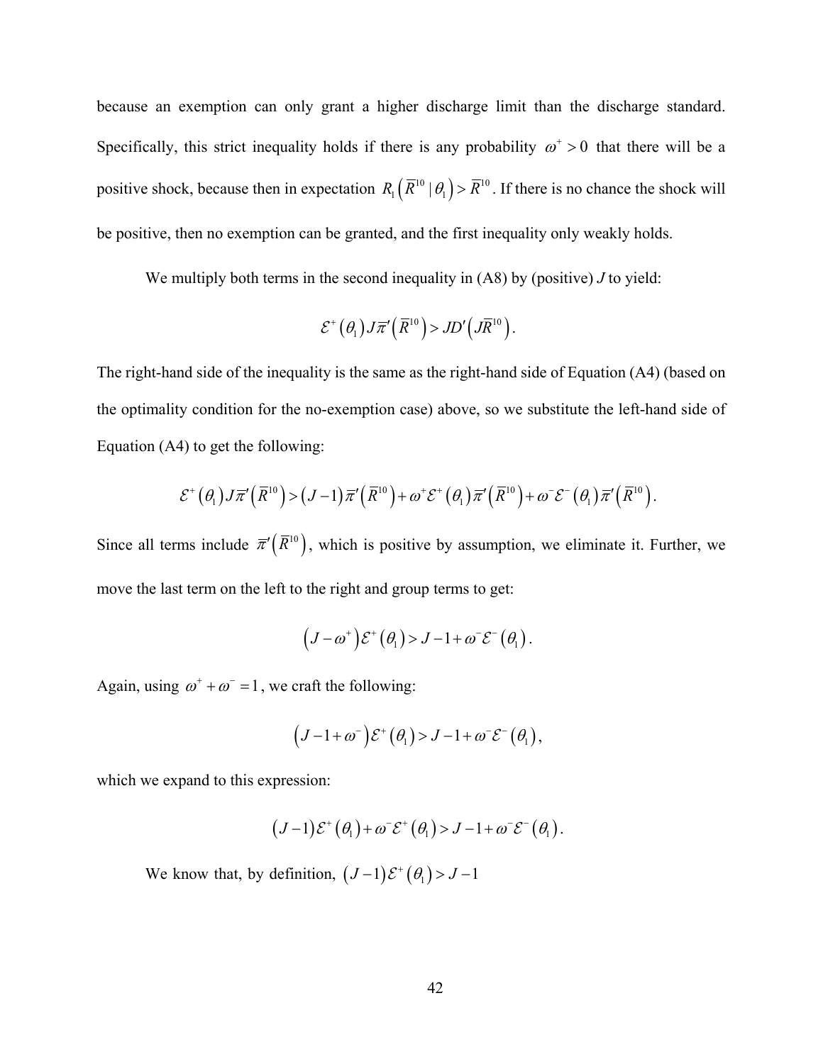because an exemption can only grant a higher discharge limit than the discharge standard. Specifically, this strict inequality holds if there is any probability $\omega^{+} > 0$ that there will be a positive shock, because then in expectation $R_1\left(\overline{R}^{10} \mid \theta_1\right) > \overline{R}^{10}$. If there is no chance the shock will be positive, then no exemption can be granted, and the first inequality only weakly holds.

We multiply both terms in the second inequality in (A8) by (positive) $J$ to yield:

$$\mathcal{E}^{+}\left(\theta_1\right) J \overline{\pi}'\left(\overline{R}^{10}\right) > J D'\left(J \overline{R}^{10}\right).$$

The right-hand side of the inequality is the same as the right-hand side of Equation (A4) (based on the optimality condition for the no-exemption case) above, so we substitute the left-hand side of Equation (A4) to get the following:

$$\mathcal{E}^{+}\left(\theta_1\right) J \overline{\pi}'\left(\overline{R}^{10}\right) > \left(J-1\right) \overline{\pi}'\left(\overline{R}^{10}\right) + \omega^{+} \mathcal{E}^{+}\left(\theta_1\right) \overline{\pi}'\left(\overline{R}^{10}\right) + \omega^{-} \mathcal{E}^{-}\left(\theta_1\right) \overline{\pi}'\left(\overline{R}^{10}\right).$$

Since all terms include $\overline{\pi}'\left(\overline{R}^{10}\right)$, which is positive by assumption, we eliminate it. Further, we move the last term on the left to the right and group terms to get:

$$\left(J - \omega^{+}\right) \mathcal{E}^{+}\left(\theta_1\right) > J - 1 + \omega^{-} \mathcal{E}^{-}\left(\theta_1\right).$$

Again, using $\omega^{+} + \omega^{-} = 1$, we craft the following:

$$\left(J - 1 + \omega^{-}\right) \mathcal{E}^{+}\left(\theta_1\right) > J - 1 + \omega^{-} \mathcal{E}^{-}\left(\theta_1\right),$$

which we expand to this expression:

$$\left(J-1\right) \mathcal{E}^{+}\left(\theta_1\right) + \omega^{-} \mathcal{E}^{+}\left(\theta_1\right) > J - 1 + \omega^{-} \mathcal{E}^{-}\left(\theta_1\right).$$

We know that, by definition, $\left(J-1\right) \mathcal{E}^{+}\left(\theta_1\right) > J - 1$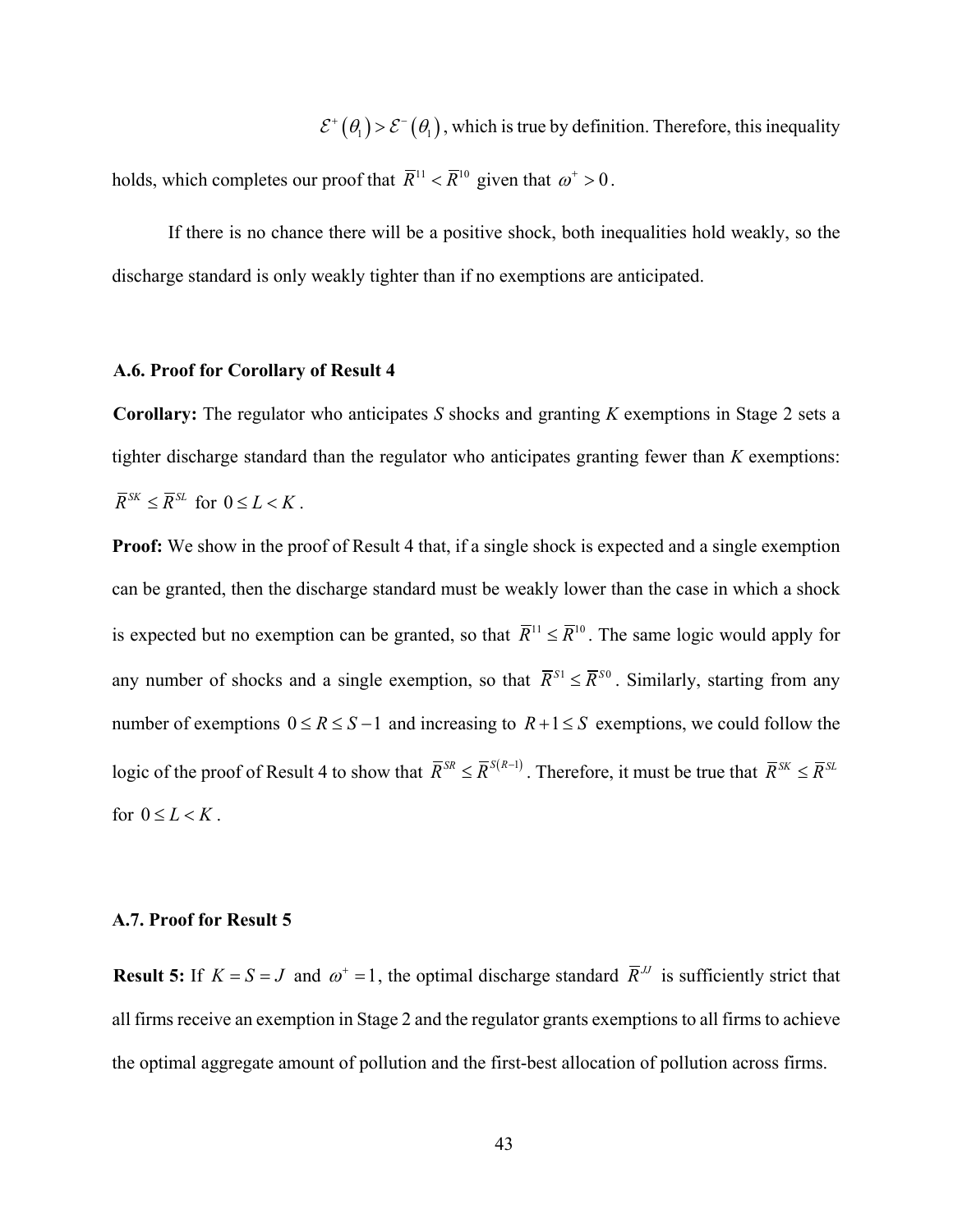$\mathcal{E}^{+}(\theta_1) > \mathcal{E}^{-}(\theta_1)$, which is true by definition. Therefore, this inequality holds, which completes our proof that $\overline{R}^{11} < \overline{R}^{10}$ given that $\omega^{+} > 0$.

If there is no chance there will be a positive shock, both inequalities hold weakly, so the discharge standard is only weakly tighter than if no exemptions are anticipated.

### A.6. Proof for Corollary of Result 4

**Corollary:** The regulator who anticipates *S* shocks and granting *K* exemptions in Stage 2 sets a tighter discharge standard than the regulator who anticipates granting fewer than *K* exemptions: $\overline{R}^{SK} \leq \overline{R}^{SL}$ for $0 \leq L < K$.

**Proof:** We show in the proof of Result 4 that, if a single shock is expected and a single exemption can be granted, then the discharge standard must be weakly lower than the case in which a shock is expected but no exemption can be granted, so that $\overline{R}^{11} \leq \overline{R}^{10}$. The same logic would apply for any number of shocks and a single exemption, so that $\overline{R}^{S1} \leq \overline{R}^{S0}$. Similarly, starting from any number of exemptions $0 \leq R \leq S-1$ and increasing to $R+1 \leq S$ exemptions, we could follow the logic of the proof of Result 4 to show that $\overline{R}^{SR} \leq \overline{R}^{S(R-1)}$. Therefore, it must be true that $\overline{R}^{SK} \leq \overline{R}^{SL}$ for $0 \leq L < K$.

### A.7. Proof for Result 5

**Result 5:** If $K = S = J$ and $\omega^{+} = 1$, the optimal discharge standard $\overline{R}^{JJ}$ is sufficiently strict that all firms receive an exemption in Stage 2 and the regulator grants exemptions to all firms to achieve the optimal aggregate amount of pollution and the first-best allocation of pollution across firms.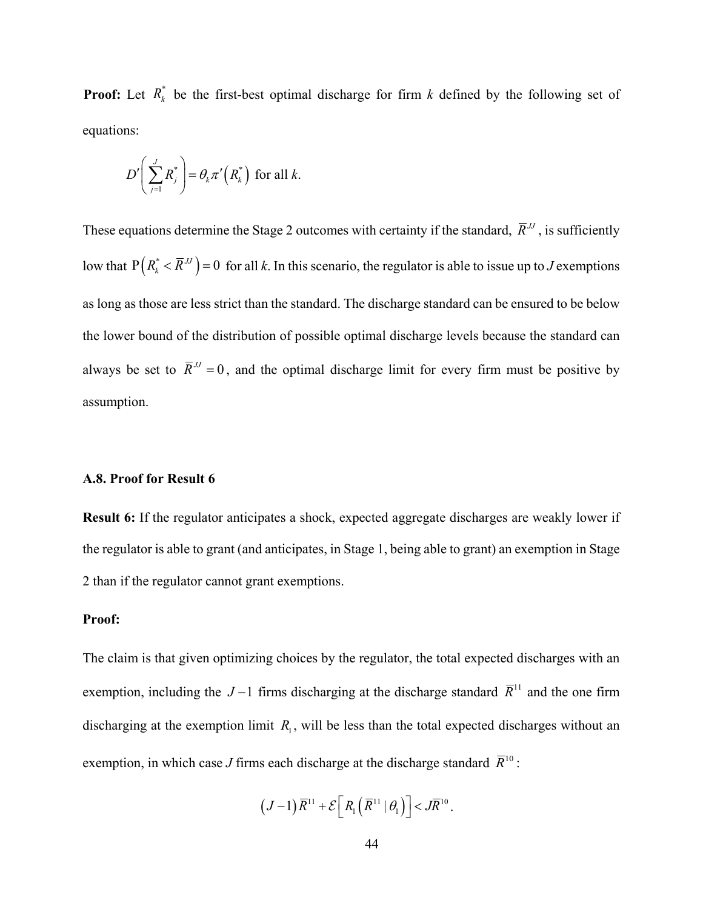**Proof:** Let $R_k^*$ be the first-best optimal discharge for firm *k* defined by the following set of equations:

$$D'\left(\sum_{j=1}^{J} R_j^*\right) = \theta_k \pi'\left(R_k^*\right) \text{ for all } k.$$

These equations determine the Stage 2 outcomes with certainty if the standard, $\overline{R}^{JJ}$, is sufficiently low that $\mathrm{P}\left(R_k^* < \overline{R}^{JJ}\right) = 0$ for all *k*. In this scenario, the regulator is able to issue up to *J* exemptions as long as those are less strict than the standard. The discharge standard can be ensured to be below the lower bound of the distribution of possible optimal discharge levels because the standard can always be set to $\overline{R}^{JJ} = 0$, and the optimal discharge limit for every firm must be positive by assumption.

### A.8. Proof for Result 6

**Result 6:** If the regulator anticipates a shock, expected aggregate discharges are weakly lower if the regulator is able to grant (and anticipates, in Stage 1, being able to grant) an exemption in Stage 2 than if the regulator cannot grant exemptions.

**Proof:**

The claim is that given optimizing choices by the regulator, the total expected discharges with an exemption, including the $J-1$ firms discharging at the discharge standard $\overline{R}^{11}$ and the one firm discharging at the exemption limit $R_1$, will be less than the total expected discharges without an exemption, in which case *J* firms each discharge at the discharge standard $\overline{R}^{10}$:

$$\left(J-1\right)\overline{R}^{11} + \mathcal{E}\left[R_1\left(\overline{R}^{11} \mid \theta_1\right)\right] < J\overline{R}^{10}.$$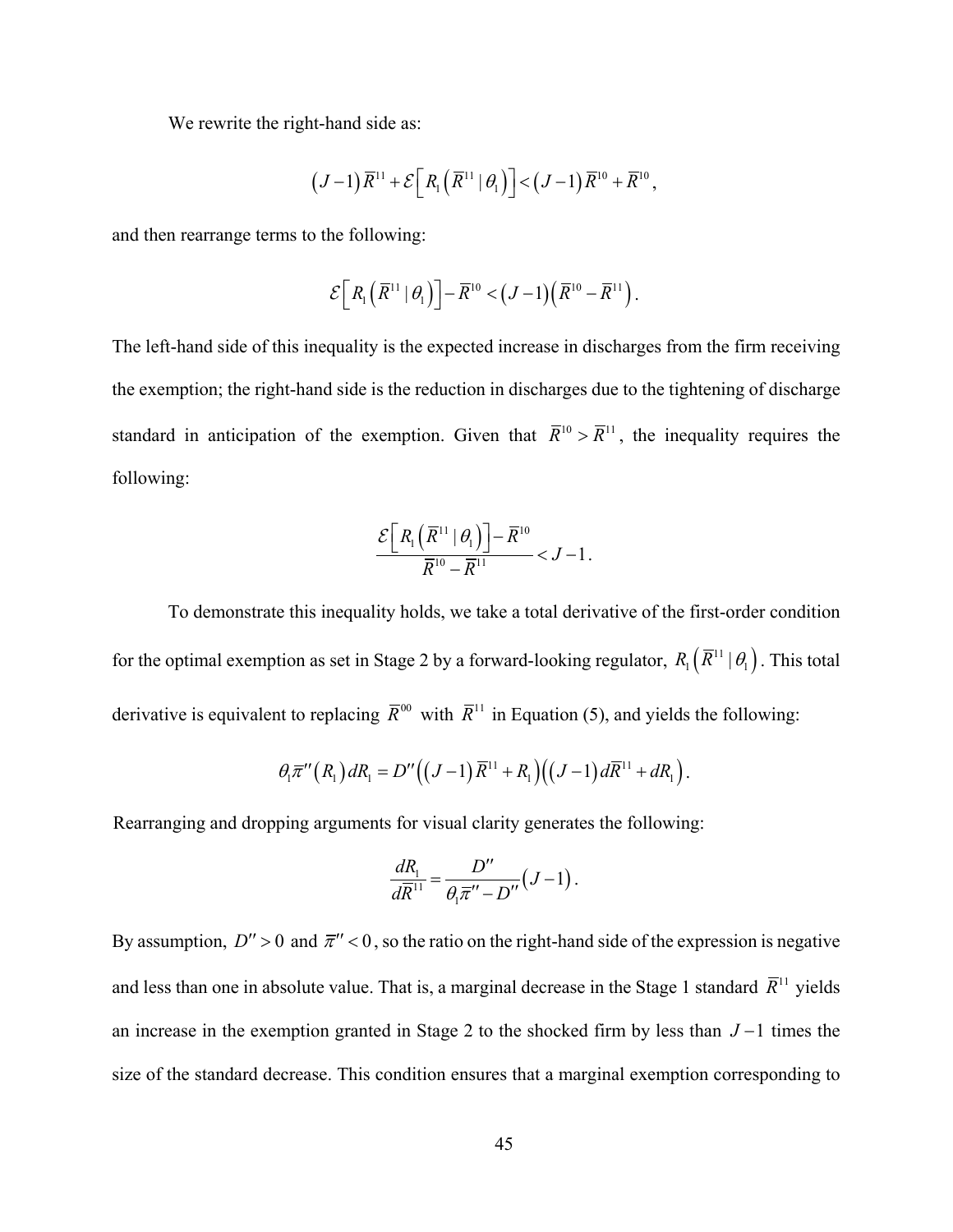We rewrite the right-hand side as:

$$\left(J-1\right)\overline{R}^{11}+\mathcal{E}\left[R_1\left(\overline{R}^{11}\mid\theta_1\right)\right]<\left(J-1\right)\overline{R}^{10}+\overline{R}^{10},$$

and then rearrange terms to the following:

$$\mathcal{E}\left[R_1\left(\overline{R}^{11}\mid\theta_1\right)\right]-\overline{R}^{10}<\left(J-1\right)\left(\overline{R}^{10}-\overline{R}^{11}\right).$$

The left-hand side of this inequality is the expected increase in discharges from the firm receiving the exemption; the right-hand side is the reduction in discharges due to the tightening of discharge standard in anticipation of the exemption. Given that $\overline{R}^{10}>\overline{R}^{11}$, the inequality requires the following:

$$\frac{\mathcal{E}\left[R_1\left(\overline{R}^{11}\mid\theta_1\right)\right]-\overline{R}^{10}}{\overline{R}^{10}-\overline{R}^{11}}<J-1.$$

To demonstrate this inequality holds, we take a total derivative of the first-order condition for the optimal exemption as set in Stage 2 by a forward-looking regulator, $R_1\left(\overline{R}^{11}\mid\theta_1\right)$. This total derivative is equivalent to replacing $\overline{R}^{00}$ with $\overline{R}^{11}$ in Equation (5), and yields the following:

$$\theta_1\overline{\pi}''\left(R_1\right)dR_1=D''\left(\left(J-1\right)\overline{R}^{11}+R_1\right)\left(\left(J-1\right)d\overline{R}^{11}+dR_1\right).$$

Rearranging and dropping arguments for visual clarity generates the following:

$$\frac{dR_1}{d\overline{R}^{11}}=\frac{D''}{\theta_1\overline{\pi}''-D''}\left(J-1\right).$$

By assumption, $D''>0$ and $\overline{\pi}''<0$, so the ratio on the right-hand side of the expression is negative and less than one in absolute value. That is, a marginal decrease in the Stage 1 standard $\overline{R}^{11}$ yields an increase in the exemption granted in Stage 2 to the shocked firm by less than $J-1$ times the size of the standard decrease. This condition ensures that a marginal exemption corresponding to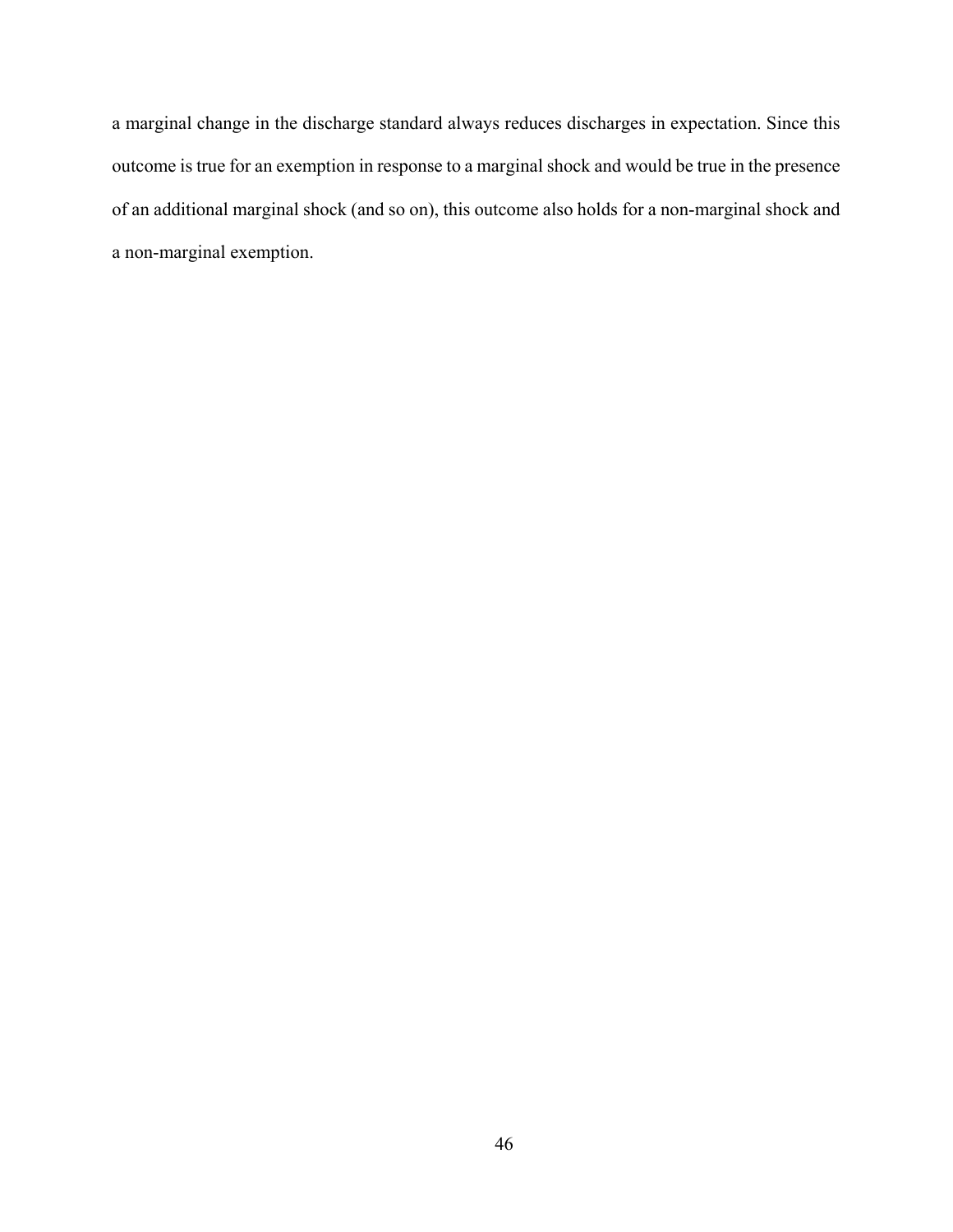a marginal change in the discharge standard always reduces discharges in expectation. Since this outcome is true for an exemption in response to a marginal shock and would be true in the presence of an additional marginal shock (and so on), this outcome also holds for a non-marginal shock and a non-marginal exemption.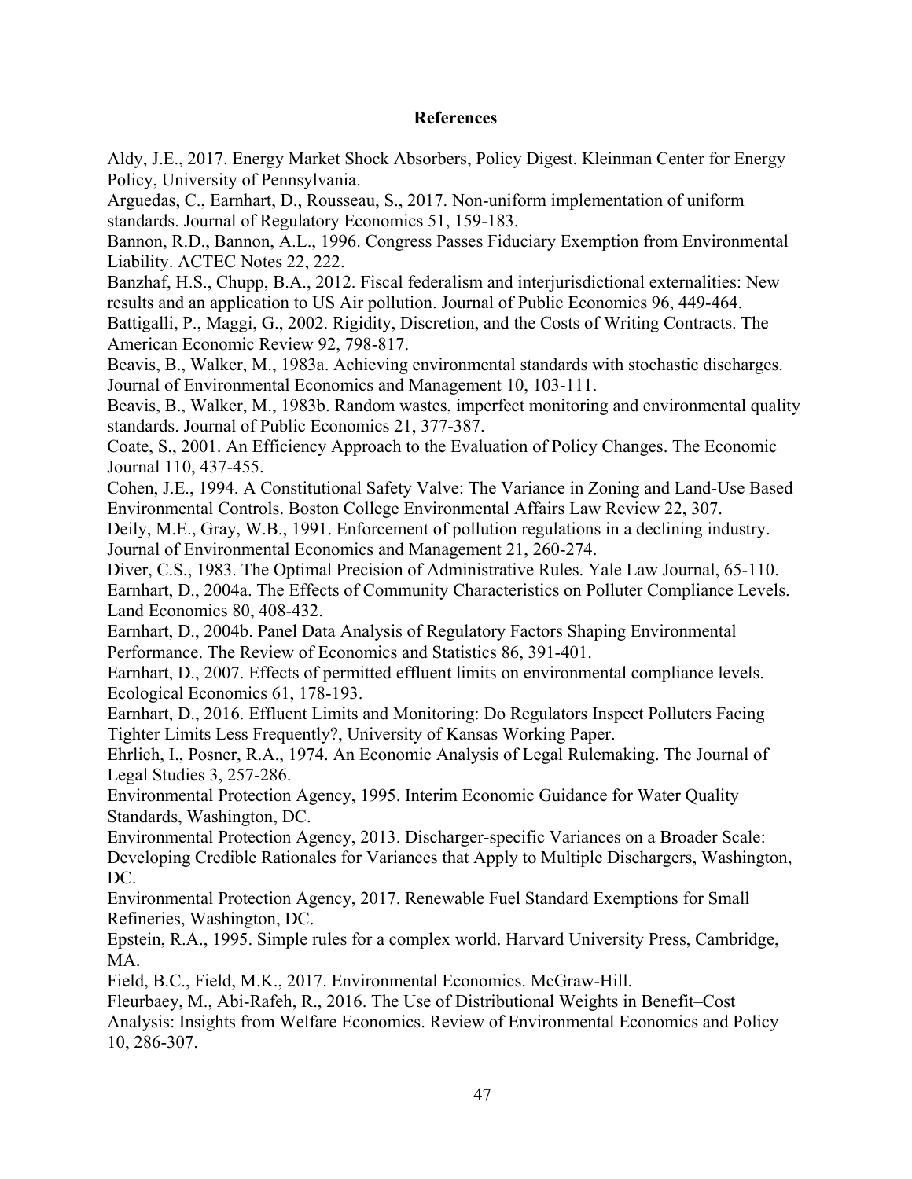# References

Aldy, J.E., 2017. Energy Market Shock Absorbers, Policy Digest. Kleinman Center for Energy Policy, University of Pennsylvania.

Arguedas, C., Earnhart, D., Rousseau, S., 2017. Non-uniform implementation of uniform standards. Journal of Regulatory Economics 51, 159-183.

Bannon, R.D., Bannon, A.L., 1996. Congress Passes Fiduciary Exemption from Environmental Liability. ACTEC Notes 22, 222.

Banzhaf, H.S., Chupp, B.A., 2012. Fiscal federalism and interjurisdictional externalities: New results and an application to US Air pollution. Journal of Public Economics 96, 449-464.

Battigalli, P., Maggi, G., 2002. Rigidity, Discretion, and the Costs of Writing Contracts. The American Economic Review 92, 798-817.

Beavis, B., Walker, M., 1983a. Achieving environmental standards with stochastic discharges. Journal of Environmental Economics and Management 10, 103-111.

Beavis, B., Walker, M., 1983b. Random wastes, imperfect monitoring and environmental quality standards. Journal of Public Economics 21, 377-387.

Coate, S., 2001. An Efficiency Approach to the Evaluation of Policy Changes. The Economic Journal 110, 437-455.

Cohen, J.E., 1994. A Constitutional Safety Valve: The Variance in Zoning and Land-Use Based Environmental Controls. Boston College Environmental Affairs Law Review 22, 307.

Deily, M.E., Gray, W.B., 1991. Enforcement of pollution regulations in a declining industry. Journal of Environmental Economics and Management 21, 260-274.

Diver, C.S., 1983. The Optimal Precision of Administrative Rules. Yale Law Journal, 65-110.

Earnhart, D., 2004a. The Effects of Community Characteristics on Polluter Compliance Levels. Land Economics 80, 408-432.

Earnhart, D., 2004b. Panel Data Analysis of Regulatory Factors Shaping Environmental Performance. The Review of Economics and Statistics 86, 391-401.

Earnhart, D., 2007. Effects of permitted effluent limits on environmental compliance levels. Ecological Economics 61, 178-193.

Earnhart, D., 2016. Effluent Limits and Monitoring: Do Regulators Inspect Polluters Facing Tighter Limits Less Frequently?, University of Kansas Working Paper.

Ehrlich, I., Posner, R.A., 1974. An Economic Analysis of Legal Rulemaking. The Journal of Legal Studies 3, 257-286.

Environmental Protection Agency, 1995. Interim Economic Guidance for Water Quality Standards, Washington, DC.

Environmental Protection Agency, 2013. Discharger-specific Variances on a Broader Scale: Developing Credible Rationales for Variances that Apply to Multiple Dischargers, Washington, DC.

Environmental Protection Agency, 2017. Renewable Fuel Standard Exemptions for Small Refineries, Washington, DC.

Epstein, R.A., 1995. Simple rules for a complex world. Harvard University Press, Cambridge, MA.

Field, B.C., Field, M.K., 2017. Environmental Economics. McGraw-Hill.

Fleurbaey, M., Abi-Rafeh, R., 2016. The Use of Distributional Weights in Benefit–Cost Analysis: Insights from Welfare Economics. Review of Environmental Economics and Policy 10, 286-307.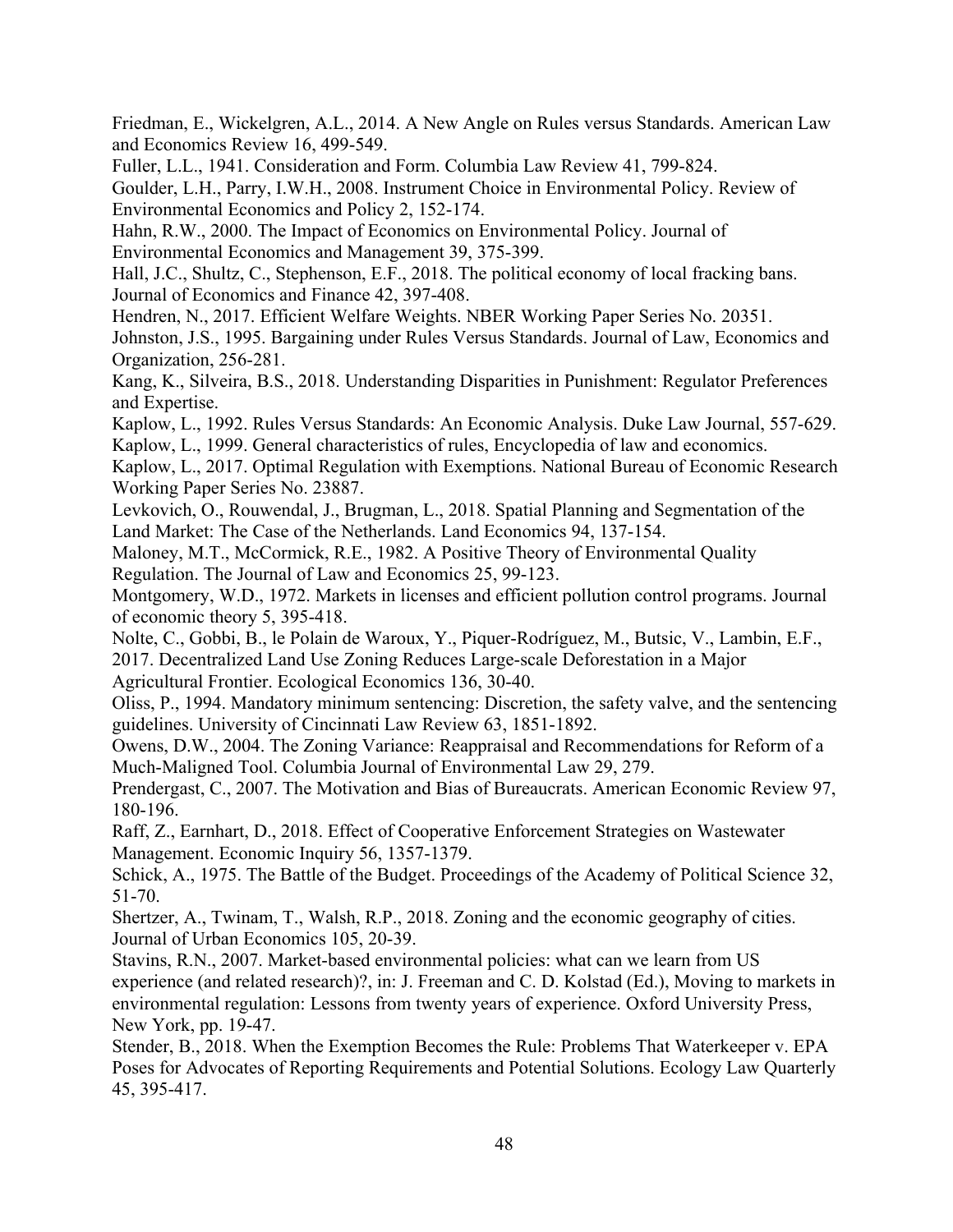Friedman, E., Wickelgren, A.L., 2014. A New Angle on Rules versus Standards. American Law and Economics Review 16, 499-549.

Fuller, L.L., 1941. Consideration and Form. Columbia Law Review 41, 799-824.

Goulder, L.H., Parry, I.W.H., 2008. Instrument Choice in Environmental Policy. Review of Environmental Economics and Policy 2, 152-174.

Hahn, R.W., 2000. The Impact of Economics on Environmental Policy. Journal of Environmental Economics and Management 39, 375-399.

Hall, J.C., Shultz, C., Stephenson, E.F., 2018. The political economy of local fracking bans. Journal of Economics and Finance 42, 397-408.

Hendren, N., 2017. Efficient Welfare Weights. NBER Working Paper Series No. 20351.

Johnston, J.S., 1995. Bargaining under Rules Versus Standards. Journal of Law, Economics and Organization, 256-281.

Kang, K., Silveira, B.S., 2018. Understanding Disparities in Punishment: Regulator Preferences and Expertise.

Kaplow, L., 1992. Rules Versus Standards: An Economic Analysis. Duke Law Journal, 557-629.

Kaplow, L., 1999. General characteristics of rules, Encyclopedia of law and economics.

Kaplow, L., 2017. Optimal Regulation with Exemptions. National Bureau of Economic Research Working Paper Series No. 23887.

Levkovich, O., Rouwendal, J., Brugman, L., 2018. Spatial Planning and Segmentation of the Land Market: The Case of the Netherlands. Land Economics 94, 137-154.

Maloney, M.T., McCormick, R.E., 1982. A Positive Theory of Environmental Quality Regulation. The Journal of Law and Economics 25, 99-123.

Montgomery, W.D., 1972. Markets in licenses and efficient pollution control programs. Journal of economic theory 5, 395-418.

Nolte, C., Gobbi, B., le Polain de Waroux, Y., Piquer-Rodríguez, M., Butsic, V., Lambin, E.F., 2017. Decentralized Land Use Zoning Reduces Large-scale Deforestation in a Major Agricultural Frontier. Ecological Economics 136, 30-40.

Oliss, P., 1994. Mandatory minimum sentencing: Discretion, the safety valve, and the sentencing guidelines. University of Cincinnati Law Review 63, 1851-1892.

Owens, D.W., 2004. The Zoning Variance: Reappraisal and Recommendations for Reform of a Much-Maligned Tool. Columbia Journal of Environmental Law 29, 279.

Prendergast, C., 2007. The Motivation and Bias of Bureaucrats. American Economic Review 97, 180-196.

Raff, Z., Earnhart, D., 2018. Effect of Cooperative Enforcement Strategies on Wastewater Management. Economic Inquiry 56, 1357-1379.

Schick, A., 1975. The Battle of the Budget. Proceedings of the Academy of Political Science 32, 51-70.

Shertzer, A., Twinam, T., Walsh, R.P., 2018. Zoning and the economic geography of cities. Journal of Urban Economics 105, 20-39.

Stavins, R.N., 2007. Market-based environmental policies: what can we learn from US experience (and related research)?, in: J. Freeman and C. D. Kolstad (Ed.), Moving to markets in environmental regulation: Lessons from twenty years of experience. Oxford University Press, New York, pp. 19-47.

Stender, B., 2018. When the Exemption Becomes the Rule: Problems That Waterkeeper v. EPA Poses for Advocates of Reporting Requirements and Potential Solutions. Ecology Law Quarterly 45, 395-417.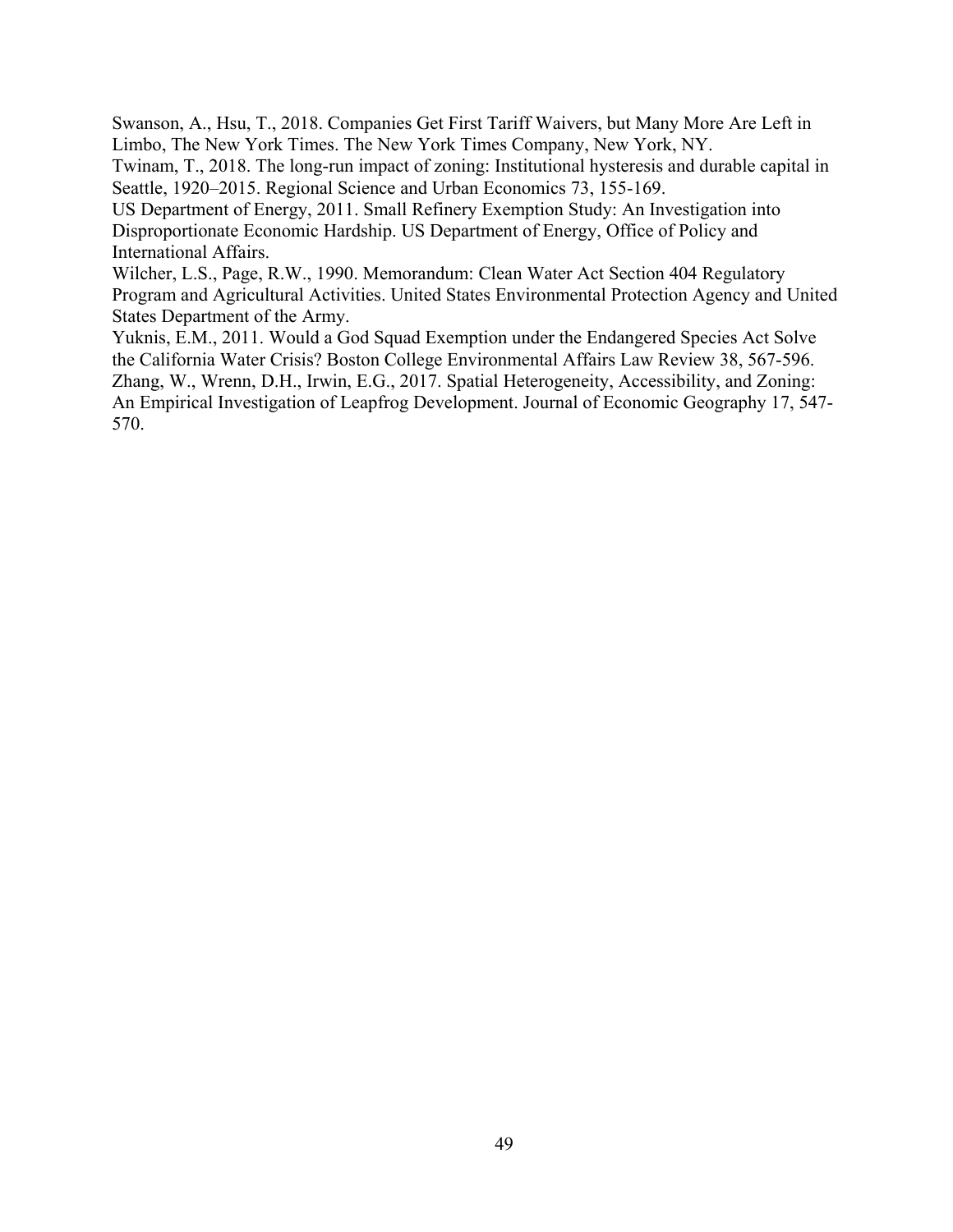Swanson, A., Hsu, T., 2018. Companies Get First Tariff Waivers, but Many More Are Left in Limbo, The New York Times. The New York Times Company, New York, NY.

Twinam, T., 2018. The long-run impact of zoning: Institutional hysteresis and durable capital in Seattle, 1920–2015. Regional Science and Urban Economics 73, 155-169.

US Department of Energy, 2011. Small Refinery Exemption Study: An Investigation into Disproportionate Economic Hardship. US Department of Energy, Office of Policy and International Affairs.

Wilcher, L.S., Page, R.W., 1990. Memorandum: Clean Water Act Section 404 Regulatory Program and Agricultural Activities. United States Environmental Protection Agency and United States Department of the Army.

Yuknis, E.M., 2011. Would a God Squad Exemption under the Endangered Species Act Solve the California Water Crisis? Boston College Environmental Affairs Law Review 38, 567-596.

Zhang, W., Wrenn, D.H., Irwin, E.G., 2017. Spatial Heterogeneity, Accessibility, and Zoning: An Empirical Investigation of Leapfrog Development. Journal of Economic Geography 17, 547-570.